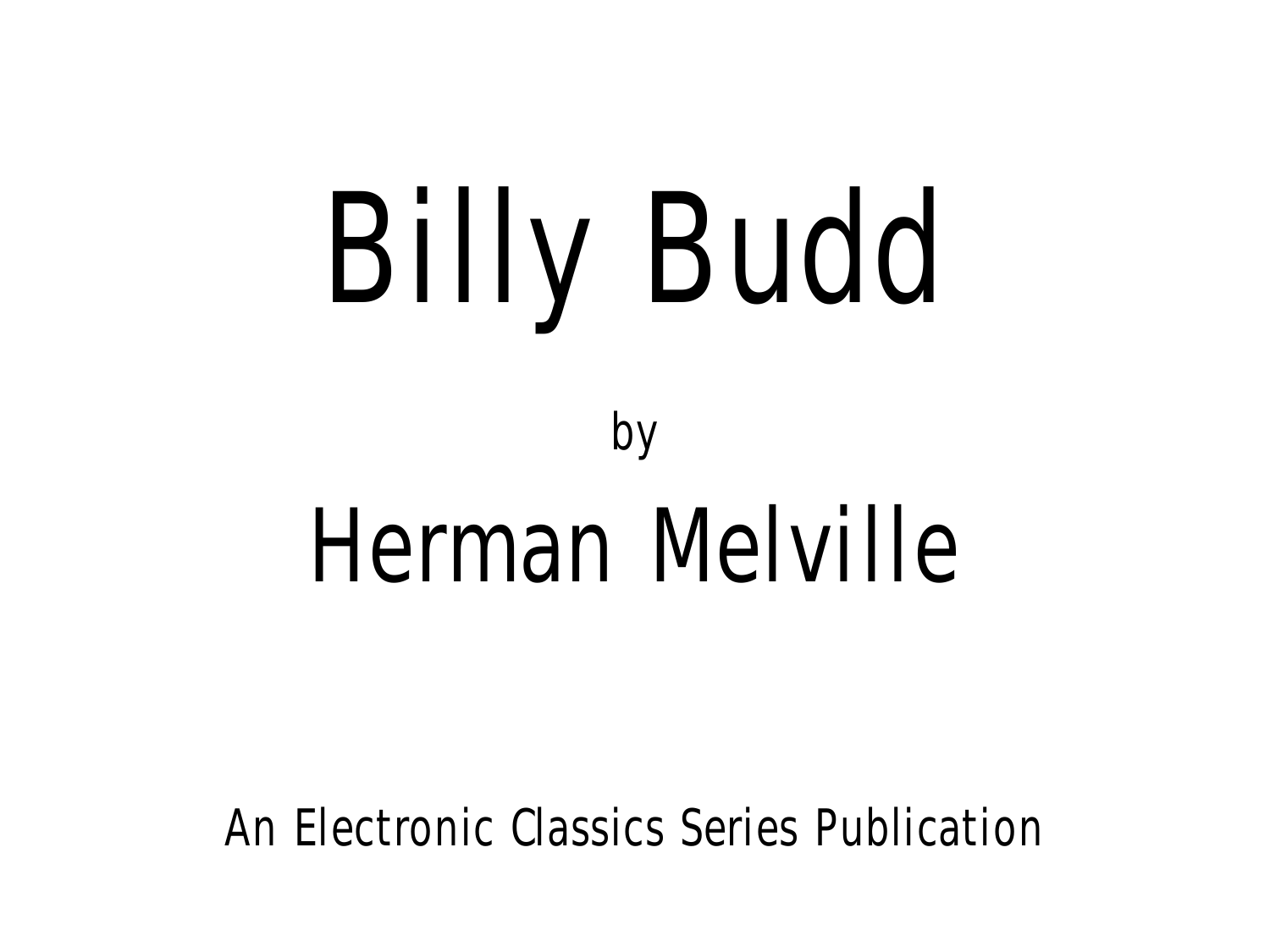# Billy Budd

by

## Herman Melville

An Electronic Classics Series Publication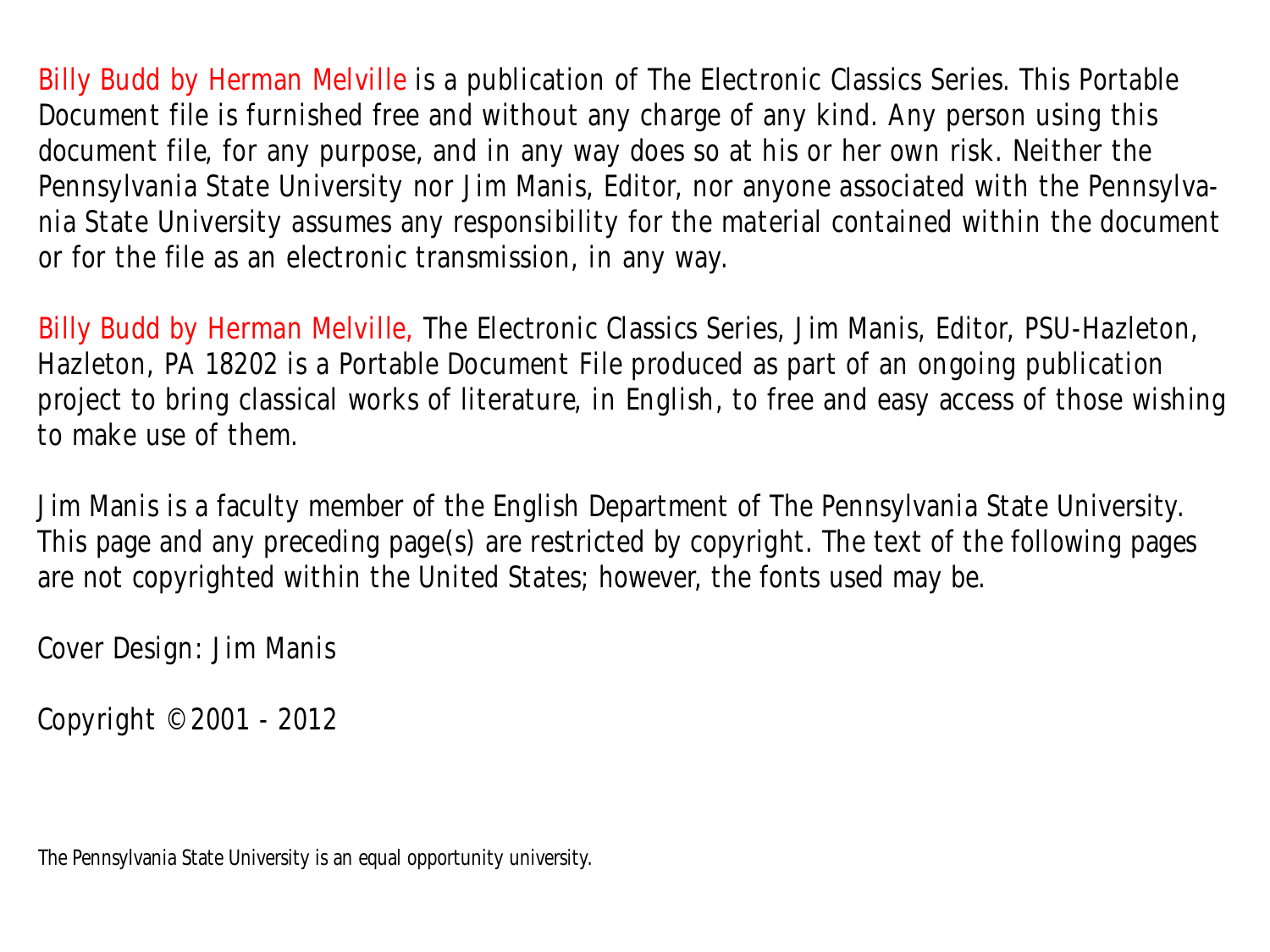Billy Budd by Herman Melville is a publication of The Electronic Classics Series. This Portable Document file is furnished free and without any charge of any kind. Any person using this document file, for any purpose, and in any way does so at his or her own risk. Neither the Pennsylvania State University nor Jim Manis, Editor, nor anyone associated with the Pennsylvania State University assumes any responsibility for the material contained within the document or for the file as an electronic transmission, in any way.

Billy Budd by Herman Melville, The Electronic Classics Series, Jim Manis, Editor, PSU-Hazleton, Hazleton, PA 18202 is a Portable Document File produced as part of an ongoing publication project to bring classical works of literature, in English, to free and easy access of those wishing to make use of them.

Jim Manis is a faculty member of the English Department of The Pennsylvania State University. This page and any preceding page(s) are restricted by copyright. The text of the following pages are not copyrighted within the United States; however, the fonts used may be.

Cover Design: Jim Manis

Copyright © 2001 - 2012

The Pennsylvania State University is an equal opportunity university.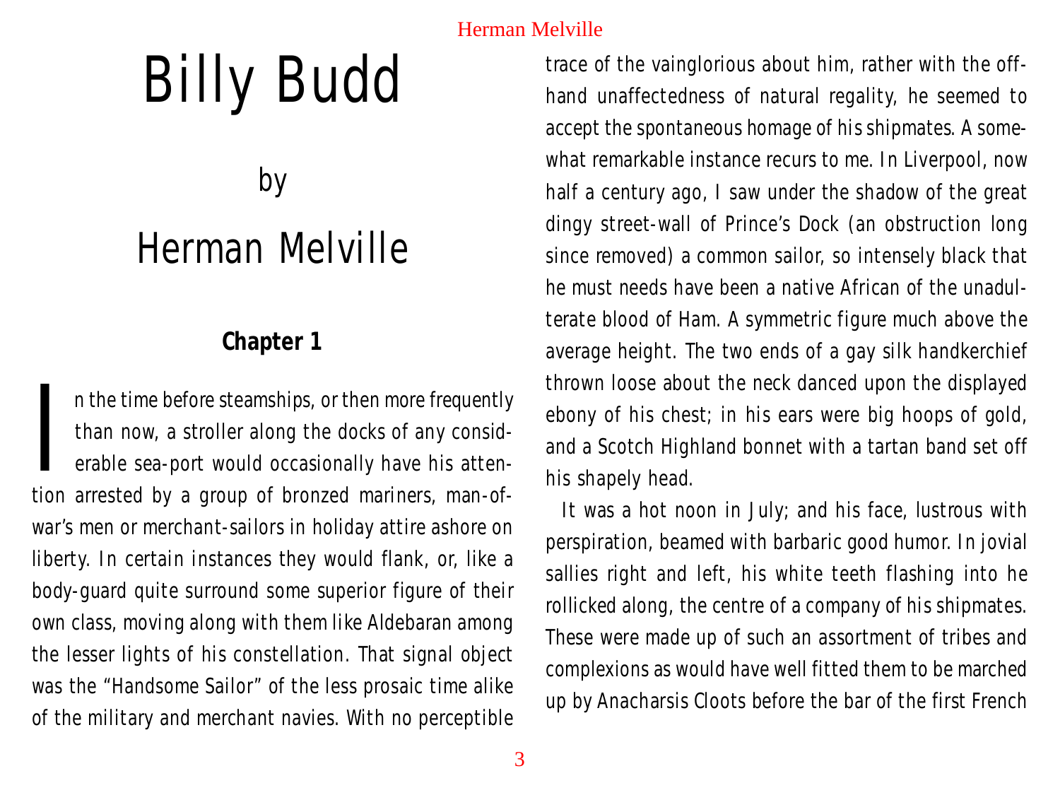# Billy Budd

by

# Herman Melville

## Chapter 1

In the time before steamships, or then more frequently than now, a stroller along the docks of any considerable sea-port would occasionally have his attention arrested by a group of bronzed mariners, man-of-war's men or merchant-sailors in holiday attire ashore on liberty. In certain instances they would flank, or, like a body-guard quite surround some superior figure of their own class, moving along with them like Aldebaran among the lesser lights of his constellation. That signal object was the "Handsome Sailor" of the less prosaic time alike of the military and merchant navies. With no perceptible trace of the vainglorious about him, rather with the off-hand unaffectedness of natural regality, he seemed to accept the spontaneous homage of his shipmates. A somewhat remarkable instance recurs to me. In Liverpool, now half a century ago, I saw under the shadow of the great dingy street-wall of Prince's Dock (an obstruction long since removed) a common sailor, so intensely black that he must needs have been a native African of the unadulterate blood of Ham. A symmetric figure much above the average height. The two ends of a gay silk handkerchief thrown loose about the neck danced upon the displayed ebony of his chest; in his ears were big hoops of gold, and a Scotch Highland bonnet with a tartan band set off his shapely head.

It was a hot noon in July; and his face, lustrous with perspiration, beamed with barbaric good humor. In jovial sallies right and left, his white teeth flashing into he rollicked along, the centre of a company of his shipmates. These were made up of such an assortment of tribes and complexions as would have well fitted them to be marched up by Anacharsis Cloots before the bar of the first French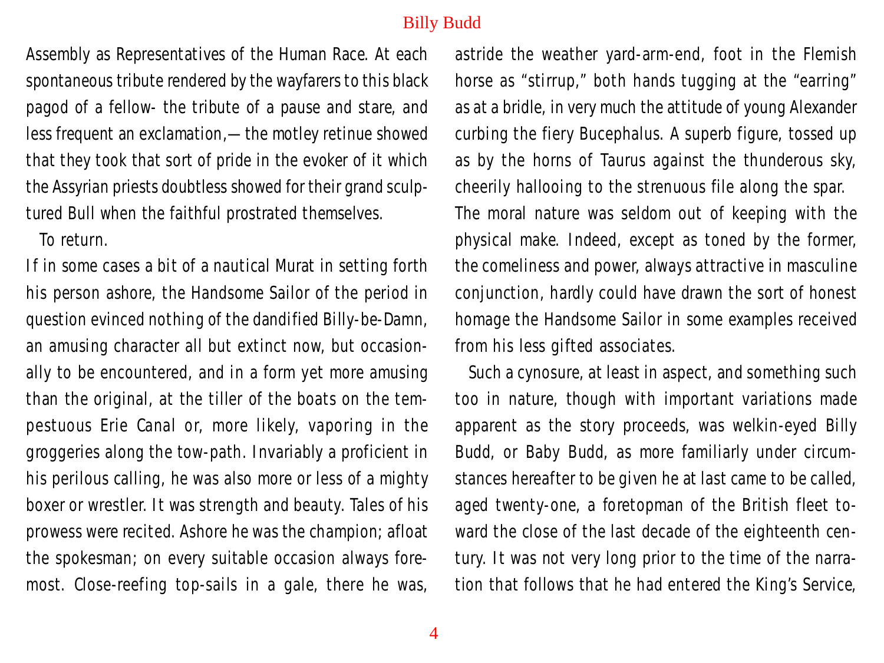Assembly as Representatives of the Human Race. At each spontaneous tribute rendered by the wayfarers to this black pagod of a fellow- the tribute of a pause and stare, and less frequent an exclamation,— the motley retinue showed that they took that sort of pride in the evoker of it which the Assyrian priests doubtless showed for their grand sculptured Bull when the faithful prostrated themselves.

To return.

If in some cases a bit of a nautical Murat in setting forth his person ashore, the Handsome Sailor of the period in question evinced nothing of the dandified Billy-be-Damn, an amusing character all but extinct now, but occasionally to be encountered, and in a form yet more amusing than the original, at the tiller of the boats on the tempestuous Erie Canal or, more likely, vaporing in the groggeries along the tow-path. Invariably a proficient in his perilous calling, he was also more or less of a mighty boxer or wrestler. It was strength and beauty. Tales of his prowess were recited. Ashore he was the champion; afloat the spokesman; on every suitable occasion always foremost. Close-reefing top-sails in a gale, there he was, astride the weather yard-arm-end, foot in the Flemish horse as "stirrup," both hands tugging at the "earring" as at a bridle, in very much the attitude of young Alexander curbing the fiery Bucephalus. A superb figure, tossed up as by the horns of Taurus against the thunderous sky, cheerily hallooing to the strenuous file along the spar. The moral nature was seldom out of keeping with the physical make. Indeed, except as toned by the former, the comeliness and power, always attractive in masculine conjunction, hardly could have drawn the sort of honest homage the Handsome Sailor in some examples received from his less gifted associates.

Such a cynosure, at least in aspect, and something such too in nature, though with important variations made apparent as the story proceeds, was welkin-eyed Billy Budd, or Baby Budd, as more familiarly under circumstances hereafter to be given he at last came to be called, aged twenty-one, a foretopman of the British fleet toward the close of the last decade of the eighteenth century. It was not very long prior to the time of the narration that follows that he had entered the King's Service,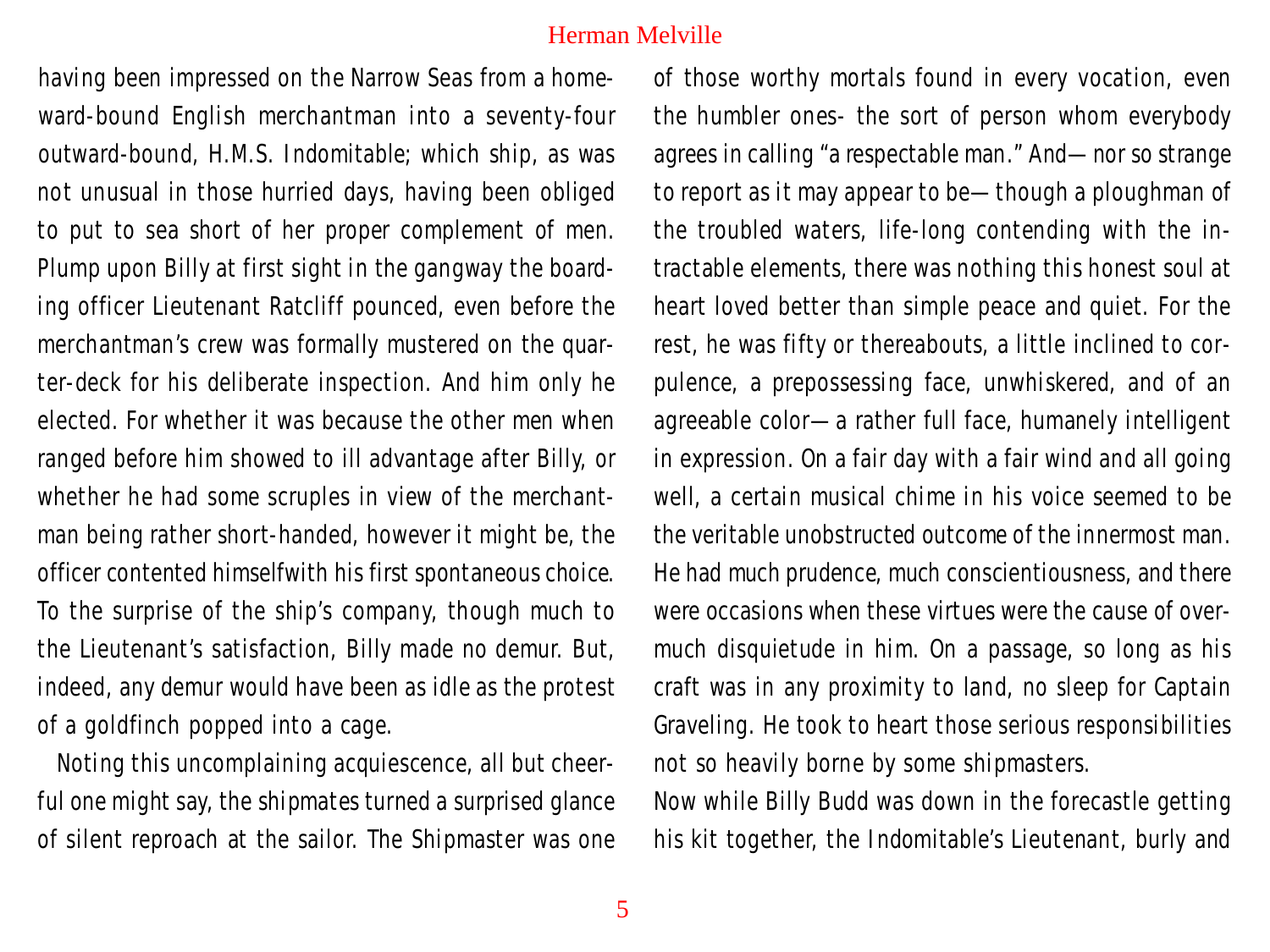having been impressed on the Narrow Seas from a homeward-bound English merchantman into a seventy-four outward-bound, H.M.S. Indomitable; which ship, as was not unusual in those hurried days, having been obliged to put to sea short of her proper complement of men. Plump upon Billy at first sight in the gangway the boarding officer Lieutenant Ratcliff pounced, even before the merchantman's crew was formally mustered on the quarter-deck for his deliberate inspection. And him only he elected. For whether it was because the other men when ranged before him showed to ill advantage after Billy, or whether he had some scruples in view of the merchantman being rather short-handed, however it might be, the officer contented himselfwith his first spontaneous choice. To the surprise of the ship's company, though much to the Lieutenant's satisfaction, Billy made no demur. But, indeed, any demur would have been as idle as the protest of a goldfinch popped into a cage.

Noting this uncomplaining acquiescence, all but cheerful one might say, the shipmates turned a surprised glance of silent reproach at the sailor. The Shipmaster was one of those worthy mortals found in every vocation, even the humbler ones- the sort of person whom everybody agrees in calling "a respectable man." And— nor so strange to report as it may appear to be— though a ploughman of the troubled waters, life-long contending with the intractable elements, there was nothing this honest soul at heart loved better than simple peace and quiet. For the rest, he was fifty or thereabouts, a little inclined to corpulence, a prepossessing face, unwhiskered, and of an agreeable color— a rather full face, humanely intelligent in expression. On a fair day with a fair wind and all going well, a certain musical chime in his voice seemed to be the veritable unobstructed outcome of the innermost man. He had much prudence, much conscientiousness, and there were occasions when these virtues were the cause of overmuch disquietude in him. On a passage, so long as his craft was in any proximity to land, no sleep for Captain Graveling. He took to heart those serious responsibilities not so heavily borne by some shipmasters.

Now while Billy Budd was down in the forecastle getting his kit together, the Indomitable's Lieutenant, burly and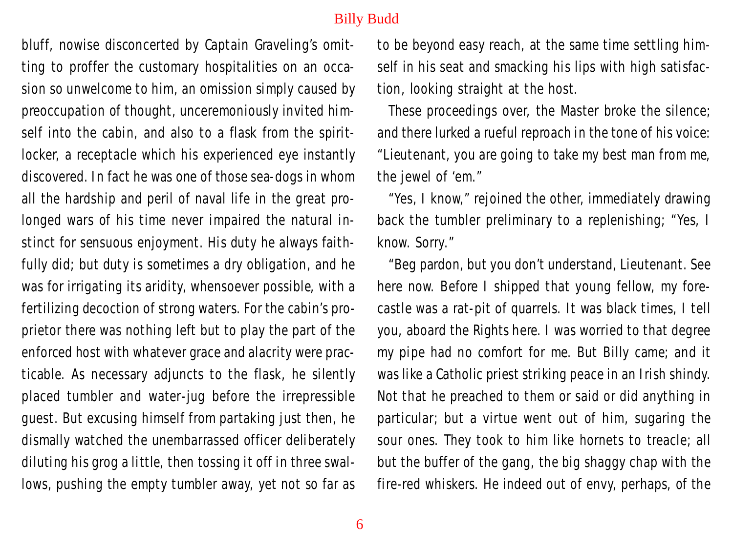bluff, nowise disconcerted by Captain Graveling's omitting to proffer the customary hospitalities on an occasion so unwelcome to him, an omission simply caused by preoccupation of thought, unceremoniously invited himself into the cabin, and also to a flask from the spirit-locker, a receptacle which his experienced eye instantly discovered. In fact he was one of those sea-dogs in whom all the hardship and peril of naval life in the great prolonged wars of his time never impaired the natural instinct for sensuous enjoyment. His duty he always faithfully did; but duty is sometimes a dry obligation, and he was for irrigating its aridity, whensoever possible, with a fertilizing decoction of strong waters. For the cabin's proprietor there was nothing left but to play the part of the enforced host with whatever grace and alacrity were practicable. As necessary adjuncts to the flask, he silently placed tumbler and water-jug before the irrepressible guest. But excusing himself from partaking just then, he dismally watched the unembarrassed officer deliberately diluting his grog a little, then tossing it off in three swallows, pushing the empty tumbler away, yet not so far as to be beyond easy reach, at the same time settling himself in his seat and smacking his lips with high satisfaction, looking straight at the host.

These proceedings over, the Master broke the silence; and there lurked a rueful reproach in the tone of his voice: "Lieutenant, you are going to take my best man from me, the jewel of 'em."

"Yes, I know," rejoined the other, immediately drawing back the tumbler preliminary to a replenishing; "Yes, I know. Sorry."

"Beg pardon, but you don't understand, Lieutenant. See here now. Before I shipped that young fellow, my forecastle was a rat-pit of quarrels. It was black times, I tell you, aboard the Rights here. I was worried to that degree my pipe had no comfort for me. But Billy came; and it was like a Catholic priest striking peace in an Irish shindy. Not that he preached to them or said or did anything in particular; but a virtue went out of him, sugaring the sour ones. They took to him like hornets to treacle; all but the buffer of the gang, the big shaggy chap with the fire-red whiskers. He indeed out of envy, perhaps, of the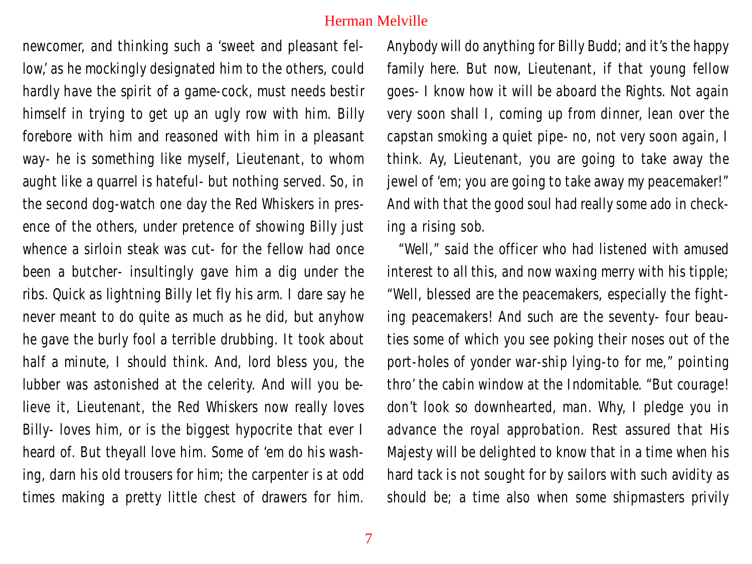newcomer, and thinking such a 'sweet and pleasant fellow,' as he mockingly designated him to the others, could hardly have the spirit of a game-cock, must needs bestir himself in trying to get up an ugly row with him. Billy forebore with him and reasoned with him in a pleasant way- he is something like myself, Lieutenant, to whom aught like a quarrel is hateful- but nothing served. So, in the second dog-watch one day the Red Whiskers in presence of the others, under pretence of showing Billy just whence a sirloin steak was cut- for the fellow had once been a butcher- insultingly gave him a dig under the ribs. Quick as lightning Billy let fly his arm. I dare say he never meant to do quite as much as he did, but anyhow he gave the burly fool a terrible drubbing. It took about half a minute, I should think. And, lord bless you, the lubber was astonished at the celerity. And will you believe it, Lieutenant, the Red Whiskers now really loves Billy- loves him, or is the biggest hypocrite that ever I heard of. But theyall love him. Some of 'em do his washing, darn his old trousers for him; the carpenter is at odd times making a pretty little chest of drawers for him. Anybody will do anything for Billy Budd; and it's the happy family here. But now, Lieutenant, if that young fellow goes- I know how it will be aboard the Rights. Not again very soon shall I, coming up from dinner, lean over the capstan smoking a quiet pipe- no, not very soon again, I think. Ay, Lieutenant, you are going to take away the jewel of 'em; you are going to take away my peacemaker!" And with that the good soul had really some ado in checking a rising sob.

"Well," said the officer who had listened with amused interest to all this, and now waxing merry with his tipple; "Well, blessed are the peacemakers, especially the fighting peacemakers! And such are the seventy- four beauties some of which you see poking their noses out of the port-holes of yonder war-ship lying-to for me," pointing thro' the cabin window at the Indomitable. "But courage! don't look so downhearted, man. Why, I pledge you in advance the royal approbation. Rest assured that His Majesty will be delighted to know that in a time when his hard tack is not sought for by sailors with such avidity as should be; a time also when some shipmasters privily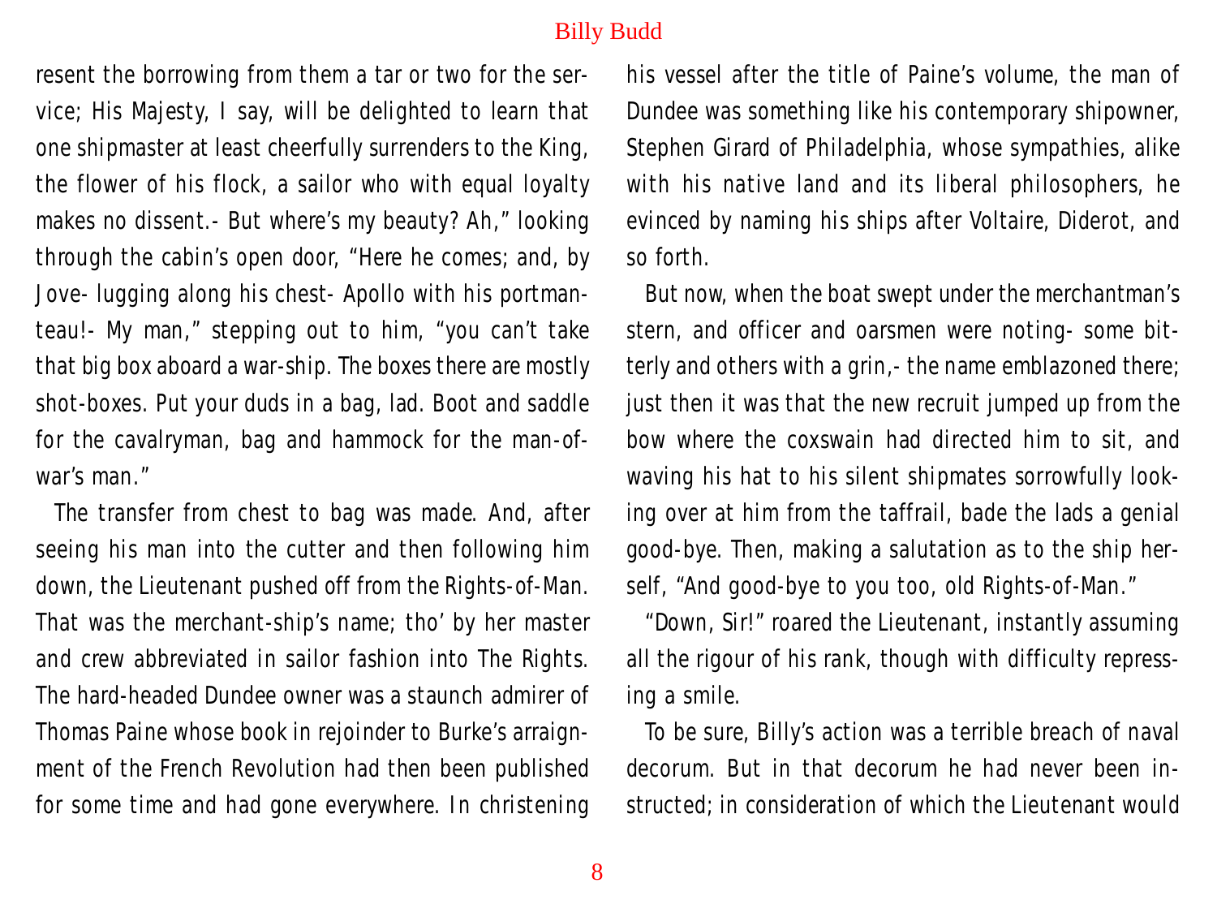resent the borrowing from them a tar or two for the service; His Majesty, I say, will be delighted to learn that one shipmaster at least cheerfully surrenders to the King, the flower of his flock, a sailor who with equal loyalty makes no dissent.- But where's my beauty? Ah," looking through the cabin's open door, "Here he comes; and, by Jove- lugging along his chest- Apollo with his portmanteau!- My man," stepping out to him, "you can't take that big box aboard a war-ship. The boxes there are mostly shot-boxes. Put your duds in a bag, lad. Boot and saddle for the cavalryman, bag and hammock for the man-of-war's man."

The transfer from chest to bag was made. And, after seeing his man into the cutter and then following him down, the Lieutenant pushed off from the Rights-of-Man. That was the merchant-ship's name; tho' by her master and crew abbreviated in sailor fashion into The Rights. The hard-headed Dundee owner was a staunch admirer of Thomas Paine whose book in rejoinder to Burke's arraignment of the French Revolution had then been published for some time and had gone everywhere. In christening his vessel after the title of Paine's volume, the man of Dundee was something like his contemporary shipowner, Stephen Girard of Philadelphia, whose sympathies, alike with his native land and its liberal philosophers, he evinced by naming his ships after Voltaire, Diderot, and so forth.

But now, when the boat swept under the merchantman's stern, and officer and oarsmen were noting- some bitterly and others with a grin,- the name emblazoned there; just then it was that the new recruit jumped up from the bow where the coxswain had directed him to sit, and waving his hat to his silent shipmates sorrowfully looking over at him from the taffrail, bade the lads a genial good-bye. Then, making a salutation as to the ship herself, "And good-bye to you too, old Rights-of-Man."

"Down, Sir!" roared the Lieutenant, instantly assuming all the rigour of his rank, though with difficulty repressing a smile.

To be sure, Billy's action was a terrible breach of naval decorum. But in that decorum he had never been instructed; in consideration of which the Lieutenant would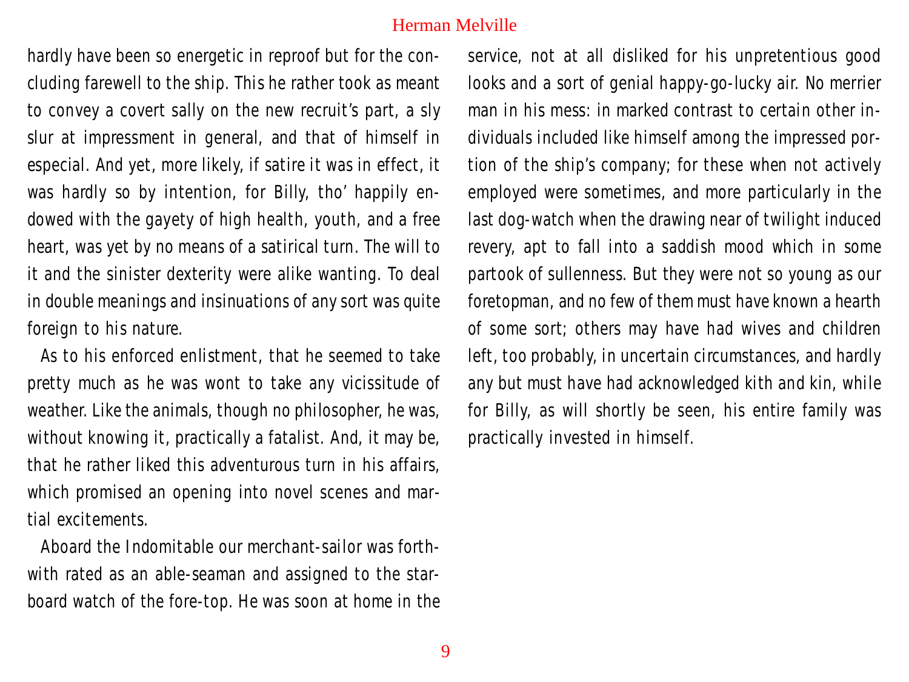hardly have been so energetic in reproof but for the concluding farewell to the ship. This he rather took as meant to convey a covert sally on the new recruit's part, a sly slur at impressment in general, and that of himself in especial. And yet, more likely, if satire it was in effect, it was hardly so by intention, for Billy, tho' happily endowed with the gayety of high health, youth, and a free heart, was yet by no means of a satirical turn. The will to it and the sinister dexterity were alike wanting. To deal in double meanings and insinuations of any sort was quite foreign to his nature.

As to his enforced enlistment, that he seemed to take pretty much as he was wont to take any vicissitude of weather. Like the animals, though no philosopher, he was, without knowing it, practically a fatalist. And, it may be, that he rather liked this adventurous turn in his affairs, which promised an opening into novel scenes and martial excitements.

Aboard the Indomitable our merchant-sailor was forthwith rated as an able-seaman and assigned to the starboard watch of the fore-top. He was soon at home in the service, not at all disliked for his unpretentious good looks and a sort of genial happy-go-lucky air. No merrier man in his mess: in marked contrast to certain other individuals included like himself among the impressed portion of the ship's company; for these when not actively employed were sometimes, and more particularly in the last dog-watch when the drawing near of twilight induced revery, apt to fall into a saddish mood which in some partook of sullenness. But they were not so young as our foretopman, and no few of them must have known a hearth of some sort; others may have had wives and children left, too probably, in uncertain circumstances, and hardly any but must have had acknowledged kith and kin, while for Billy, as will shortly be seen, his entire family was practically invested in himself.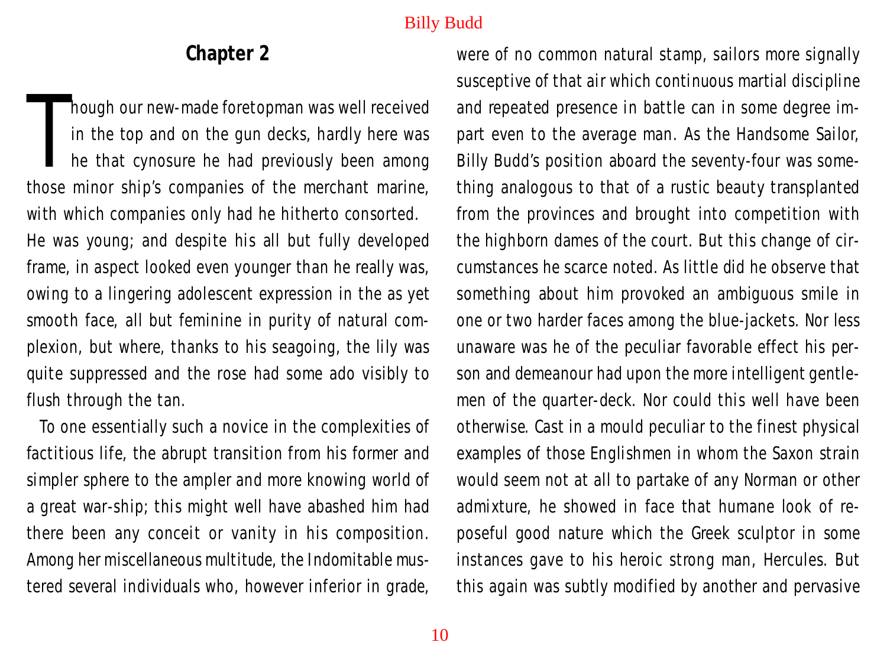## Chapter 2

Though our new-made foretopman was well received in the top and on the gun decks, hardly here was he that cynosure he had previously been among those minor ship's companies of the merchant marine, with which companies only had he hitherto consorted. He was young; and despite his all but fully developed frame, in aspect looked even younger than he really was, owing to a lingering adolescent expression in the as yet smooth face, all but feminine in purity of natural complexion, but where, thanks to his seagoing, the lily was quite suppressed and the rose had some ado visibly to flush through the tan.

To one essentially such a novice in the complexities of factitious life, the abrupt transition from his former and simpler sphere to the ampler and more knowing world of a great war-ship; this might well have abashed him had there been any conceit or vanity in his composition. Among her miscellaneous multitude, the Indomitable mustered several individuals who, however inferior in grade, were of no common natural stamp, sailors more signally susceptive of that air which continuous martial discipline and repeated presence in battle can in some degree impart even to the average man. As the Handsome Sailor, Billy Budd's position aboard the seventy-four was something analogous to that of a rustic beauty transplanted from the provinces and brought into competition with the highborn dames of the court. But this change of circumstances he scarce noted. As little did he observe that something about him provoked an ambiguous smile in one or two harder faces among the blue-jackets. Nor less unaware was he of the peculiar favorable effect his person and demeanour had upon the more intelligent gentlemen of the quarter-deck. Nor could this well have been otherwise. Cast in a mould peculiar to the finest physical examples of those Englishmen in whom the Saxon strain would seem not at all to partake of any Norman or other admixture, he showed in face that humane look of reposeful good nature which the Greek sculptor in some instances gave to his heroic strong man, Hercules. But this again was subtly modified by another and pervasive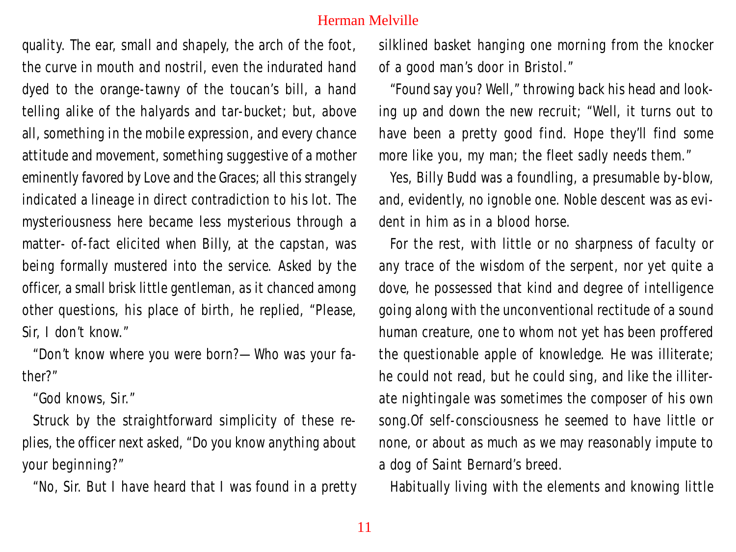quality. The ear, small and shapely, the arch of the foot, the curve in mouth and nostril, even the indurated hand dyed to the orange-tawny of the toucan's bill, a hand telling alike of the halyards and tar-bucket; but, above all, something in the mobile expression, and every chance attitude and movement, something suggestive of a mother eminently favored by Love and the Graces; all this strangely indicated a lineage in direct contradiction to his lot. The mysteriousness here became less mysterious through a matter- of-fact elicited when Billy, at the capstan, was being formally mustered into the service. Asked by the officer, a small brisk little gentleman, as it chanced among other questions, his place of birth, he replied, "Please, Sir, I don't know."

"Don't know where you were born?—Who was your father?"

"God knows, Sir."

Struck by the straightforward simplicity of these replies, the officer next asked, "Do you know anything about your beginning?"

"No, Sir. But I have heard that I was found in a pretty silklined basket hanging one morning from the knocker of a good man's door in Bristol."

"Found say you? Well," throwing back his head and looking up and down the new recruit; "Well, it turns out to have been a pretty good find. Hope they'll find some more like you, my man; the fleet sadly needs them."

Yes, Billy Budd was a foundling, a presumable by-blow, and, evidently, no ignoble one. Noble descent was as evident in him as in a blood horse.

For the rest, with little or no sharpness of faculty or any trace of the wisdom of the serpent, nor yet quite a dove, he possessed that kind and degree of intelligence going along with the unconventional rectitude of a sound human creature, one to whom not yet has been proffered the questionable apple of knowledge. He was illiterate; he could not read, but he could sing, and like the illiterate nightingale was sometimes the composer of his own song.Of self-consciousness he seemed to have little or none, or about as much as we may reasonably impute to a dog of Saint Bernard's breed.

Habitually living with the elements and knowing little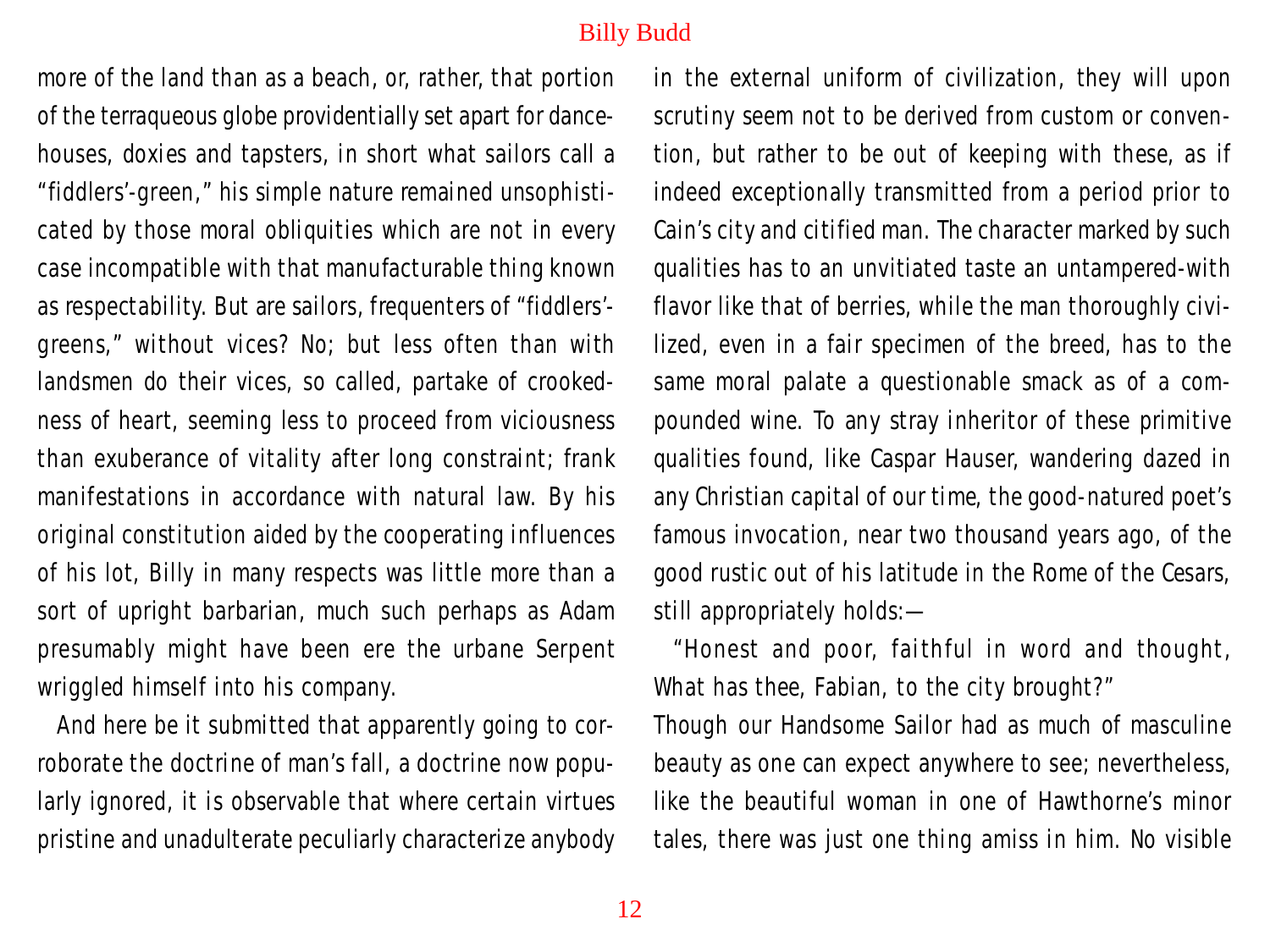more of the land than as a beach, or, rather, that portion of the terraqueous globe providentially set apart for dance-houses, doxies and tapsters, in short what sailors call a "fiddlers'-green," his simple nature remained unsophisticated by those moral obliquities which are not in every case incompatible with that manufacturable thing known as respectability. But are sailors, frequenters of "fiddlers'-greens," without vices? No; but less often than with landsmen do their vices, so called, partake of crookedness of heart, seeming less to proceed from viciousness than exuberance of vitality after long constraint; frank manifestations in accordance with natural law. By his original constitution aided by the cooperating influences of his lot, Billy in many respects was little more than a sort of upright barbarian, much such perhaps as Adam presumably might have been ere the urbane Serpent wriggled himself into his company.

And here be it submitted that apparently going to corroborate the doctrine of man's fall, a doctrine now popularly ignored, it is observable that where certain virtues pristine and unadulterate peculiarly characterize anybody in the external uniform of civilization, they will upon scrutiny seem not to be derived from custom or convention, but rather to be out of keeping with these, as if indeed exceptionally transmitted from a period prior to Cain's city and citified man. The character marked by such qualities has to an unvitiated taste an untampered-with flavor like that of berries, while the man thoroughly civilized, even in a fair specimen of the breed, has to the same moral palate a questionable smack as of a compounded wine. To any stray inheritor of these primitive qualities found, like Caspar Hauser, wandering dazed in any Christian capital of our time, the good-natured poet's famous invocation, near two thousand years ago, of the good rustic out of his latitude in the Rome of the Cesars, still appropriately holds:—

"Honest and poor, faithful in word and thought,
What has thee, Fabian, to the city brought?"

Though our Handsome Sailor had as much of masculine beauty as one can expect anywhere to see; nevertheless, like the beautiful woman in one of Hawthorne's minor tales, there was just one thing amiss in him. No visible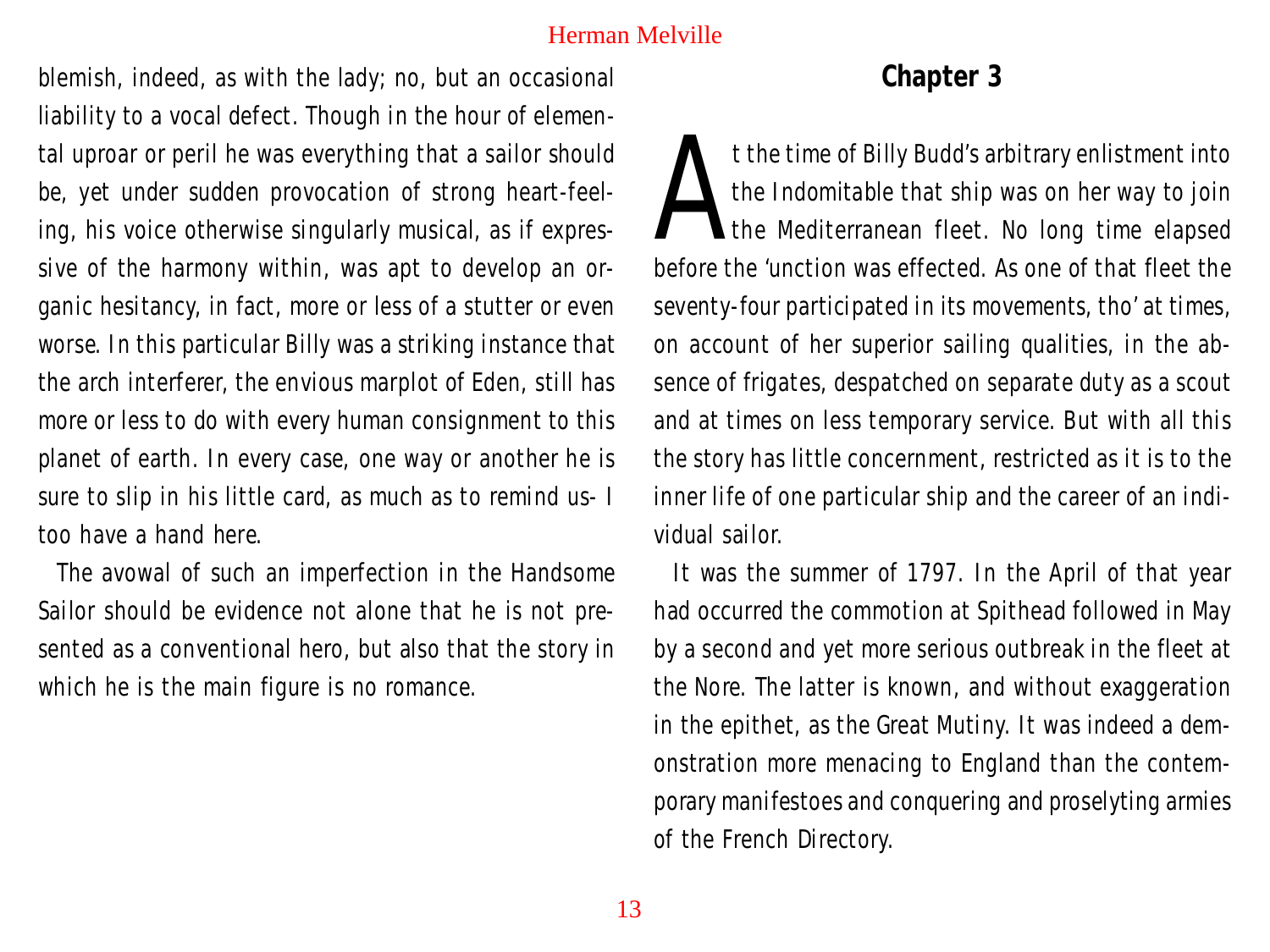blemish, indeed, as with the lady; no, but an occasional liability to a vocal defect. Though in the hour of elemental uproar or peril he was everything that a sailor should be, yet under sudden provocation of strong heart-feeling, his voice otherwise singularly musical, as if expressive of the harmony within, was apt to develop an organic hesitancy, in fact, more or less of a stutter or even worse. In this particular Billy was a striking instance that the arch interferer, the envious marplot of Eden, still has more or less to do with every human consignment to this planet of earth. In every case, one way or another he is sure to slip in his little card, as much as to remind us- I too have a hand here.

The avowal of such an imperfection in the Handsome Sailor should be evidence not alone that he is not presented as a conventional hero, but also that the story in which he is the main figure is no romance.

## Chapter 3

At the time of Billy Budd's arbitrary enlistment into the Indomitable that ship was on her way to join the Mediterranean fleet. No long time elapsed before the 'unction was effected. As one of that fleet the seventy-four participated in its movements, tho' at times, on account of her superior sailing qualities, in the absence of frigates, despatched on separate duty as a scout and at times on less temporary service. But with all this the story has little concernment, restricted as it is to the inner life of one particular ship and the career of an individual sailor.

It was the summer of 1797. In the April of that year had occurred the commotion at Spithead followed in May by a second and yet more serious outbreak in the fleet at the Nore. The latter is known, and without exaggeration in the epithet, as the Great Mutiny. It was indeed a demonstration more menacing to England than the contemporary manifestoes and conquering and proselyting armies of the French Directory.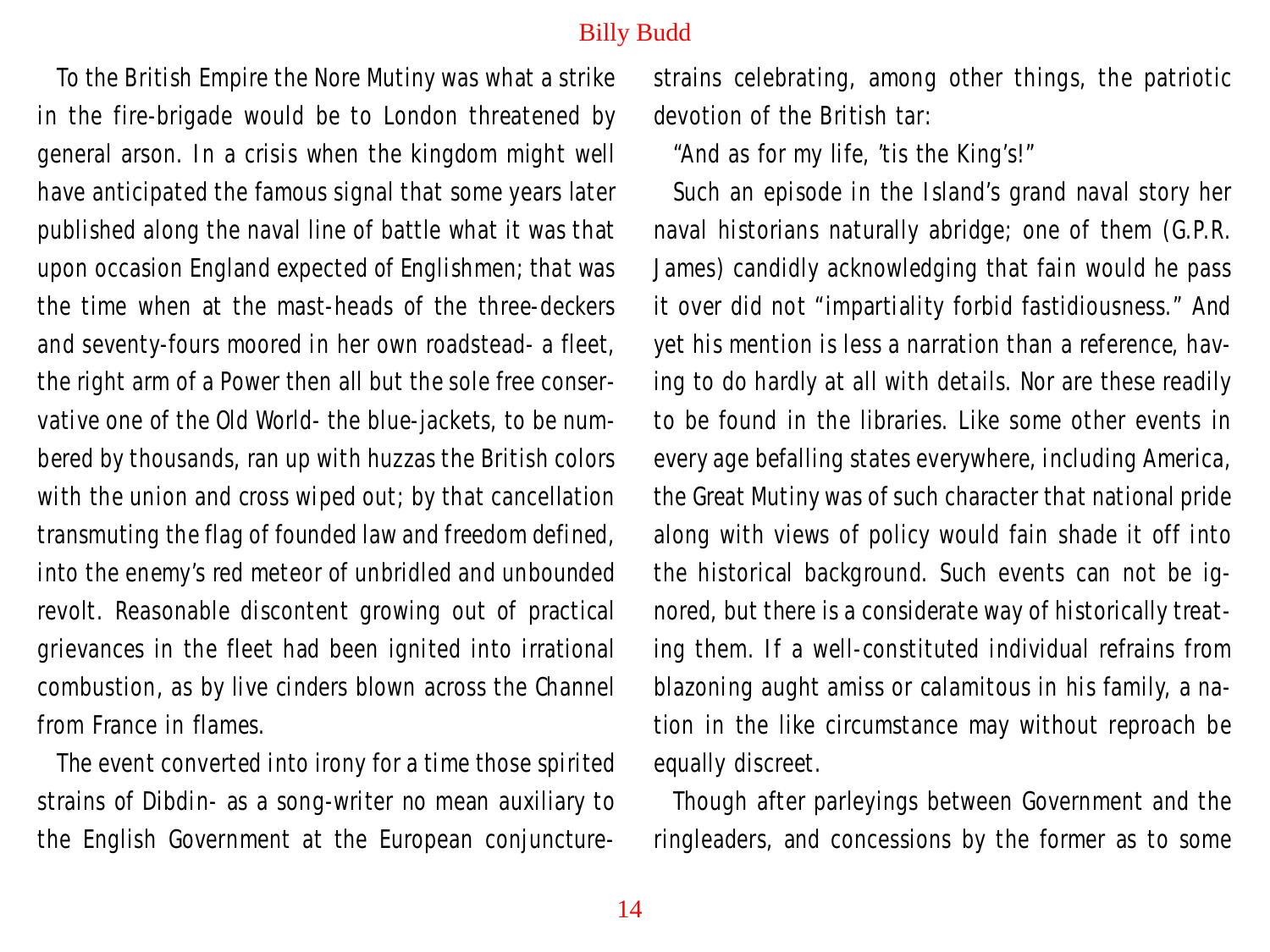To the British Empire the Nore Mutiny was what a strike in the fire-brigade would be to London threatened by general arson. In a crisis when the kingdom might well have anticipated the famous signal that some years later published along the naval line of battle what it was that upon occasion England expected of Englishmen; that was the time when at the mast-heads of the three-deckers and seventy-fours moored in her own roadstead- a fleet, the right arm of a Power then all but the sole free conservative one of the Old World- the blue-jackets, to be numbered by thousands, ran up with huzzas the British colors with the union and cross wiped out; by that cancellation transmuting the flag of founded law and freedom defined, into the enemy's red meteor of unbridled and unbounded revolt. Reasonable discontent growing out of practical grievances in the fleet had been ignited into irrational combustion, as by live cinders blown across the Channel from France in flames.

The event converted into irony for a time those spirited strains of Dibdin- as a song-writer no mean auxiliary to the English Government at the European conjuncture- strains celebrating, among other things, the patriotic devotion of the British tar:

"And as for my life, 'tis the King's!"

Such an episode in the Island's grand naval story her naval historians naturally abridge; one of them (G.P.R. James) candidly acknowledging that fain would he pass it over did not "impartiality forbid fastidiousness." And yet his mention is less a narration than a reference, having to do hardly at all with details. Nor are these readily to be found in the libraries. Like some other events in every age befalling states everywhere, including America, the Great Mutiny was of such character that national pride along with views of policy would fain shade it off into the historical background. Such events can not be ignored, but there is a considerate way of historically treating them. If a well-constituted individual refrains from blazoning aught amiss or calamitous in his family, a nation in the like circumstance may without reproach be equally discreet.

Though after parleyings between Government and the ringleaders, and concessions by the former as to some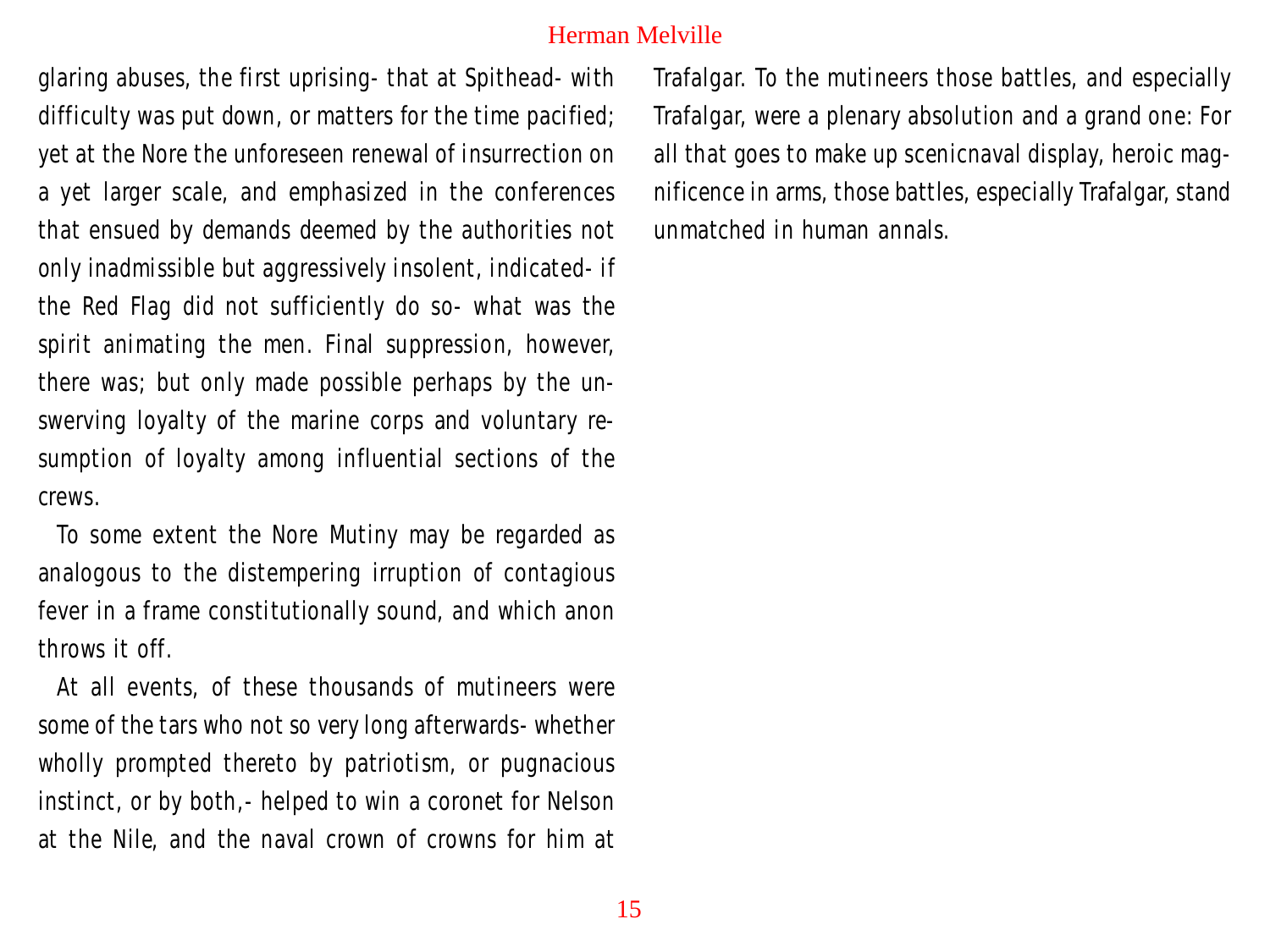glaring abuses, the first uprising- that at Spithead- with difficulty was put down, or matters for the time pacified; yet at the Nore the unforeseen renewal of insurrection on a yet larger scale, and emphasized in the conferences that ensued by demands deemed by the authorities not only inadmissible but aggressively insolent, indicated- if the Red Flag did not sufficiently do so- what was the spirit animating the men. Final suppression, however, there was; but only made possible perhaps by the unswerving loyalty of the marine corps and voluntary resumption of loyalty among influential sections of the crews.

To some extent the Nore Mutiny may be regarded as analogous to the distempering irruption of contagious fever in a frame constitutionally sound, and which anon throws it off.

At all events, of these thousands of mutineers were some of the tars who not so very long afterwards- whether wholly prompted thereto by patriotism, or pugnacious instinct, or by both,- helped to win a coronet for Nelson at the Nile, and the naval crown of crowns for him at Trafalgar. To the mutineers those battles, and especially Trafalgar, were a plenary absolution and a grand one: For all that goes to make up scenicnaval display, heroic magnificence in arms, those battles, especially Trafalgar, stand unmatched in human annals.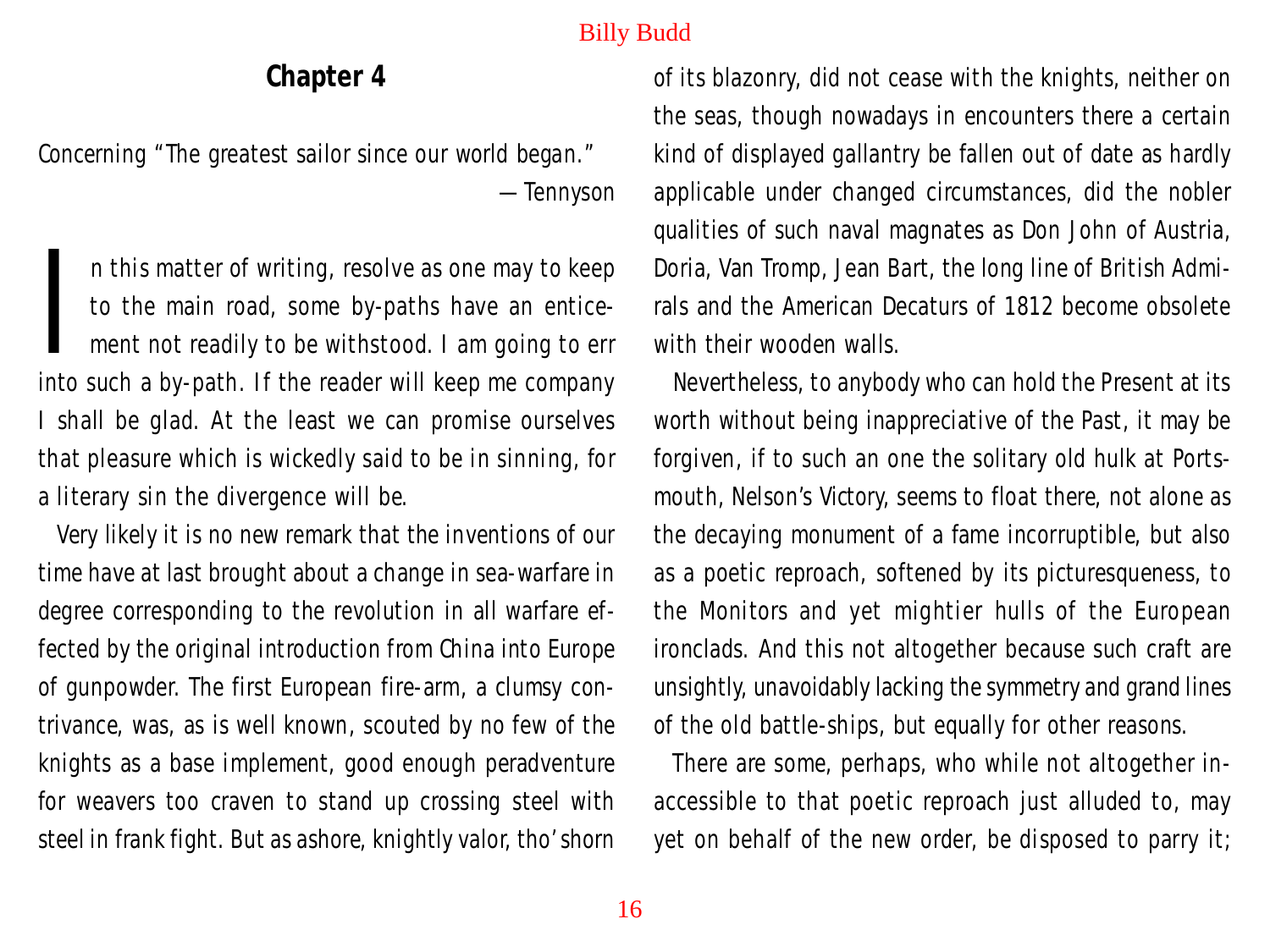## Chapter 4

Concerning "The greatest sailor since our world began."

— Tennyson

In this matter of writing, resolve as one may to keep to the main road, some by-paths have an enticement not readily to be withstood. I am going to err into such a by-path. If the reader will keep me company I shall be glad. At the least we can promise ourselves that pleasure which is wickedly said to be in sinning, for a literary sin the divergence will be.

Very likely it is no new remark that the inventions of our time have at last brought about a change in sea-warfare in degree corresponding to the revolution in all warfare effected by the original introduction from China into Europe of gunpowder. The first European fire-arm, a clumsy contrivance, was, as is well known, scouted by no few of the knights as a base implement, good enough peradventure for weavers too craven to stand up crossing steel with steel in frank fight. But as ashore, knightly valor, tho' shorn of its blazonry, did not cease with the knights, neither on the seas, though nowadays in encounters there a certain kind of displayed gallantry be fallen out of date as hardly applicable under changed circumstances, did the nobler qualities of such naval magnates as Don John of Austria, Doria, Van Tromp, Jean Bart, the long line of British Admirals and the American Decaturs of 1812 become obsolete with their wooden walls.

Nevertheless, to anybody who can hold the Present at its worth without being inappreciative of the Past, it may be forgiven, if to such an one the solitary old hulk at Portsmouth, Nelson's Victory, seems to float there, not alone as the decaying monument of a fame incorruptible, but also as a poetic reproach, softened by its picturesqueness, to the Monitors and yet mightier hulls of the European ironclads. And this not altogether because such craft are unsightly, unavoidably lacking the symmetry and grand lines of the old battle-ships, but equally for other reasons.

There are some, perhaps, who while not altogether inaccessible to that poetic reproach just alluded to, may yet on behalf of the new order, be disposed to parry it;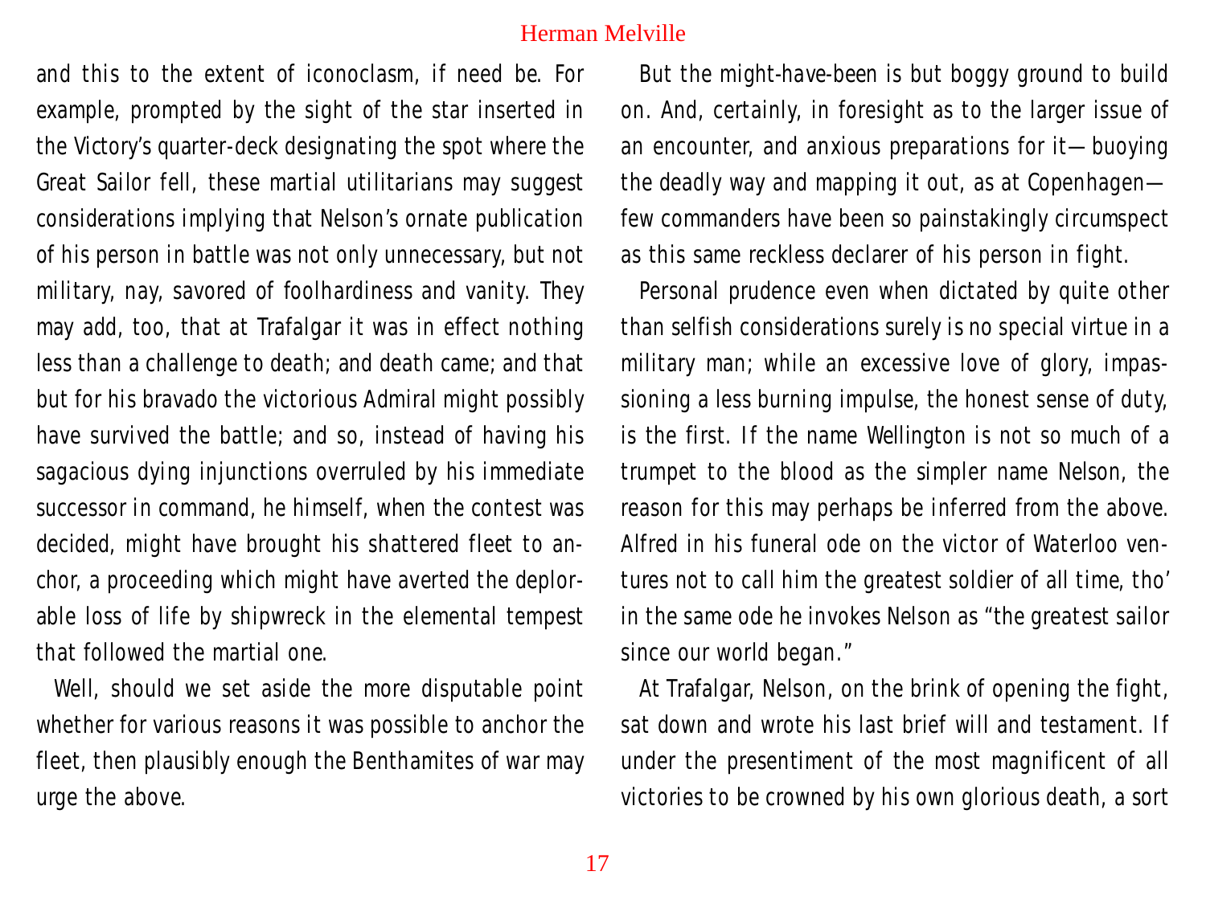and this to the extent of iconoclasm, if need be. For example, prompted by the sight of the star inserted in the Victory's quarter-deck designating the spot where the Great Sailor fell, these martial utilitarians may suggest considerations implying that Nelson's ornate publication of his person in battle was not only unnecessary, but not military, nay, savored of foolhardiness and vanity. They may add, too, that at Trafalgar it was in effect nothing less than a challenge to death; and death came; and that but for his bravado the victorious Admiral might possibly have survived the battle; and so, instead of having his sagacious dying injunctions overruled by his immediate successor in command, he himself, when the contest was decided, might have brought his shattered fleet to anchor, a proceeding which might have averted the deplorable loss of life by shipwreck in the elemental tempest that followed the martial one.

Well, should we set aside the more disputable point whether for various reasons it was possible to anchor the fleet, then plausibly enough the Benthamites of war may urge the above.

But the might-have-been is but boggy ground to build on. And, certainly, in foresight as to the larger issue of an encounter, and anxious preparations for it—buoying the deadly way and mapping it out, as at Copenhagen—few commanders have been so painstakingly circumspect as this same reckless declarer of his person in fight.

Personal prudence even when dictated by quite other than selfish considerations surely is no special virtue in a military man; while an excessive love of glory, impassioning a less burning impulse, the honest sense of duty, is the first. If the name Wellington is not so much of a trumpet to the blood as the simpler name Nelson, the reason for this may perhaps be inferred from the above. Alfred in his funeral ode on the victor of Waterloo ventures not to call him the greatest soldier of all time, tho' in the same ode he invokes Nelson as "the greatest sailor since our world began."

At Trafalgar, Nelson, on the brink of opening the fight, sat down and wrote his last brief will and testament. If under the presentiment of the most magnificent of all victories to be crowned by his own glorious death, a sort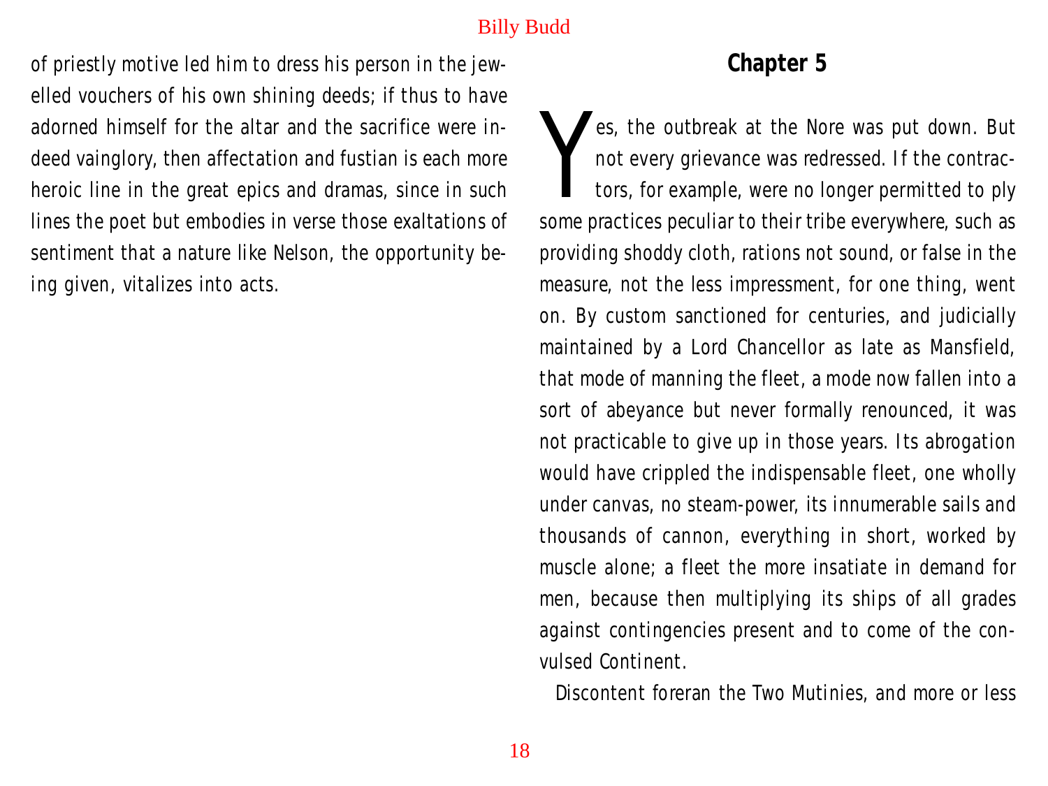of priestly motive led him to dress his person in the jewelled vouchers of his own shining deeds; if thus to have adorned himself for the altar and the sacrifice were indeed vainglory, then affectation and fustian is each more heroic line in the great epics and dramas, since in such lines the poet but embodies in verse those exaltations of sentiment that a nature like Nelson, the opportunity being given, vitalizes into acts.

## Chapter 5

Yes, the outbreak at the Nore was put down. But not every grievance was redressed. If the contractors, for example, were no longer permitted to ply some practices peculiar to their tribe everywhere, such as providing shoddy cloth, rations not sound, or false in the measure, not the less impressment, for one thing, went on. By custom sanctioned for centuries, and judicially maintained by a Lord Chancellor as late as Mansfield, that mode of manning the fleet, a mode now fallen into a sort of abeyance but never formally renounced, it was not practicable to give up in those years. Its abrogation would have crippled the indispensable fleet, one wholly under canvas, no steam-power, its innumerable sails and thousands of cannon, everything in short, worked by muscle alone; a fleet the more insatiate in demand for men, because then multiplying its ships of all grades against contingencies present and to come of the convulsed Continent.

Discontent foreran the Two Mutinies, and more or less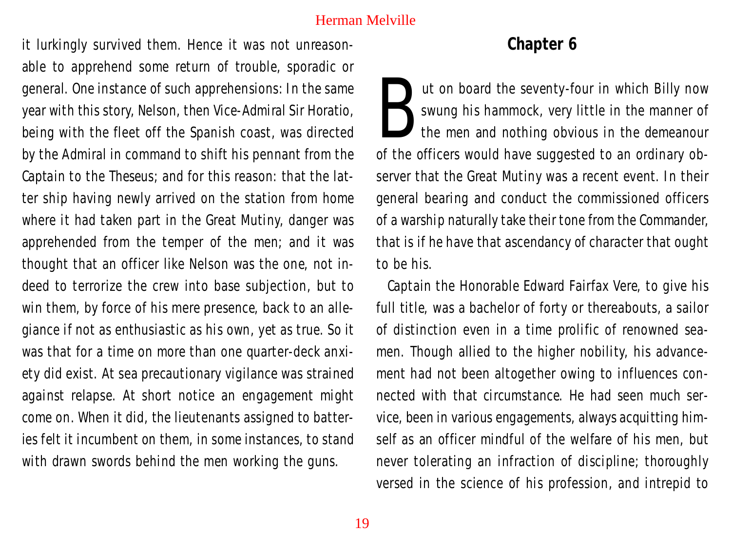it lurkingly survived them. Hence it was not unreasonable to apprehend some return of trouble, sporadic or general. One instance of such apprehensions: In the same year with this story, Nelson, then Vice-Admiral Sir Horatio, being with the fleet off the Spanish coast, was directed by the Admiral in command to shift his pennant from the Captain to the Theseus; and for this reason: that the latter ship having newly arrived on the station from home where it had taken part in the Great Mutiny, danger was apprehended from the temper of the men; and it was thought that an officer like Nelson was the one, not indeed to terrorize the crew into base subjection, but to win them, by force of his mere presence, back to an allegiance if not as enthusiastic as his own, yet as true. So it was that for a time on more than one quarter-deck anxiety did exist. At sea precautionary vigilance was strained against relapse. At short notice an engagement might come on. When it did, the lieutenants assigned to batteries felt it incumbent on them, in some instances, to stand with drawn swords behind the men working the guns.

## Chapter 6

But on board the seventy-four in which Billy now swung his hammock, very little in the manner of the men and nothing obvious in the demeanour of the officers would have suggested to an ordinary observer that the Great Mutiny was a recent event. In their general bearing and conduct the commissioned officers of a warship naturally take their tone from the Commander, that is if he have that ascendancy of character that ought to be his.

Captain the Honorable Edward Fairfax Vere, to give his full title, was a bachelor of forty or thereabouts, a sailor of distinction even in a time prolific of renowned seamen. Though allied to the higher nobility, his advancement had not been altogether owing to influences connected with that circumstance. He had seen much service, been in various engagements, always acquitting himself as an officer mindful of the welfare of his men, but never tolerating an infraction of discipline; thoroughly versed in the science of his profession, and intrepid to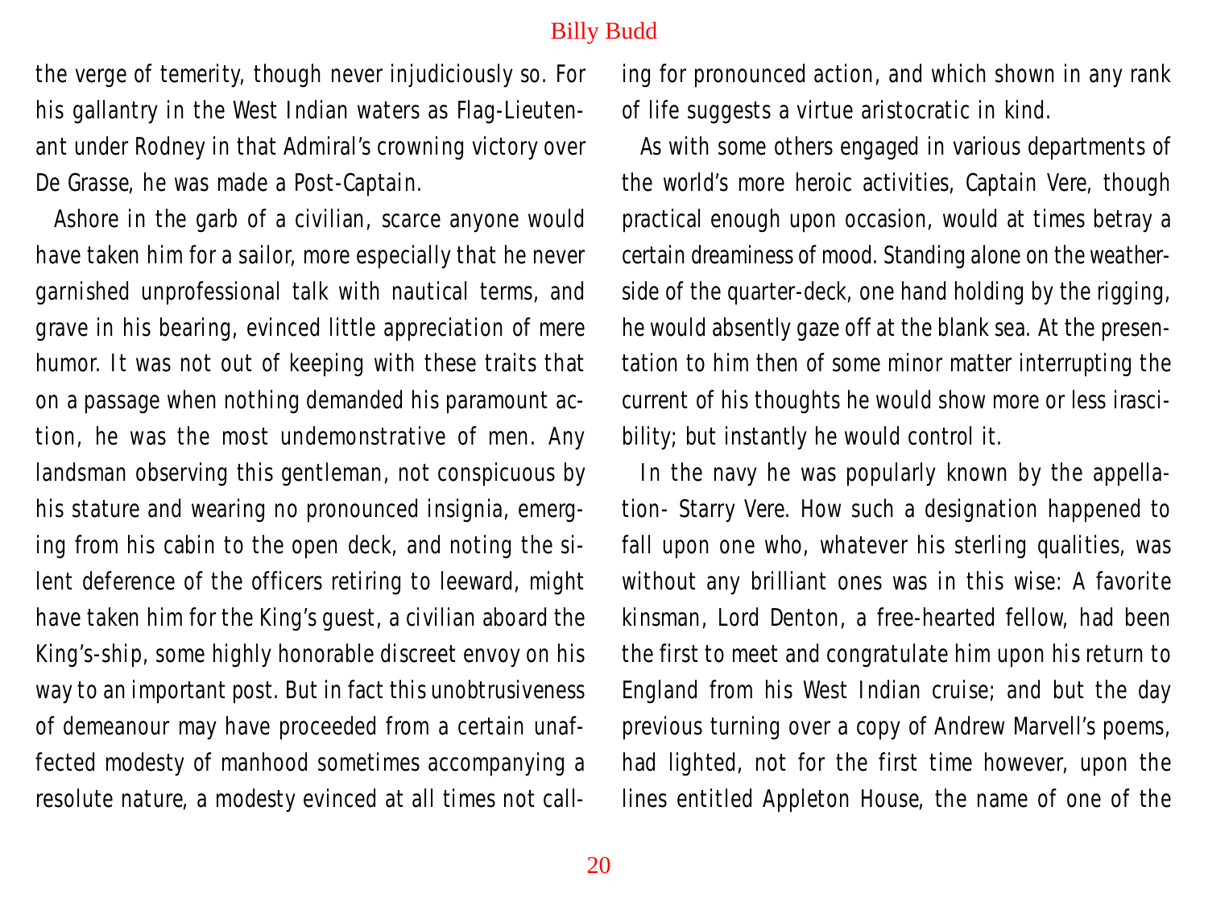the verge of temerity, though never injudiciously so. For his gallantry in the West Indian waters as Flag-Lieutenant under Rodney in that Admiral's crowning victory over De Grasse, he was made a Post-Captain.

Ashore in the garb of a civilian, scarce anyone would have taken him for a sailor, more especially that he never garnished unprofessional talk with nautical terms, and grave in his bearing, evinced little appreciation of mere humor. It was not out of keeping with these traits that on a passage when nothing demanded his paramount action, he was the most undemonstrative of men. Any landsman observing this gentleman, not conspicuous by his stature and wearing no pronounced insignia, emerging from his cabin to the open deck, and noting the silent deference of the officers retiring to leeward, might have taken him for the King's guest, a civilian aboard the King's-ship, some highly honorable discreet envoy on his way to an important post. But in fact this unobtrusiveness of demeanour may have proceeded from a certain unaffected modesty of manhood sometimes accompanying a resolute nature, a modesty evinced at all times not calling for pronounced action, and which shown in any rank of life suggests a virtue aristocratic in kind.

As with some others engaged in various departments of the world's more heroic activities, Captain Vere, though practical enough upon occasion, would at times betray a certain dreaminess of mood. Standing alone on the weather-side of the quarter-deck, one hand holding by the rigging, he would absently gaze off at the blank sea. At the presentation to him then of some minor matter interrupting the current of his thoughts he would show more or less irascibility; but instantly he would control it.

In the navy he was popularly known by the appellation- Starry Vere. How such a designation happened to fall upon one who, whatever his sterling qualities, was without any brilliant ones was in this wise: A favorite kinsman, Lord Denton, a free-hearted fellow, had been the first to meet and congratulate him upon his return to England from his West Indian cruise; and but the day previous turning over a copy of Andrew Marvell's poems, had lighted, not for the first time however, upon the lines entitled Appleton House, the name of one of the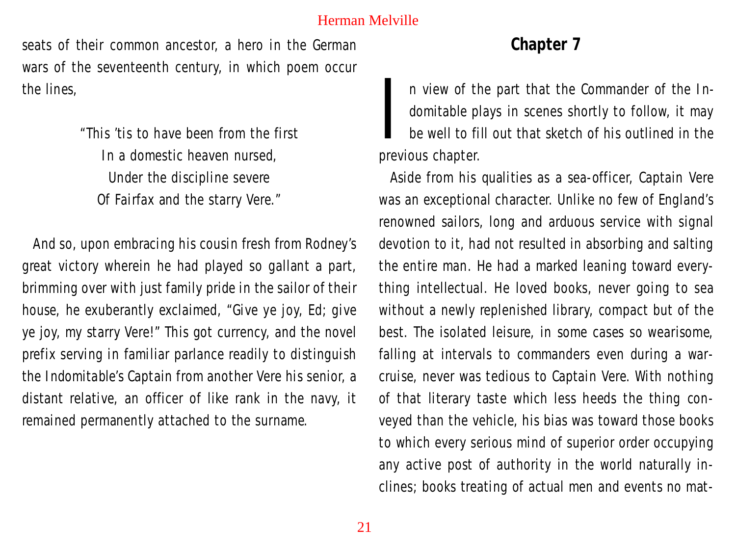seats of their common ancestor, a hero in the German wars of the seventeenth century, in which poem occur the lines,

> "This 'tis to have been from the first  
> In a domestic heaven nursed,  
> Under the discipline severe  
> Of Fairfax and the starry Vere."

And so, upon embracing his cousin fresh from Rodney's great victory wherein he had played so gallant a part, brimming over with just family pride in the sailor of their house, he exuberantly exclaimed, "Give ye joy, Ed; give ye joy, my starry Vere!" This got currency, and the novel prefix serving in familiar parlance readily to distinguish the Indomitable's Captain from another Vere his senior, a distant relative, an officer of like rank in the navy, it remained permanently attached to the surname.

## Chapter 7

In view of the part that the Commander of the Indomitable plays in scenes shortly to follow, it may be well to fill out that sketch of his outlined in the previous chapter.

Aside from his qualities as a sea-officer, Captain Vere was an exceptional character. Unlike no few of England's renowned sailors, long and arduous service with signal devotion to it, had not resulted in absorbing and salting the entire man. He had a marked leaning toward everything intellectual. He loved books, never going to sea without a newly replenished library, compact but of the best. The isolated leisure, in some cases so wearisome, falling at intervals to commanders even during a war-cruise, never was tedious to Captain Vere. With nothing of that literary taste which less heeds the thing conveyed than the vehicle, his bias was toward those books to which every serious mind of superior order occupying any active post of authority in the world naturally inclines; books treating of actual men and events no mat-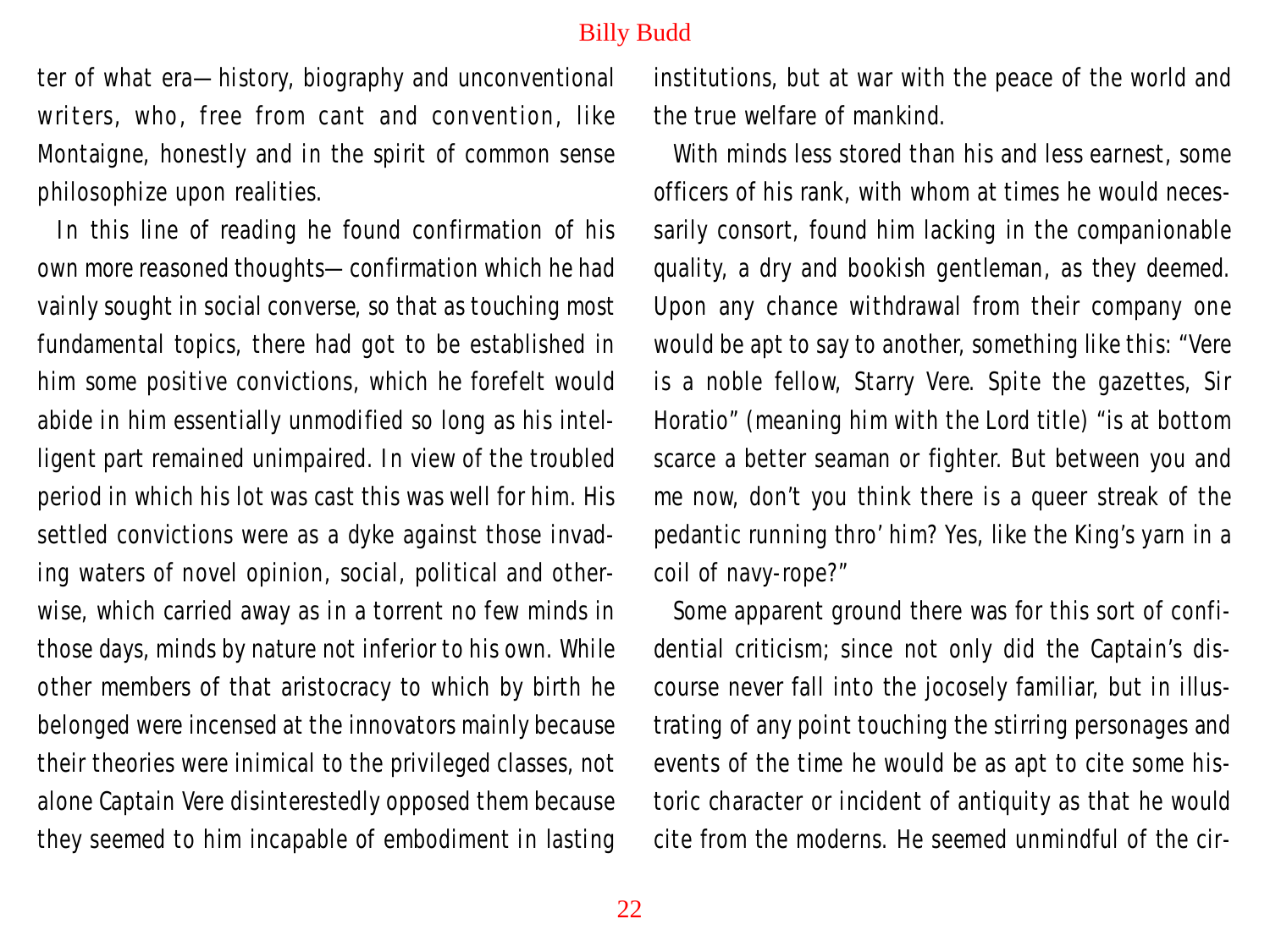ter of what era—history, biography and unconventional writers, who, free from cant and convention, like Montaigne, honestly and in the spirit of common sense philosophize upon realities.

In this line of reading he found confirmation of his own more reasoned thoughts—confirmation which he had vainly sought in social converse, so that as touching most fundamental topics, there had got to be established in him some positive convictions, which he forefelt would abide in him essentially unmodified so long as his intelligent part remained unimpaired. In view of the troubled period in which his lot was cast this was well for him. His settled convictions were as a dyke against those invading waters of novel opinion, social, political and otherwise, which carried away as in a torrent no few minds in those days, minds by nature not inferior to his own. While other members of that aristocracy to which by birth he belonged were incensed at the innovators mainly because their theories were inimical to the privileged classes, not alone Captain Vere disinterestedly opposed them because they seemed to him incapable of embodiment in lasting institutions, but at war with the peace of the world and the true welfare of mankind.

With minds less stored than his and less earnest, some officers of his rank, with whom at times he would necessarily consort, found him lacking in the companionable quality, a dry and bookish gentleman, as they deemed. Upon any chance withdrawal from their company one would be apt to say to another, something like this: "Vere is a noble fellow, Starry Vere. Spite the gazettes, Sir Horatio" (meaning him with the Lord title) "is at bottom scarce a better seaman or fighter. But between you and me now, don't you think there is a queer streak of the pedantic running thro' him? Yes, like the King's yarn in a coil of navy-rope?"

Some apparent ground there was for this sort of confidential criticism; since not only did the Captain's discourse never fall into the jocosely familiar, but in illustrating of any point touching the stirring personages and events of the time he would be as apt to cite some historic character or incident of antiquity as that he would cite from the moderns. He seemed unmindful of the cir-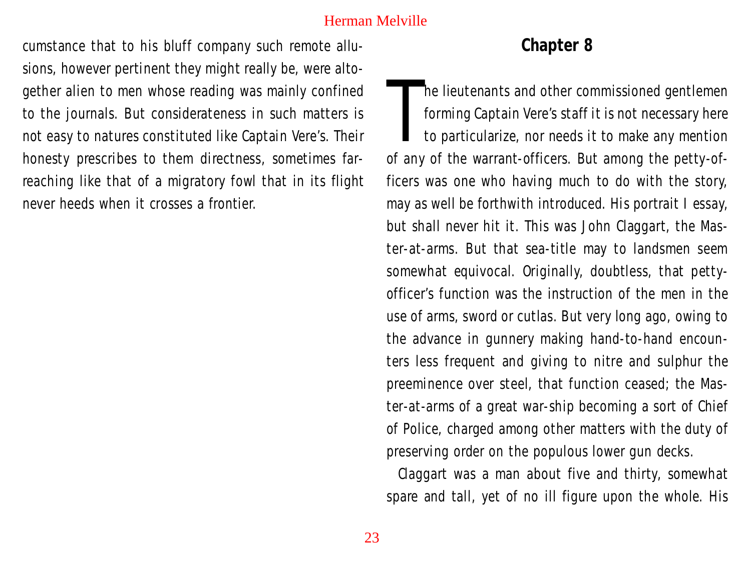cumstance that to his bluff company such remote allusions, however pertinent they might really be, were altogether alien to men whose reading was mainly confined to the journals. But considerateness in such matters is not easy to natures constituted like Captain Vere's. Their honesty prescribes to them directness, sometimes far-reaching like that of a migratory fowl that in its flight never heeds when it crosses a frontier.

## Chapter 8

The lieutenants and other commissioned gentlemen forming Captain Vere's staff it is not necessary here to particularize, nor needs it to make any mention of any of the warrant-officers. But among the petty-officers was one who having much to do with the story, may as well be forthwith introduced. His portrait I essay, but shall never hit it. This was John Claggart, the Master-at-arms. But that sea-title may to landsmen seem somewhat equivocal. Originally, doubtless, that petty-officer's function was the instruction of the men in the use of arms, sword or cutlas. But very long ago, owing to the advance in gunnery making hand-to-hand encounters less frequent and giving to nitre and sulphur the preeminence over steel, that function ceased; the Master-at-arms of a great war-ship becoming a sort of Chief of Police, charged among other matters with the duty of preserving order on the populous lower gun decks.

Claggart was a man about five and thirty, somewhat spare and tall, yet of no ill figure upon the whole. His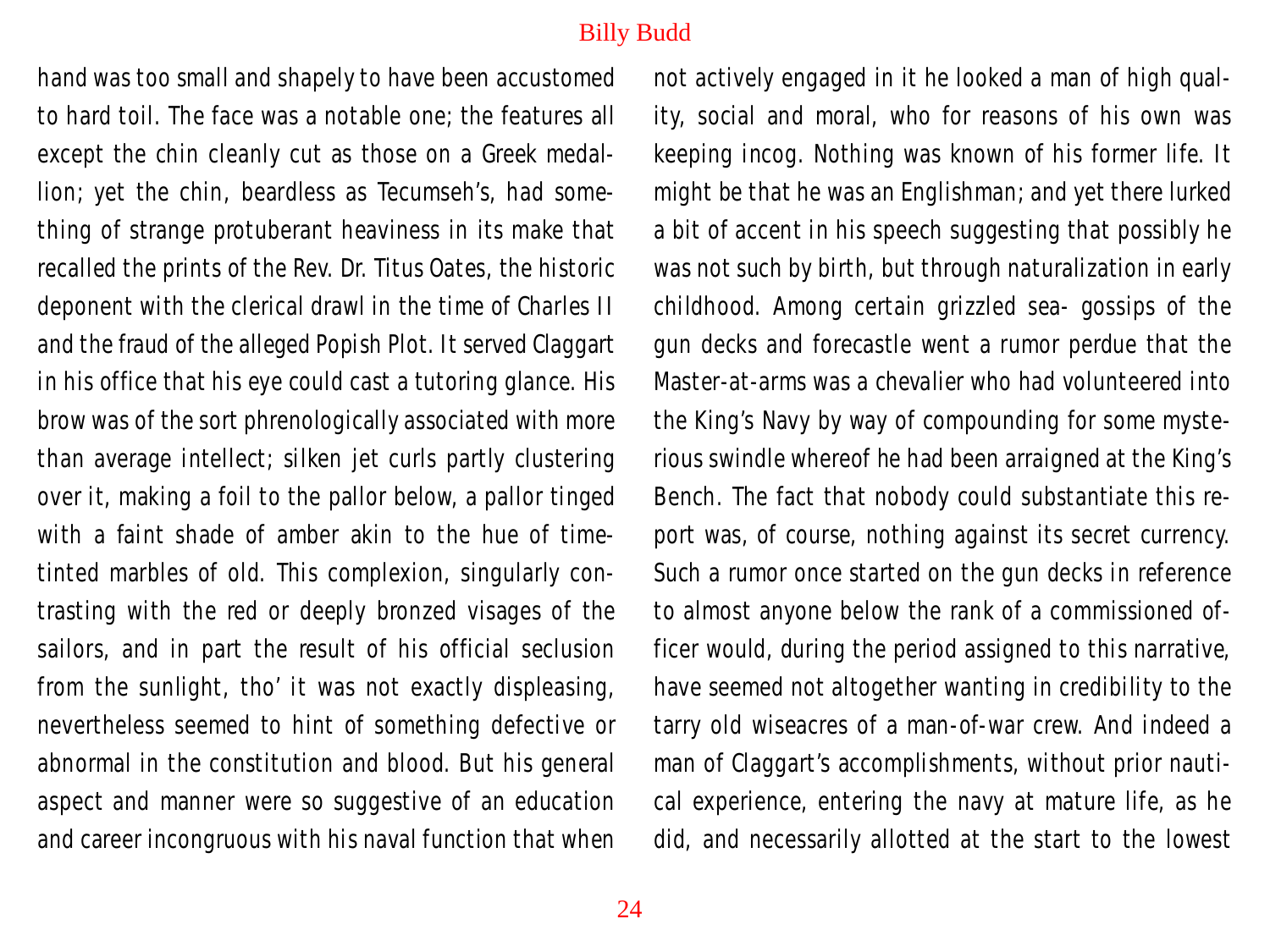hand was too small and shapely to have been accustomed to hard toil. The face was a notable one; the features all except the chin cleanly cut as those on a Greek medallion; yet the chin, beardless as Tecumseh's, had something of strange protuberant heaviness in its make that recalled the prints of the Rev. Dr. Titus Oates, the historic deponent with the clerical drawl in the time of Charles II and the fraud of the alleged Popish Plot. It served Claggart in his office that his eye could cast a tutoring glance. His brow was of the sort phrenologically associated with more than average intellect; silken jet curls partly clustering over it, making a foil to the pallor below, a pallor tinged with a faint shade of amber akin to the hue of time-tinted marbles of old. This complexion, singularly contrasting with the red or deeply bronzed visages of the sailors, and in part the result of his official seclusion from the sunlight, tho' it was not exactly displeasing, nevertheless seemed to hint of something defective or abnormal in the constitution and blood. But his general aspect and manner were so suggestive of an education and career incongruous with his naval function that when not actively engaged in it he looked a man of high quality, social and moral, who for reasons of his own was keeping incog. Nothing was known of his former life. It might be that he was an Englishman; and yet there lurked a bit of accent in his speech suggesting that possibly he was not such by birth, but through naturalization in early childhood. Among certain grizzled sea- gossips of the gun decks and forecastle went a rumor perdue that the Master-at-arms was a chevalier who had volunteered into the King's Navy by way of compounding for some mysterious swindle whereof he had been arraigned at the King's Bench. The fact that nobody could substantiate this report was, of course, nothing against its secret currency. Such a rumor once started on the gun decks in reference to almost anyone below the rank of a commissioned officer would, during the period assigned to this narrative, have seemed not altogether wanting in credibility to the tarry old wiseacres of a man-of-war crew. And indeed a man of Claggart's accomplishments, without prior nautical experience, entering the navy at mature life, as he did, and necessarily allotted at the start to the lowest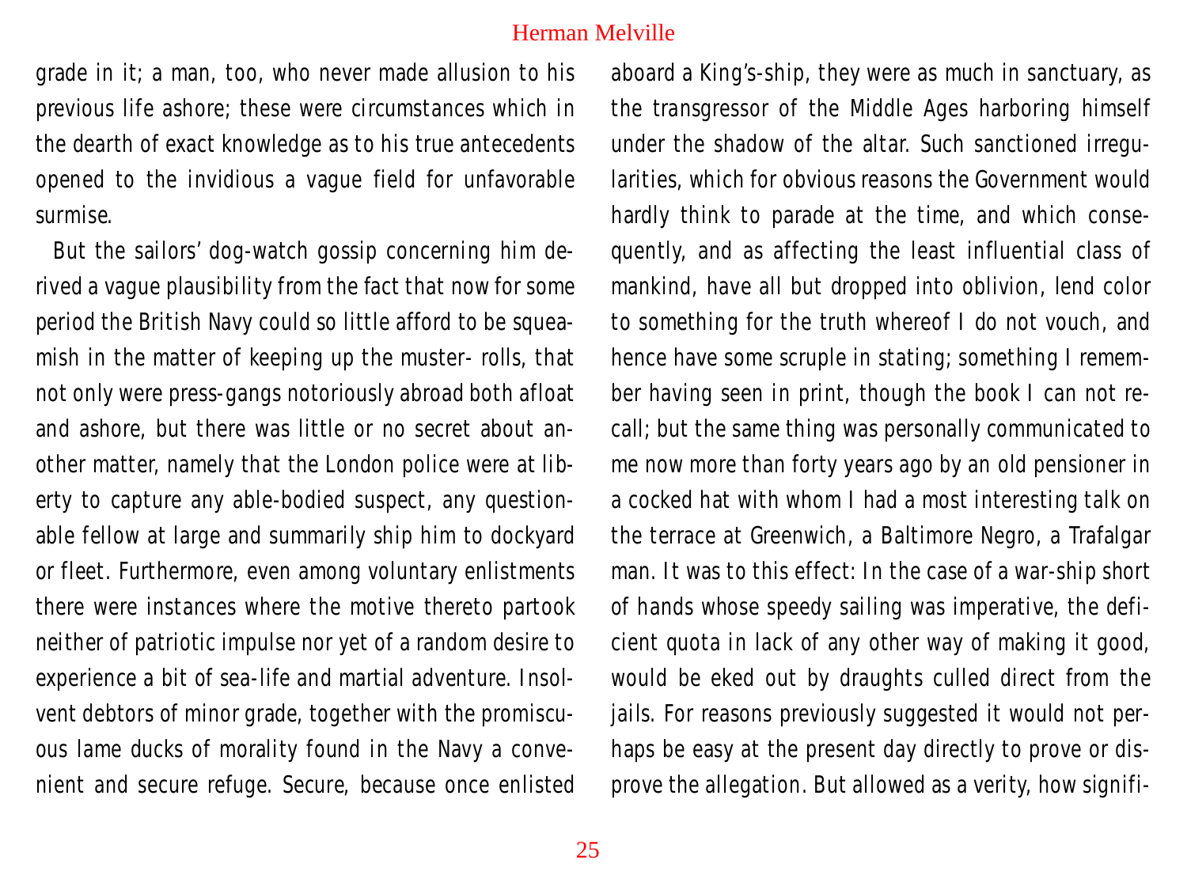grade in it; a man, too, who never made allusion to his previous life ashore; these were circumstances which in the dearth of exact knowledge as to his true antecedents opened to the invidious a vague field for unfavorable surmise.

But the sailors' dog-watch gossip concerning him derived a vague plausibility from the fact that now for some period the British Navy could so little afford to be squeamish in the matter of keeping up the muster- rolls, that not only were press-gangs notoriously abroad both afloat and ashore, but there was little or no secret about another matter, namely that the London police were at liberty to capture any able-bodied suspect, any questionable fellow at large and summarily ship him to dockyard or fleet. Furthermore, even among voluntary enlistments there were instances where the motive thereto partook neither of patriotic impulse nor yet of a random desire to experience a bit of sea-life and martial adventure. Insolvent debtors of minor grade, together with the promiscuous lame ducks of morality found in the Navy a convenient and secure refuge. Secure, because once enlisted aboard a King's-ship, they were as much in sanctuary, as the transgressor of the Middle Ages harboring himself under the shadow of the altar. Such sanctioned irregularities, which for obvious reasons the Government would hardly think to parade at the time, and which consequently, and as affecting the least influential class of mankind, have all but dropped into oblivion, lend color to something for the truth whereof I do not vouch, and hence have some scruple in stating; something I remember having seen in print, though the book I can not recall; but the same thing was personally communicated to me now more than forty years ago by an old pensioner in a cocked hat with whom I had a most interesting talk on the terrace at Greenwich, a Baltimore Negro, a Trafalgar man. It was to this effect: In the case of a war-ship short of hands whose speedy sailing was imperative, the deficient quota in lack of any other way of making it good, would be eked out by draughts culled direct from the jails. For reasons previously suggested it would not perhaps be easy at the present day directly to prove or disprove the allegation. But allowed as a verity, how signifi-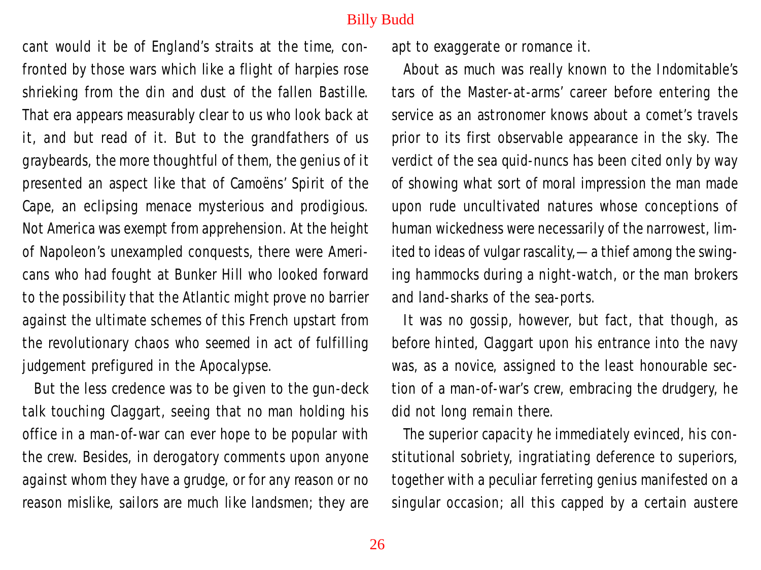cant would it be of England's straits at the time, confronted by those wars which like a flight of harpies rose shrieking from the din and dust of the fallen Bastille. That era appears measurably clear to us who look back at it, and but read of it. But to the grandfathers of us graybeards, the more thoughtful of them, the genius of it presented an aspect like that of Camoëns' Spirit of the Cape, an eclipsing menace mysterious and prodigious. Not America was exempt from apprehension. At the height of Napoleon's unexampled conquests, there were Americans who had fought at Bunker Hill who looked forward to the possibility that the Atlantic might prove no barrier against the ultimate schemes of this French upstart from the revolutionary chaos who seemed in act of fulfilling judgement prefigured in the Apocalypse.

But the less credence was to be given to the gun-deck talk touching Claggart, seeing that no man holding his office in a man-of-war can ever hope to be popular with the crew. Besides, in derogatory comments upon anyone against whom they have a grudge, or for any reason or no reason mislike, sailors are much like landsmen; they are apt to exaggerate or romance it.

About as much was really known to the Indomitable's tars of the Master-at-arms' career before entering the service as an astronomer knows about a comet's travels prior to its first observable appearance in the sky. The verdict of the sea quid-nuncs has been cited only by way of showing what sort of moral impression the man made upon rude uncultivated natures whose conceptions of human wickedness were necessarily of the narrowest, limited to ideas of vulgar rascality,—a thief among the swinging hammocks during a night-watch, or the man brokers and land-sharks of the sea-ports.

It was no gossip, however, but fact, that though, as before hinted, Claggart upon his entrance into the navy was, as a novice, assigned to the least honourable section of a man-of-war's crew, embracing the drudgery, he did not long remain there.

The superior capacity he immediately evinced, his constitutional sobriety, ingratiating deference to superiors, together with a peculiar ferreting genius manifested on a singular occasion; all this capped by a certain austere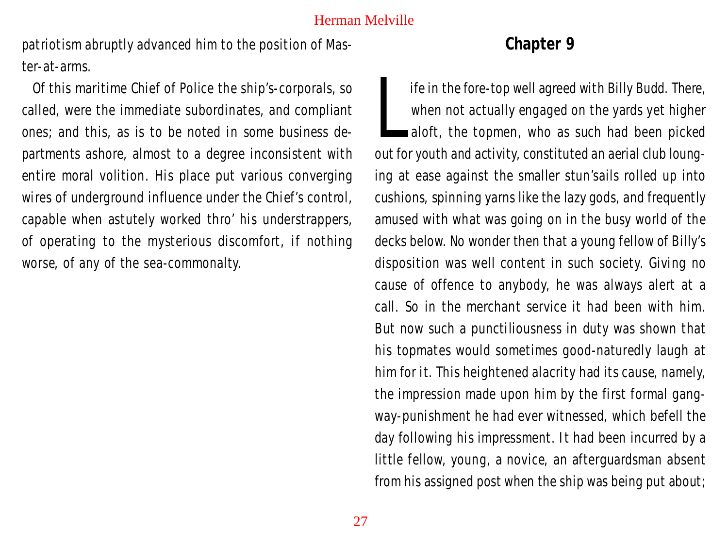patriotism abruptly advanced him to the position of Master-at-arms.

Of this maritime Chief of Police the ship's-corporals, so called, were the immediate subordinates, and compliant ones; and this, as is to be noted in some business departments ashore, almost to a degree inconsistent with entire moral volition. His place put various converging wires of underground influence under the Chief's control, capable when astutely worked thro' his understrappers, of operating to the mysterious discomfort, if nothing worse, of any of the sea-commonalty.

## Chapter 9

Life in the fore-top well agreed with Billy Budd. There, when not actually engaged on the yards yet higher aloft, the topmen, who as such had been picked out for youth and activity, constituted an aerial club lounging at ease against the smaller stun'sails rolled up into cushions, spinning yarns like the lazy gods, and frequently amused with what was going on in the busy world of the decks below. No wonder then that a young fellow of Billy's disposition was well content in such society. Giving no cause of offence to anybody, he was always alert at a call. So in the merchant service it had been with him. But now such a punctiliousness in duty was shown that his topmates would sometimes good-naturedly laugh at him for it. This heightened alacrity had its cause, namely, the impression made upon him by the first formal gangway-punishment he had ever witnessed, which befell the day following his impressment. It had been incurred by a little fellow, young, a novice, an afterguardsman absent from his assigned post when the ship was being put about;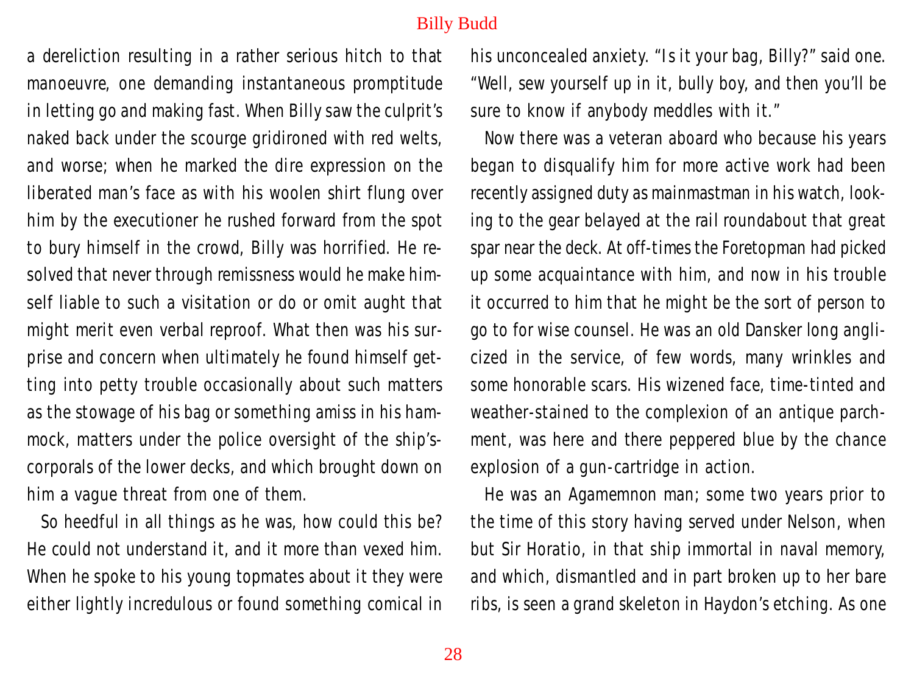a dereliction resulting in a rather serious hitch to that manoeuvre, one demanding instantaneous promptitude in letting go and making fast. When Billy saw the culprit's naked back under the scourge gridironed with red welts, and worse; when he marked the dire expression on the liberated man's face as with his woolen shirt flung over him by the executioner he rushed forward from the spot to bury himself in the crowd, Billy was horrified. He resolved that never through remissness would he make himself liable to such a visitation or do or omit aught that might merit even verbal reproof. What then was his surprise and concern when ultimately he found himself getting into petty trouble occasionally about such matters as the stowage of his bag or something amiss in his hammock, matters under the police oversight of the ship's-corporals of the lower decks, and which brought down on him a vague threat from one of them.

So heedful in all things as he was, how could this be? He could not understand it, and it more than vexed him. When he spoke to his young topmates about it they were either lightly incredulous or found something comical in his unconcealed anxiety. "Is it your bag, Billy?" said one. "Well, sew yourself up in it, bully boy, and then you'll be sure to know if anybody meddles with it."

Now there was a veteran aboard who because his years began to disqualify him for more active work had been recently assigned duty as mainmastman in his watch, looking to the gear belayed at the rail roundabout that great spar near the deck. At off-times the Foretopman had picked up some acquaintance with him, and now in his trouble it occurred to him that he might be the sort of person to go to for wise counsel. He was an old Dansker long anglicized in the service, of few words, many wrinkles and some honorable scars. His wizened face, time-tinted and weather-stained to the complexion of an antique parchment, was here and there peppered blue by the chance explosion of a gun-cartridge in action.

He was an Agamemnon man; some two years prior to the time of this story having served under Nelson, when but Sir Horatio, in that ship immortal in naval memory, and which, dismantled and in part broken up to her bare ribs, is seen a grand skeleton in Haydon's etching. As one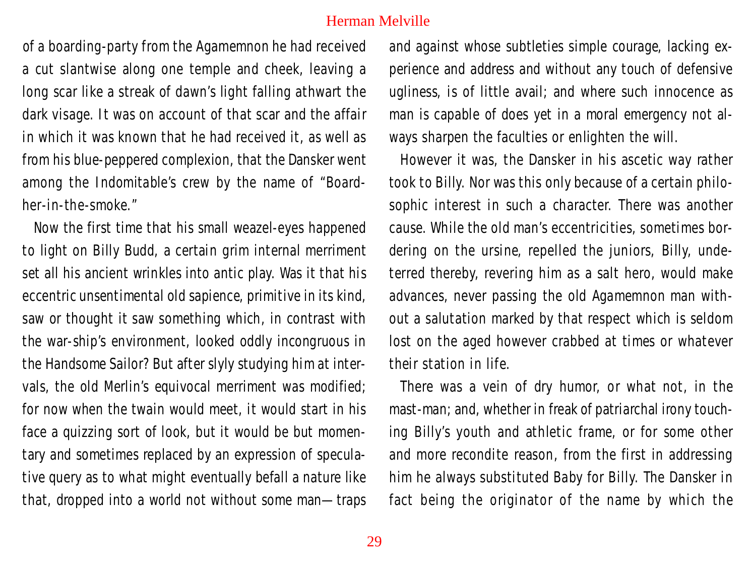of a boarding-party from the Agamemnon he had received a cut slantwise along one temple and cheek, leaving a long scar like a streak of dawn's light falling athwart the dark visage. It was on account of that scar and the affair in which it was known that he had received it, as well as from his blue-peppered complexion, that the Dansker went among the Indomitable's crew by the name of "Board-her-in-the-smoke."

Now the first time that his small weazel-eyes happened to light on Billy Budd, a certain grim internal merriment set all his ancient wrinkles into antic play. Was it that his eccentric unsentimental old sapience, primitive in its kind, saw or thought it saw something which, in contrast with the war-ship's environment, looked oddly incongruous in the Handsome Sailor? But after slyly studying him at intervals, the old Merlin's equivocal merriment was modified; for now when the twain would meet, it would start in his face a quizzing sort of look, but it would be but momentary and sometimes replaced by an expression of speculative query as to what might eventually befall a nature like that, dropped into a world not without some man—traps and against whose subtleties simple courage, lacking experience and address and without any touch of defensive ugliness, is of little avail; and where such innocence as man is capable of does yet in a moral emergency not always sharpen the faculties or enlighten the will.

However it was, the Dansker in his ascetic way rather took to Billy. Nor was this only because of a certain philosophic interest in such a character. There was another cause. While the old man's eccentricities, sometimes bordering on the ursine, repelled the juniors, Billy, undeterred thereby, revering him as a salt hero, would make advances, never passing the old Agamemnon man without a salutation marked by that respect which is seldom lost on the aged however crabbed at times or whatever their station in life.

There was a vein of dry humor, or what not, in the mast-man; and, whether in freak of patriarchal irony touching Billy's youth and athletic frame, or for some other and more recondite reason, from the first in addressing him he always substituted Baby for Billy. The Dansker in fact being the originator of the name by which the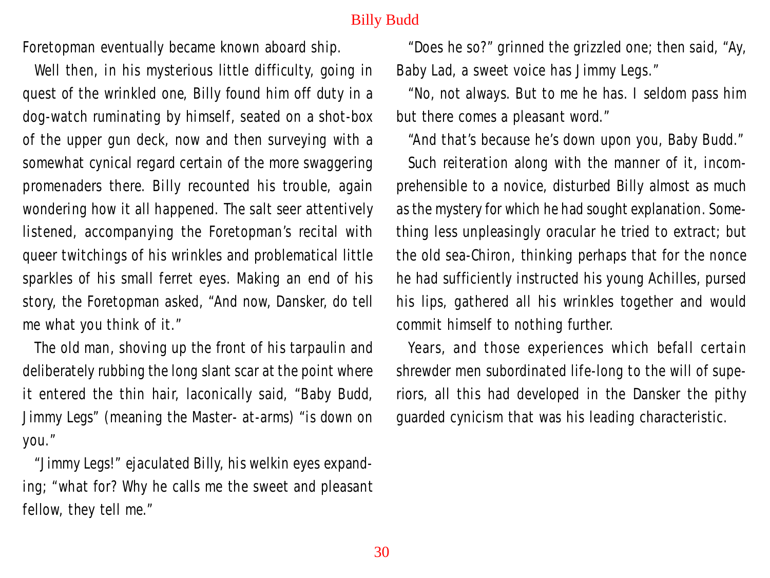Foretopman eventually became known aboard ship.

Well then, in his mysterious little difficulty, going in quest of the wrinkled one, Billy found him off duty in a dog-watch ruminating by himself, seated on a shot-box of the upper gun deck, now and then surveying with a somewhat cynical regard certain of the more swaggering promenaders there. Billy recounted his trouble, again wondering how it all happened. The salt seer attentively listened, accompanying the Foretopman's recital with queer twitchings of his wrinkles and problematical little sparkles of his small ferret eyes. Making an end of his story, the Foretopman asked, "And now, Dansker, do tell me what you think of it."

The old man, shoving up the front of his tarpaulin and deliberately rubbing the long slant scar at the point where it entered the thin hair, laconically said, "Baby Budd, Jimmy Legs" (meaning the Master- at-arms) "is down on you."

"Jimmy Legs!" ejaculated Billy, his welkin eyes expanding; "what for? Why he calls me the sweet and pleasant fellow, they tell me."

"Does he so?" grinned the grizzled one; then said, "Ay, Baby Lad, a sweet voice has Jimmy Legs."

"No, not always. But to me he has. I seldom pass him but there comes a pleasant word."

"And that's because he's down upon you, Baby Budd."

Such reiteration along with the manner of it, incomprehensible to a novice, disturbed Billy almost as much as the mystery for which he had sought explanation. Something less unpleasingly oracular he tried to extract; but the old sea-Chiron, thinking perhaps that for the nonce he had sufficiently instructed his young Achilles, pursed his lips, gathered all his wrinkles together and would commit himself to nothing further.

Years, and those experiences which befall certain shrewder men subordinated life-long to the will of superiors, all this had developed in the Dansker the pithy guarded cynicism that was his leading characteristic.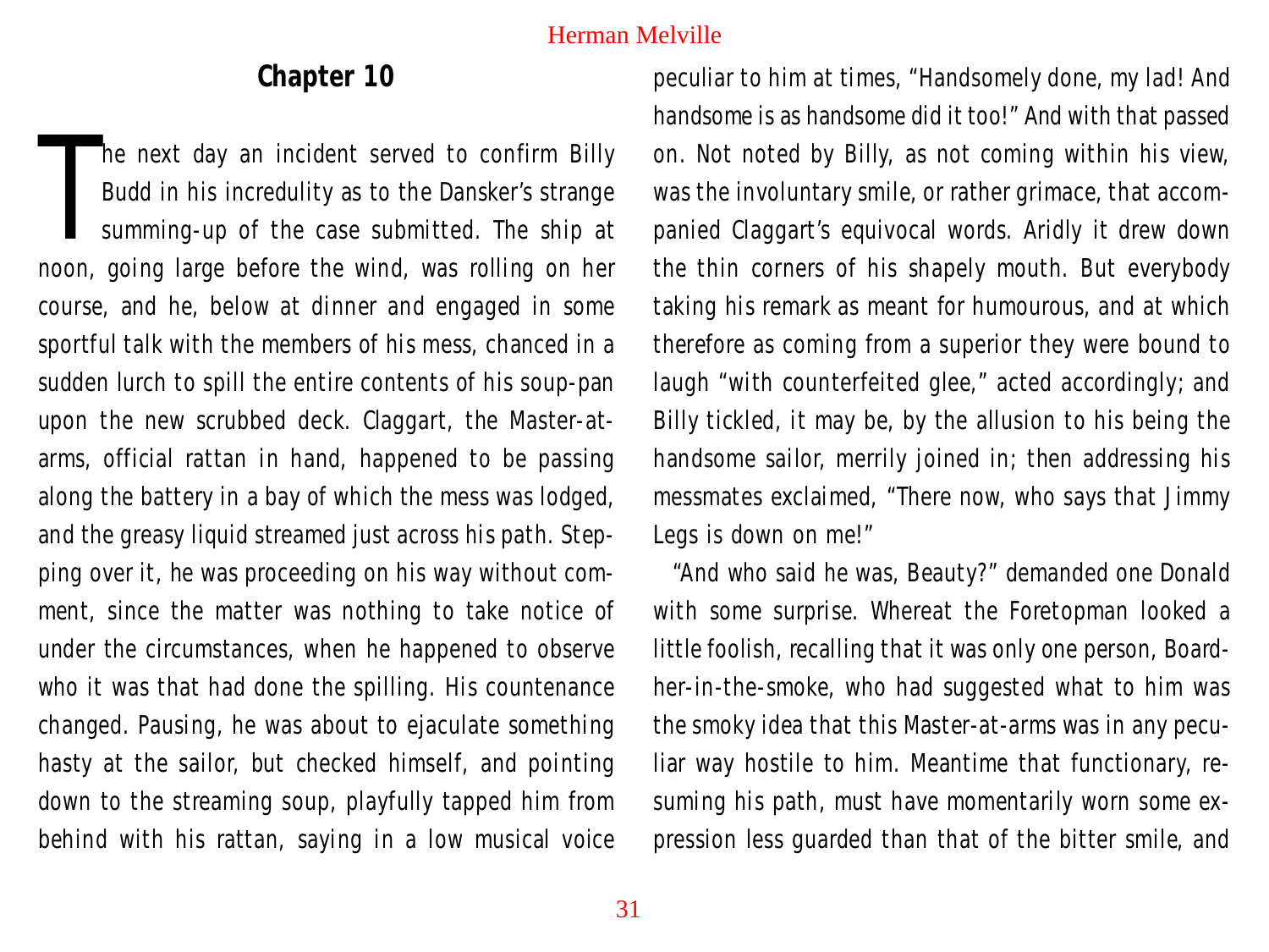## Chapter 10

The next day an incident served to confirm Billy Budd in his incredulity as to the Dansker's strange summing-up of the case submitted. The ship at noon, going large before the wind, was rolling on her course, and he, below at dinner and engaged in some sportful talk with the members of his mess, chanced in a sudden lurch to spill the entire contents of his soup-pan upon the new scrubbed deck. Claggart, the Master-at-arms, official rattan in hand, happened to be passing along the battery in a bay of which the mess was lodged, and the greasy liquid streamed just across his path. Stepping over it, he was proceeding on his way without comment, since the matter was nothing to take notice of under the circumstances, when he happened to observe who it was that had done the spilling. His countenance changed. Pausing, he was about to ejaculate something hasty at the sailor, but checked himself, and pointing down to the streaming soup, playfully tapped him from behind with his rattan, saying in a low musical voice peculiar to him at times, "Handsomely done, my lad! And handsome is as handsome did it too!" And with that passed on. Not noted by Billy, as not coming within his view, was the involuntary smile, or rather grimace, that accompanied Claggart's equivocal words. Aridly it drew down the thin corners of his shapely mouth. But everybody taking his remark as meant for humourous, and at which therefore as coming from a superior they were bound to laugh "with counterfeited glee," acted accordingly; and Billy tickled, it may be, by the allusion to his being the handsome sailor, merrily joined in; then addressing his messmates exclaimed, "There now, who says that Jimmy Legs is down on me!"

"And who said he was, Beauty?" demanded one Donald with some surprise. Whereat the Foretopman looked a little foolish, recalling that it was only one person, Board-her-in-the-smoke, who had suggested what to him was the smoky idea that this Master-at-arms was in any peculiar way hostile to him. Meantime that functionary, resuming his path, must have momentarily worn some expression less guarded than that of the bitter smile, and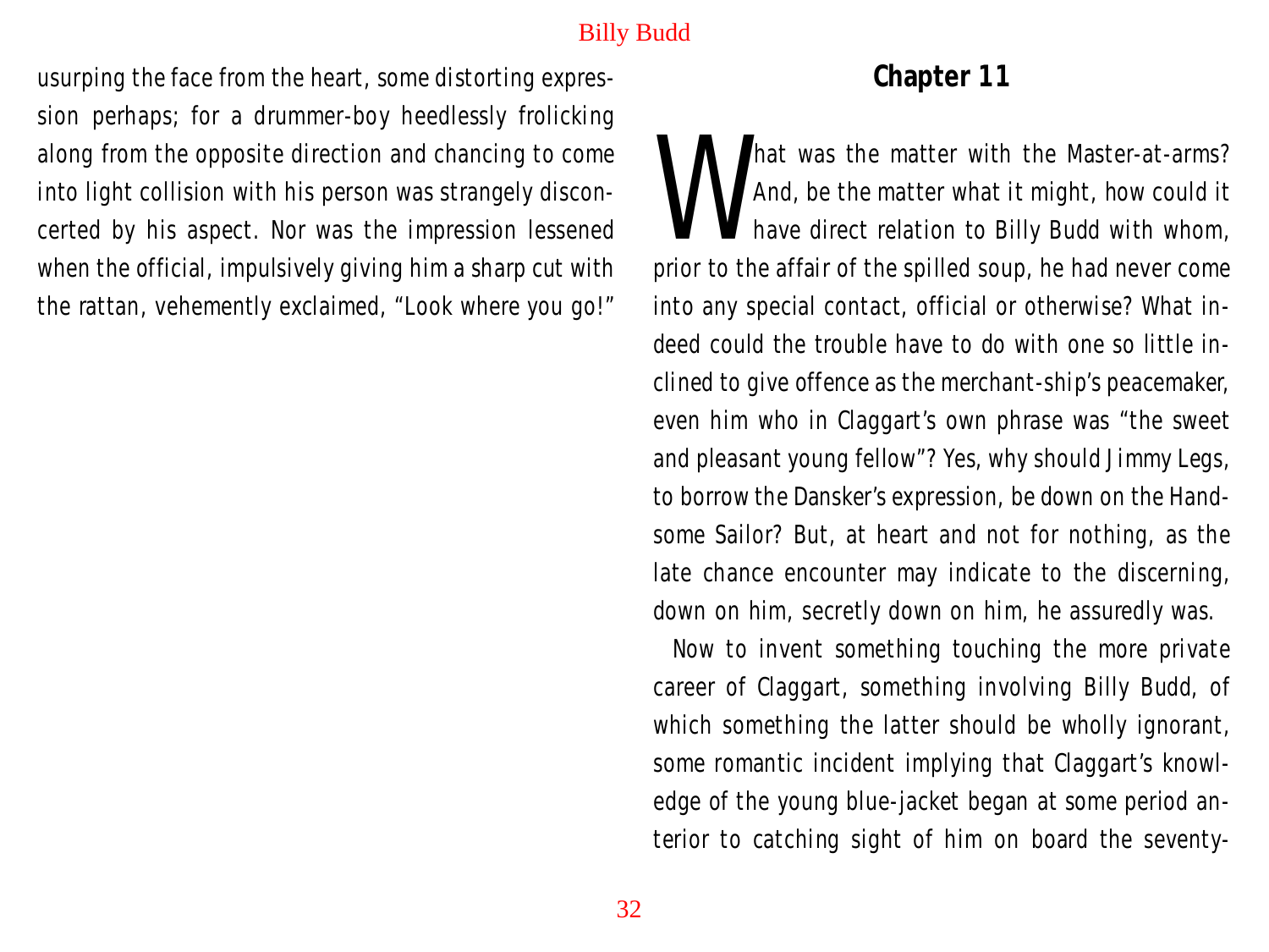usurping the face from the heart, some distorting expression perhaps; for a drummer-boy heedlessly frolicking along from the opposite direction and chancing to come into light collision with his person was strangely disconcerted by his aspect. Nor was the impression lessened when the official, impulsively giving him a sharp cut with the rattan, vehemently exclaimed, “Look where you go!”

## Chapter 11

What was the matter with the Master-at-arms? And, be the matter what it might, how could it have direct relation to Billy Budd with whom, prior to the affair of the spilled soup, he had never come into any special contact, official or otherwise? What indeed could the trouble have to do with one so little inclined to give offence as the merchant-ship’s peacemaker, even him who in Claggart’s own phrase was “the sweet and pleasant young fellow”? Yes, why should Jimmy Legs, to borrow the Dansker’s expression, be down on the Handsome Sailor? But, at heart and not for nothing, as the late chance encounter may indicate to the discerning, down on him, secretly down on him, he assuredly was.

Now to invent something touching the more private career of Claggart, something involving Billy Budd, of which something the latter should be wholly ignorant, some romantic incident implying that Claggart’s knowledge of the young blue-jacket began at some period anterior to catching sight of him on board the seventy-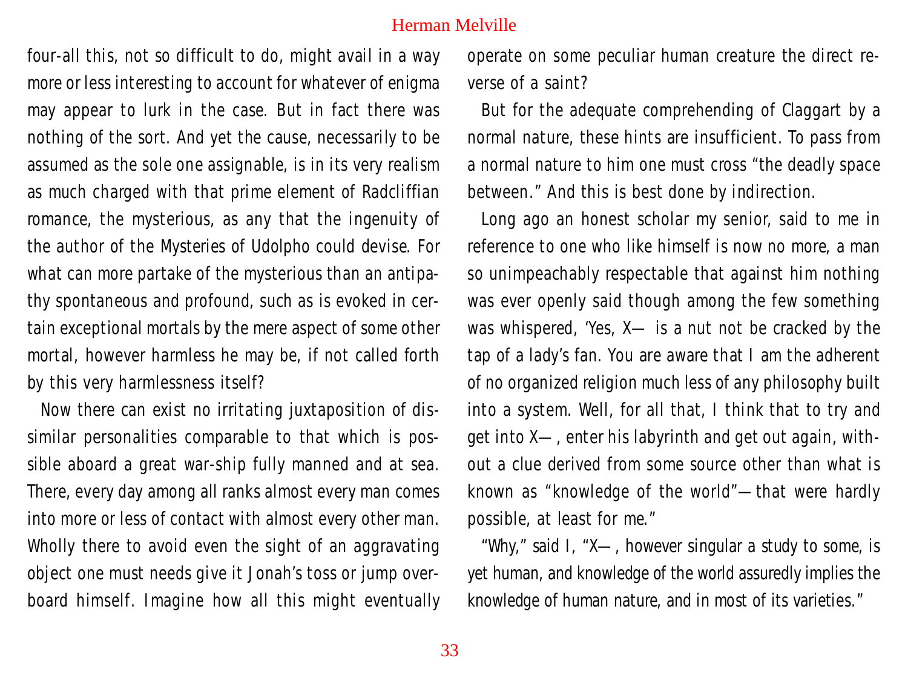four-all this, not so difficult to do, might avail in a way more or less interesting to account for whatever of enigma may appear to lurk in the case. But in fact there was nothing of the sort. And yet the cause, necessarily to be assumed as the sole one assignable, is in its very realism as much charged with that prime element of Radcliffian romance, the mysterious, as any that the ingenuity of the author of the Mysteries of Udolpho could devise. For what can more partake of the mysterious than an antipathy spontaneous and profound, such as is evoked in certain exceptional mortals by the mere aspect of some other mortal, however harmless he may be, if not called forth by this very harmlessness itself?

Now there can exist no irritating juxtaposition of dissimilar personalities comparable to that which is possible aboard a great war-ship fully manned and at sea. There, every day among all ranks almost every man comes into more or less of contact with almost every other man. Wholly there to avoid even the sight of an aggravating object one must needs give it Jonah's toss or jump overboard himself. Imagine how all this might eventually operate on some peculiar human creature the direct reverse of a saint?

But for the adequate comprehending of Claggart by a normal nature, these hints are insufficient. To pass from a normal nature to him one must cross "the deadly space between." And this is best done by indirection.

Long ago an honest scholar my senior, said to me in reference to one who like himself is now no more, a man so unimpeachably respectable that against him nothing was ever openly said though among the few something was whispered, 'Yes, X— is a nut not be cracked by the tap of a lady's fan. You are aware that I am the adherent of no organized religion much less of any philosophy built into a system. Well, for all that, I think that to try and get into X—, enter his labyrinth and get out again, without a clue derived from some source other than what is known as "knowledge of the world"—that were hardly possible, at least for me."

"Why," said I, "X—, however singular a study to some, is yet human, and knowledge of the world assuredly implies the knowledge of human nature, and in most of its varieties."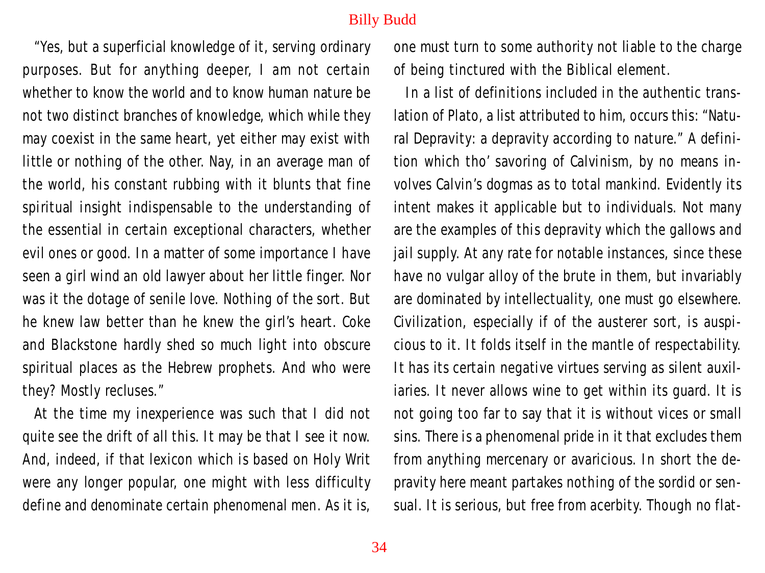"Yes, but a superficial knowledge of it, serving ordinary purposes. But for anything deeper, I am not certain whether to know the world and to know human nature be not two distinct branches of knowledge, which while they may coexist in the same heart, yet either may exist with little or nothing of the other. Nay, in an average man of the world, his constant rubbing with it blunts that fine spiritual insight indispensable to the understanding of the essential in certain exceptional characters, whether evil ones or good. In a matter of some importance I have seen a girl wind an old lawyer about her little finger. Nor was it the dotage of senile love. Nothing of the sort. But he knew law better than he knew the girl's heart. Coke and Blackstone hardly shed so much light into obscure spiritual places as the Hebrew prophets. And who were they? Mostly recluses."

At the time my inexperience was such that I did not quite see the drift of all this. It may be that I see it now. And, indeed, if that lexicon which is based on Holy Writ were any longer popular, one might with less difficulty define and denominate certain phenomenal men. As it is, one must turn to some authority not liable to the charge of being tinctured with the Biblical element.

In a list of definitions included in the authentic translation of Plato, a list attributed to him, occurs this: "Natural Depravity: a depravity according to nature." A definition which tho' savoring of Calvinism, by no means involves Calvin's dogmas as to total mankind. Evidently its intent makes it applicable but to individuals. Not many are the examples of this depravity which the gallows and jail supply. At any rate for notable instances, since these have no vulgar alloy of the brute in them, but invariably are dominated by intellectuality, one must go elsewhere. Civilization, especially if of the austerer sort, is auspicious to it. It folds itself in the mantle of respectability. It has its certain negative virtues serving as silent auxiliaries. It never allows wine to get within its guard. It is not going too far to say that it is without vices or small sins. There is a phenomenal pride in it that excludes them from anything mercenary or avaricious. In short the depravity here meant partakes nothing of the sordid or sensual. It is serious, but free from acerbity. Though no flat-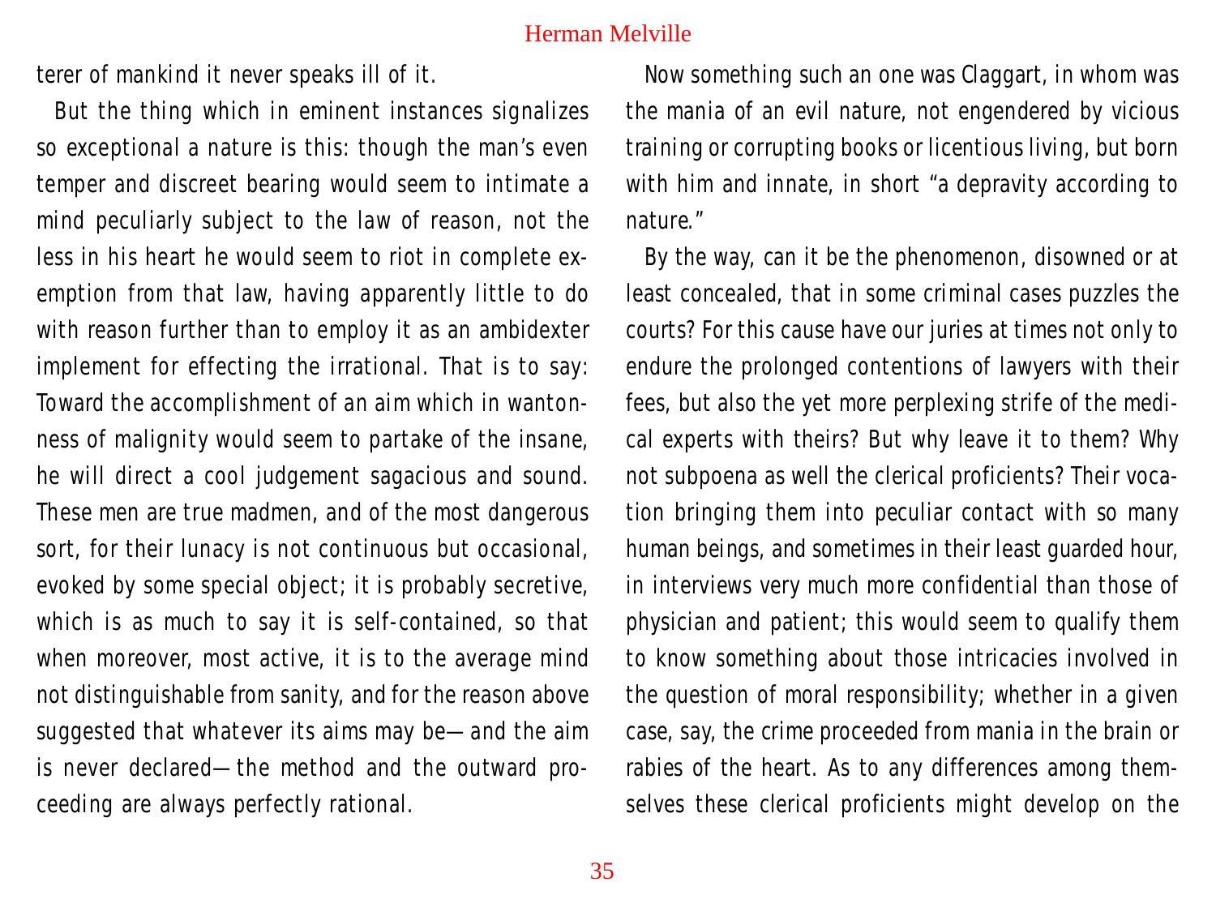terer of mankind it never speaks ill of it.

But the thing which in eminent instances signalizes so exceptional a nature is this: though the man's even temper and discreet bearing would seem to intimate a mind peculiarly subject to the law of reason, not the less in his heart he would seem to riot in complete exemption from that law, having apparently little to do with reason further than to employ it as an ambidexter implement for effecting the irrational. That is to say: Toward the accomplishment of an aim which in wantonness of malignity would seem to partake of the insane, he will direct a cool judgement sagacious and sound. These men are true madmen, and of the most dangerous sort, for their lunacy is not continuous but occasional, evoked by some special object; it is probably secretive, which is as much to say it is self-contained, so that when moreover, most active, it is to the average mind not distinguishable from sanity, and for the reason above suggested that whatever its aims may be—and the aim is never declared—the method and the outward proceeding are always perfectly rational.

Now something such an one was Claggart, in whom was the mania of an evil nature, not engendered by vicious training or corrupting books or licentious living, but born with him and innate, in short "a depravity according to nature."

By the way, can it be the phenomenon, disowned or at least concealed, that in some criminal cases puzzles the courts? For this cause have our juries at times not only to endure the prolonged contentions of lawyers with their fees, but also the yet more perplexing strife of the medical experts with theirs? But why leave it to them? Why not subpoena as well the clerical proficients? Their vocation bringing them into peculiar contact with so many human beings, and sometimes in their least guarded hour, in interviews very much more confidential than those of physician and patient; this would seem to qualify them to know something about those intricacies involved in the question of moral responsibility; whether in a given case, say, the crime proceeded from mania in the brain or rabies of the heart. As to any differences among themselves these clerical proficients might develop on the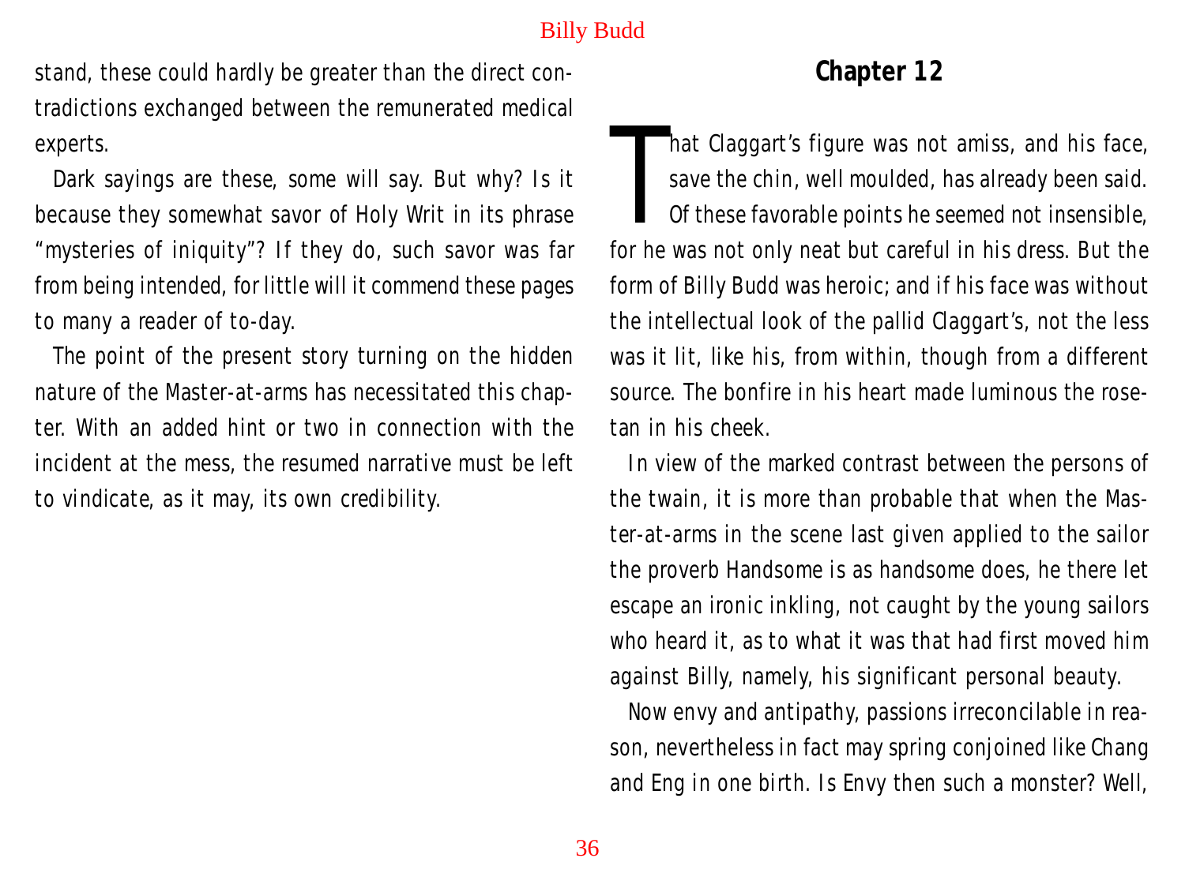stand, these could hardly be greater than the direct contradictions exchanged between the remunerated medical experts.

Dark sayings are these, some will say. But why? Is it because they somewhat savor of Holy Writ in its phrase "mysteries of iniquity"? If they do, such savor was far from being intended, for little will it commend these pages to many a reader of to-day.

The point of the present story turning on the hidden nature of the Master-at-arms has necessitated this chapter. With an added hint or two in connection with the incident at the mess, the resumed narrative must be left to vindicate, as it may, its own credibility.

## Chapter 12

That Claggart's figure was not amiss, and his face, save the chin, well moulded, has already been said. Of these favorable points he seemed not insensible, for he was not only neat but careful in his dress. But the form of Billy Budd was heroic; and if his face was without the intellectual look of the pallid Claggart's, not the less was it lit, like his, from within, though from a different source. The bonfire in his heart made luminous the rose-tan in his cheek.

In view of the marked contrast between the persons of the twain, it is more than probable that when the Master-at-arms in the scene last given applied to the sailor the proverb Handsome is as handsome does, he there let escape an ironic inkling, not caught by the young sailors who heard it, as to what it was that had first moved him against Billy, namely, his significant personal beauty.

Now envy and antipathy, passions irreconcilable in reason, nevertheless in fact may spring conjoined like Chang and Eng in one birth. Is Envy then such a monster? Well,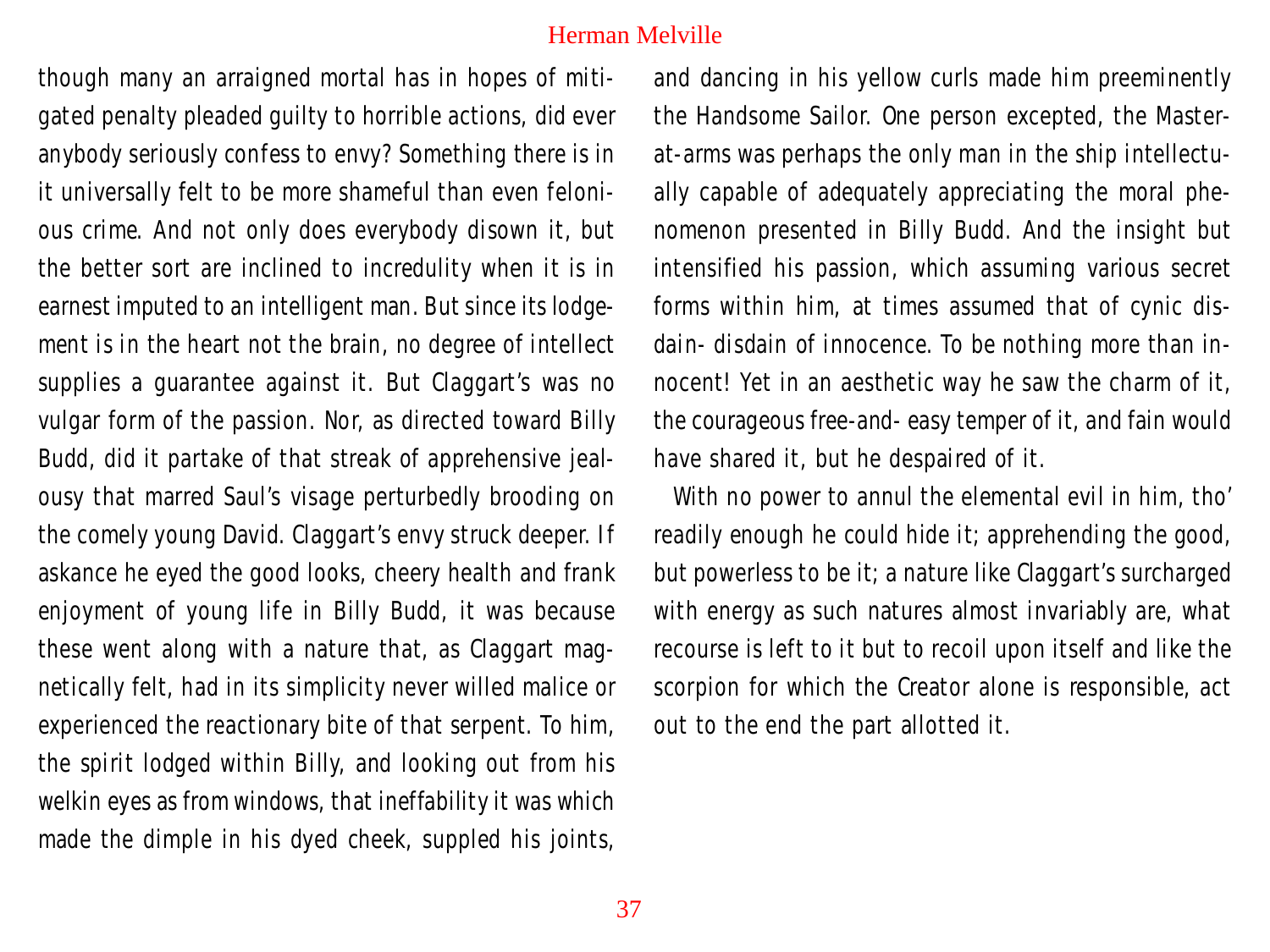though many an arraigned mortal has in hopes of mitigated penalty pleaded guilty to horrible actions, did ever anybody seriously confess to envy? Something there is in it universally felt to be more shameful than even felonious crime. And not only does everybody disown it, but the better sort are inclined to incredulity when it is in earnest imputed to an intelligent man. But since its lodgement is in the heart not the brain, no degree of intellect supplies a guarantee against it. But Claggart's was no vulgar form of the passion. Nor, as directed toward Billy Budd, did it partake of that streak of apprehensive jealousy that marred Saul's visage perturbedly brooding on the comely young David. Claggart's envy struck deeper. If askance he eyed the good looks, cheery health and frank enjoyment of young life in Billy Budd, it was because these went along with a nature that, as Claggart magnetically felt, had in its simplicity never willed malice or experienced the reactionary bite of that serpent. To him, the spirit lodged within Billy, and looking out from his welkin eyes as from windows, that ineffability it was which made the dimple in his dyed cheek, suppled his joints, and dancing in his yellow curls made him preeminently the Handsome Sailor. One person excepted, the Master-at-arms was perhaps the only man in the ship intellectually capable of adequately appreciating the moral phenomenon presented in Billy Budd. And the insight but intensified his passion, which assuming various secret forms within him, at times assumed that of cynic disdain- disdain of innocence. To be nothing more than innocent! Yet in an aesthetic way he saw the charm of it, the courageous free-and- easy temper of it, and fain would have shared it, but he despaired of it.

With no power to annul the elemental evil in him, tho' readily enough he could hide it; apprehending the good, but powerless to be it; a nature like Claggart's surcharged with energy as such natures almost invariably are, what recourse is left to it but to recoil upon itself and like the scorpion for which the Creator alone is responsible, act out to the end the part allotted it.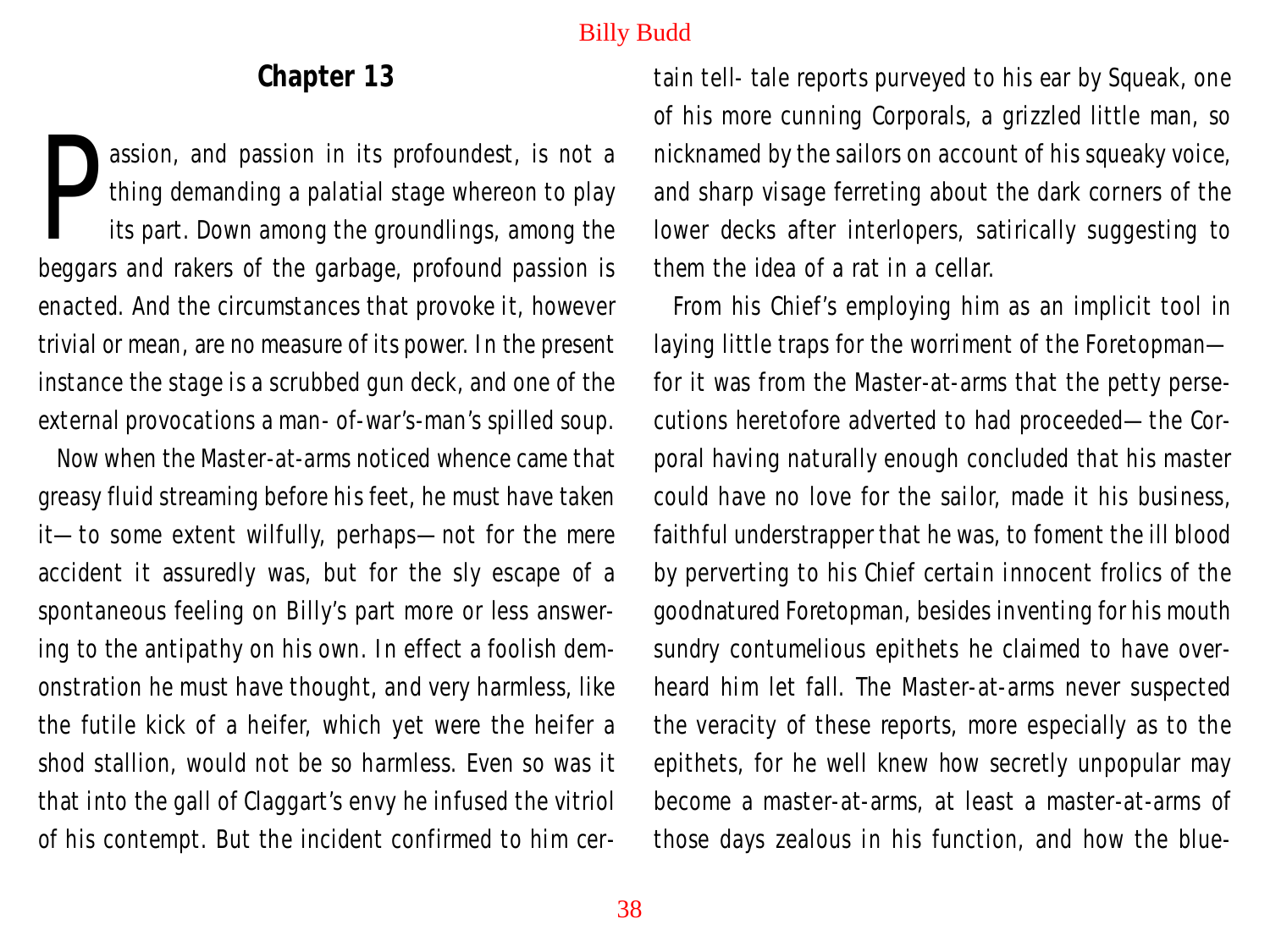## Chapter 13

Passion, and passion in its profoundest, is not a thing demanding a palatial stage whereon to play its part. Down among the groundlings, among the beggars and rakers of the garbage, profound passion is enacted. And the circumstances that provoke it, however trivial or mean, are no measure of its power. In the present instance the stage is a scrubbed gun deck, and one of the external provocations a man- of-war's-man's spilled soup.

Now when the Master-at-arms noticed whence came that greasy fluid streaming before his feet, he must have taken it—to some extent wilfully, perhaps—not for the mere accident it assuredly was, but for the sly escape of a spontaneous feeling on Billy's part more or less answering to the antipathy on his own. In effect a foolish demonstration he must have thought, and very harmless, like the futile kick of a heifer, which yet were the heifer a shod stallion, would not be so harmless. Even so was it that into the gall of Claggart's envy he infused the vitriol of his contempt. But the incident confirmed to him certain tell- tale reports purveyed to his ear by Squeak, one of his more cunning Corporals, a grizzled little man, so nicknamed by the sailors on account of his squeaky voice, and sharp visage ferreting about the dark corners of the lower decks after interlopers, satirically suggesting to them the idea of a rat in a cellar.

From his Chief's employing him as an implicit tool in laying little traps for the worriment of the Foretopman—for it was from the Master-at-arms that the petty persecutions heretofore adverted to had proceeded—the Corporal having naturally enough concluded that his master could have no love for the sailor, made it his business, faithful understrapper that he was, to foment the ill blood by perverting to his Chief certain innocent frolics of the goodnatured Foretopman, besides inventing for his mouth sundry contumelious epithets he claimed to have overheard him let fall. The Master-at-arms never suspected the veracity of these reports, more especially as to the epithets, for he well knew how secretly unpopular may become a master-at-arms, at least a master-at-arms of those days zealous in his function, and how the blue-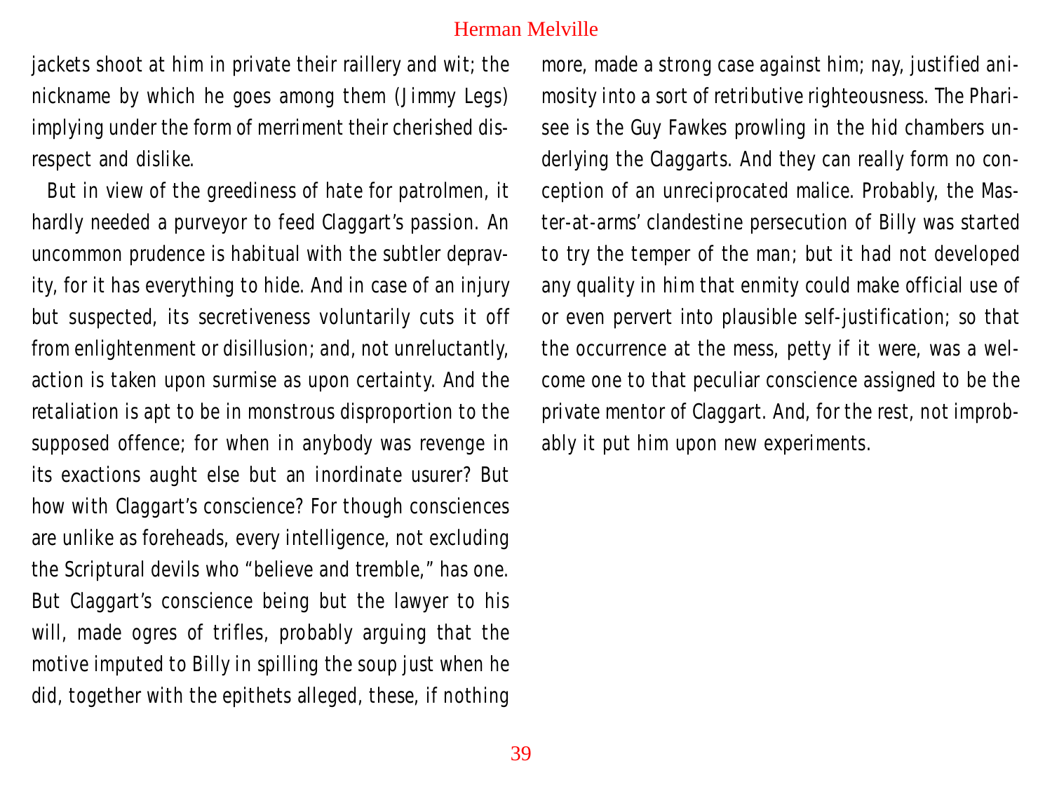jackets shoot at him in private their raillery and wit; the nickname by which he goes among them (Jimmy Legs) implying under the form of merriment their cherished disrespect and dislike.

But in view of the greediness of hate for patrolmen, it hardly needed a purveyor to feed Claggart's passion. An uncommon prudence is habitual with the subtler depravity, for it has everything to hide. And in case of an injury but suspected, its secretiveness voluntarily cuts it off from enlightenment or disillusion; and, not unreluctantly, action is taken upon surmise as upon certainty. And the retaliation is apt to be in monstrous disproportion to the supposed offence; for when in anybody was revenge in its exactions aught else but an inordinate usurer? But how with Claggart's conscience? For though consciences are unlike as foreheads, every intelligence, not excluding the Scriptural devils who "believe and tremble," has one. But Claggart's conscience being but the lawyer to his will, made ogres of trifles, probably arguing that the motive imputed to Billy in spilling the soup just when he did, together with the epithets alleged, these, if nothing more, made a strong case against him; nay, justified animosity into a sort of retributive righteousness. The Pharisee is the Guy Fawkes prowling in the hid chambers underlying the Claggarts. And they can really form no conception of an unreciprocated malice. Probably, the Master-at-arms' clandestine persecution of Billy was started to try the temper of the man; but it had not developed any quality in him that enmity could make official use of or even pervert into plausible self-justification; so that the occurrence at the mess, petty if it were, was a welcome one to that peculiar conscience assigned to be the private mentor of Claggart. And, for the rest, not improbably it put him upon new experiments.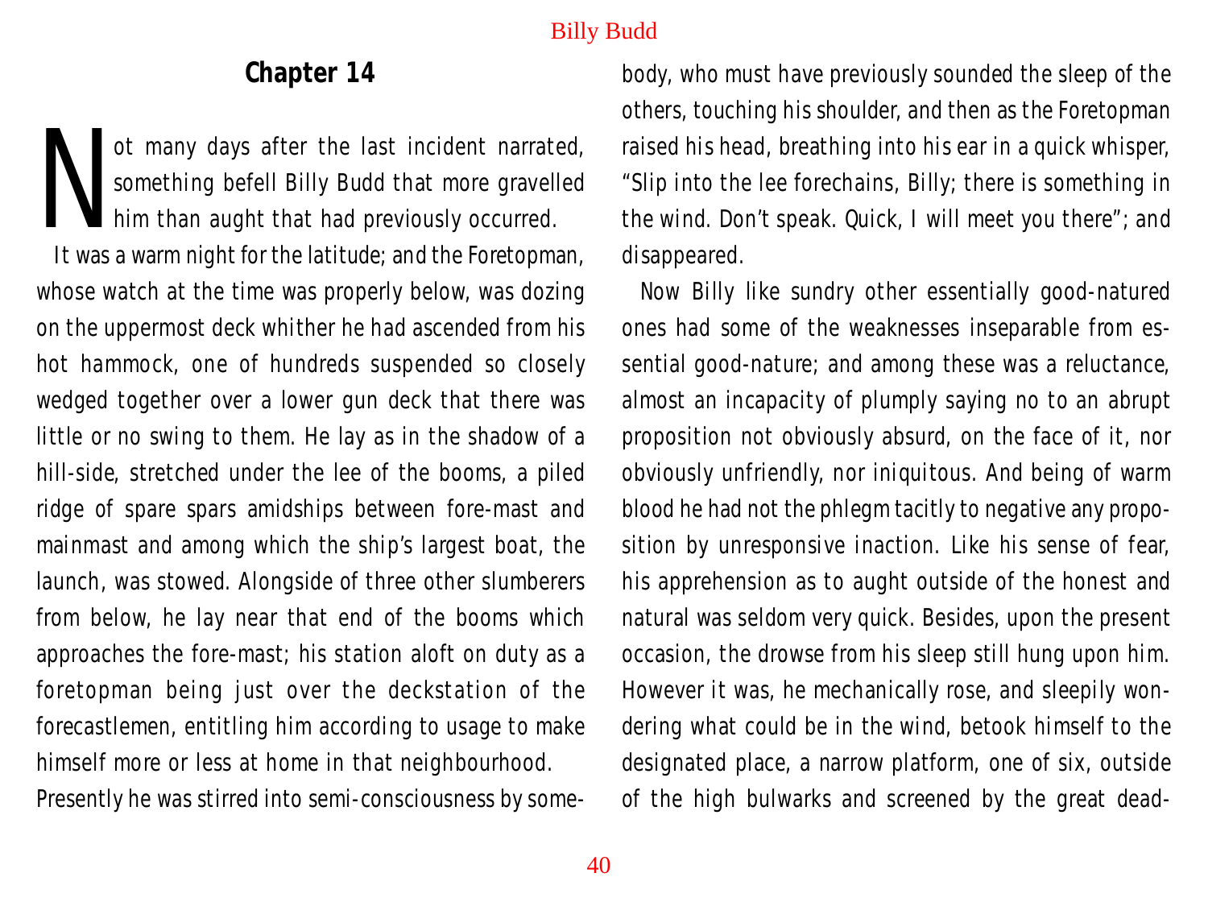## Chapter 14

Not many days after the last incident narrated, something befell Billy Budd that more gravelled him than aught that had previously occurred.

It was a warm night for the latitude; and the Foretopman, whose watch at the time was properly below, was dozing on the uppermost deck whither he had ascended from his hot hammock, one of hundreds suspended so closely wedged together over a lower gun deck that there was little or no swing to them. He lay as in the shadow of a hill-side, stretched under the lee of the booms, a piled ridge of spare spars amidships between fore-mast and mainmast and among which the ship's largest boat, the launch, was stowed. Alongside of three other slumberers from below, he lay near that end of the booms which approaches the fore-mast; his station aloft on duty as a foretopman being just over the deckstation of the forecastlemen, entitling him according to usage to make himself more or less at home in that neighbourhood.

Presently he was stirred into semi-consciousness by somebody, who must have previously sounded the sleep of the others, touching his shoulder, and then as the Foretopman raised his head, breathing into his ear in a quick whisper, "Slip into the lee forechains, Billy; there is something in the wind. Don't speak. Quick, I will meet you there"; and disappeared.

Now Billy like sundry other essentially good-natured ones had some of the weaknesses inseparable from essential good-nature; and among these was a reluctance, almost an incapacity of plumply saying no to an abrupt proposition not obviously absurd, on the face of it, nor obviously unfriendly, nor iniquitous. And being of warm blood he had not the phlegm tacitly to negative any proposition by unresponsive inaction. Like his sense of fear, his apprehension as to aught outside of the honest and natural was seldom very quick. Besides, upon the present occasion, the drowse from his sleep still hung upon him. However it was, he mechanically rose, and sleepily wondering what could be in the wind, betook himself to the designated place, a narrow platform, one of six, outside of the high bulwarks and screened by the great dead-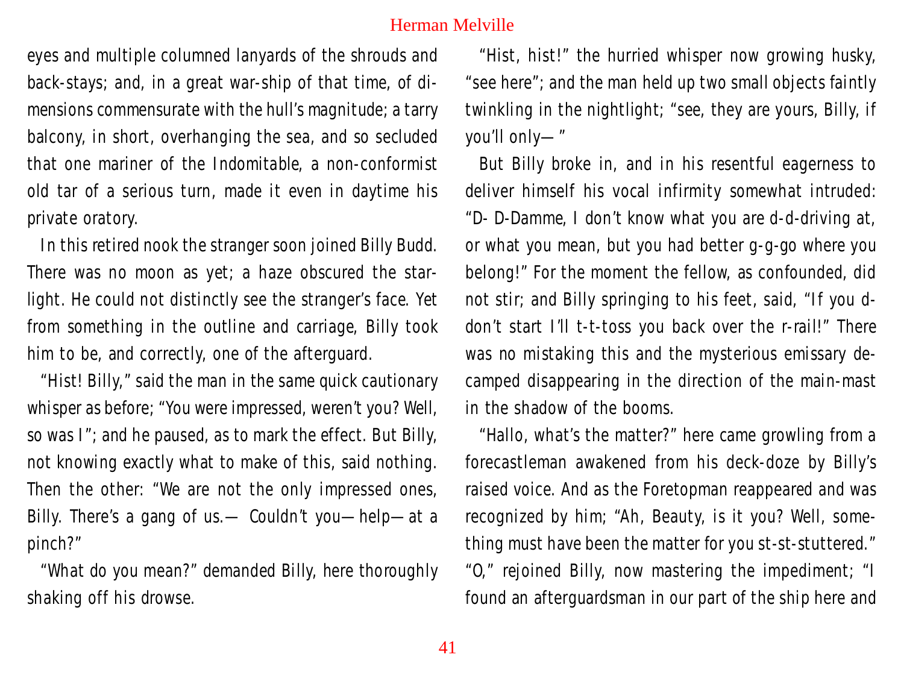eyes and multiple columned lanyards of the shrouds and back-stays; and, in a great war-ship of that time, of dimensions commensurate with the hull's magnitude; a tarry balcony, in short, overhanging the sea, and so secluded that one mariner of the Indomitable, a non-conformist old tar of a serious turn, made it even in daytime his private oratory.

In this retired nook the stranger soon joined Billy Budd. There was no moon as yet; a haze obscured the starlight. He could not distinctly see the stranger's face. Yet from something in the outline and carriage, Billy took him to be, and correctly, one of the afterguard.

"Hist! Billy," said the man in the same quick cautionary whisper as before; "You were impressed, weren't you? Well, so was I"; and he paused, as to mark the effect. But Billy, not knowing exactly what to make of this, said nothing. Then the other: "We are not the only impressed ones, Billy. There's a gang of us.— Couldn't you—help—at a pinch?"

"What do you mean?" demanded Billy, here thoroughly shaking off his drowse.

"Hist, hist!" the hurried whisper now growing husky, "see here"; and the man held up two small objects faintly twinkling in the nightlight; "see, they are yours, Billy, if you'll only— "

But Billy broke in, and in his resentful eagerness to deliver himself his vocal infirmity somewhat intruded: "D- D-Damme, I don't know what you are d-d-driving at, or what you mean, but you had better g-g-go where you belong!" For the moment the fellow, as confounded, did not stir; and Billy springing to his feet, said, "If you d-don't start I'll t-t-toss you back over the r-rail!" There was no mistaking this and the mysterious emissary decamped disappearing in the direction of the main-mast in the shadow of the booms.

"Hallo, what's the matter?" here came growling from a forecastleman awakened from his deck-doze by Billy's raised voice. And as the Foretopman reappeared and was recognized by him; "Ah, Beauty, is it you? Well, something must have been the matter for you st-st-stuttered." "O," rejoined Billy, now mastering the impediment; "I found an afterguardsman in our part of the ship here and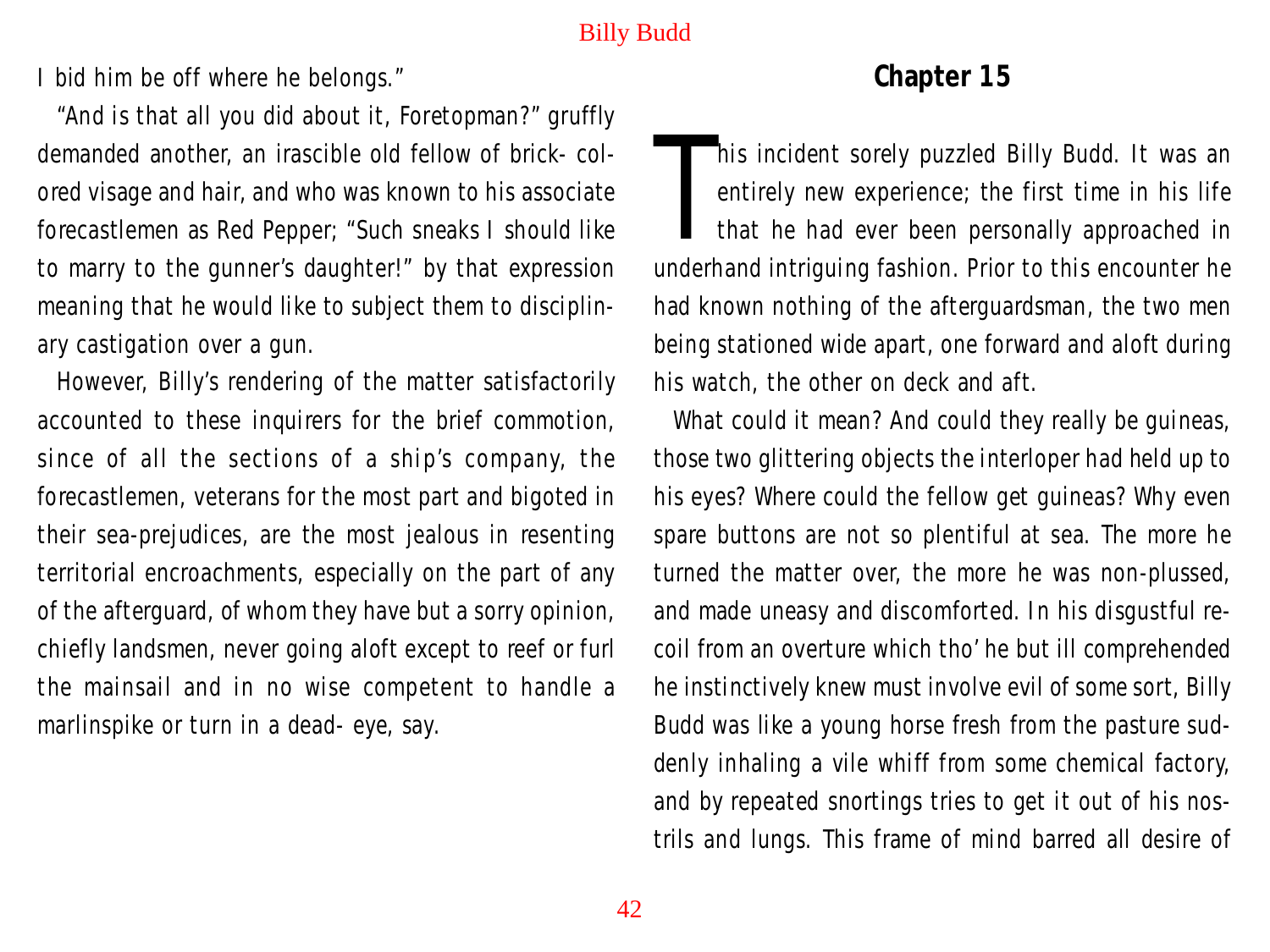I bid him be off where he belongs."

"And is that all you did about it, Foretopman?" gruffly demanded another, an irascible old fellow of brick-colored visage and hair, and who was known to his associate forecastlemen as Red Pepper; "Such sneaks I should like to marry to the gunner's daughter!" by that expression meaning that he would like to subject them to disciplinary castigation over a gun.

However, Billy's rendering of the matter satisfactorily accounted to these inquirers for the brief commotion, since of all the sections of a ship's company, the forecastlemen, veterans for the most part and bigoted in their sea-prejudices, are the most jealous in resenting territorial encroachments, especially on the part of any of the afterguard, of whom they have but a sorry opinion, chiefly landsmen, never going aloft except to reef or furl the mainsail and in no wise competent to handle a marlinspike or turn in a dead-eye, say.

## Chapter 15

This incident sorely puzzled Billy Budd. It was an entirely new experience; the first time in his life that he had ever been personally approached in underhand intriguing fashion. Prior to this encounter he had known nothing of the afterguardsman, the two men being stationed wide apart, one forward and aloft during his watch, the other on deck and aft.

What could it mean? And could they really be guineas, those two glittering objects the interloper had held up to his eyes? Where could the fellow get guineas? Why even spare buttons are not so plentiful at sea. The more he turned the matter over, the more he was non-plussed, and made uneasy and discomforted. In his disgustful recoil from an overture which tho' he but ill comprehended he instinctively knew must involve evil of some sort, Billy Budd was like a young horse fresh from the pasture suddenly inhaling a vile whiff from some chemical factory, and by repeated snortings tries to get it out of his nostrils and lungs. This frame of mind barred all desire of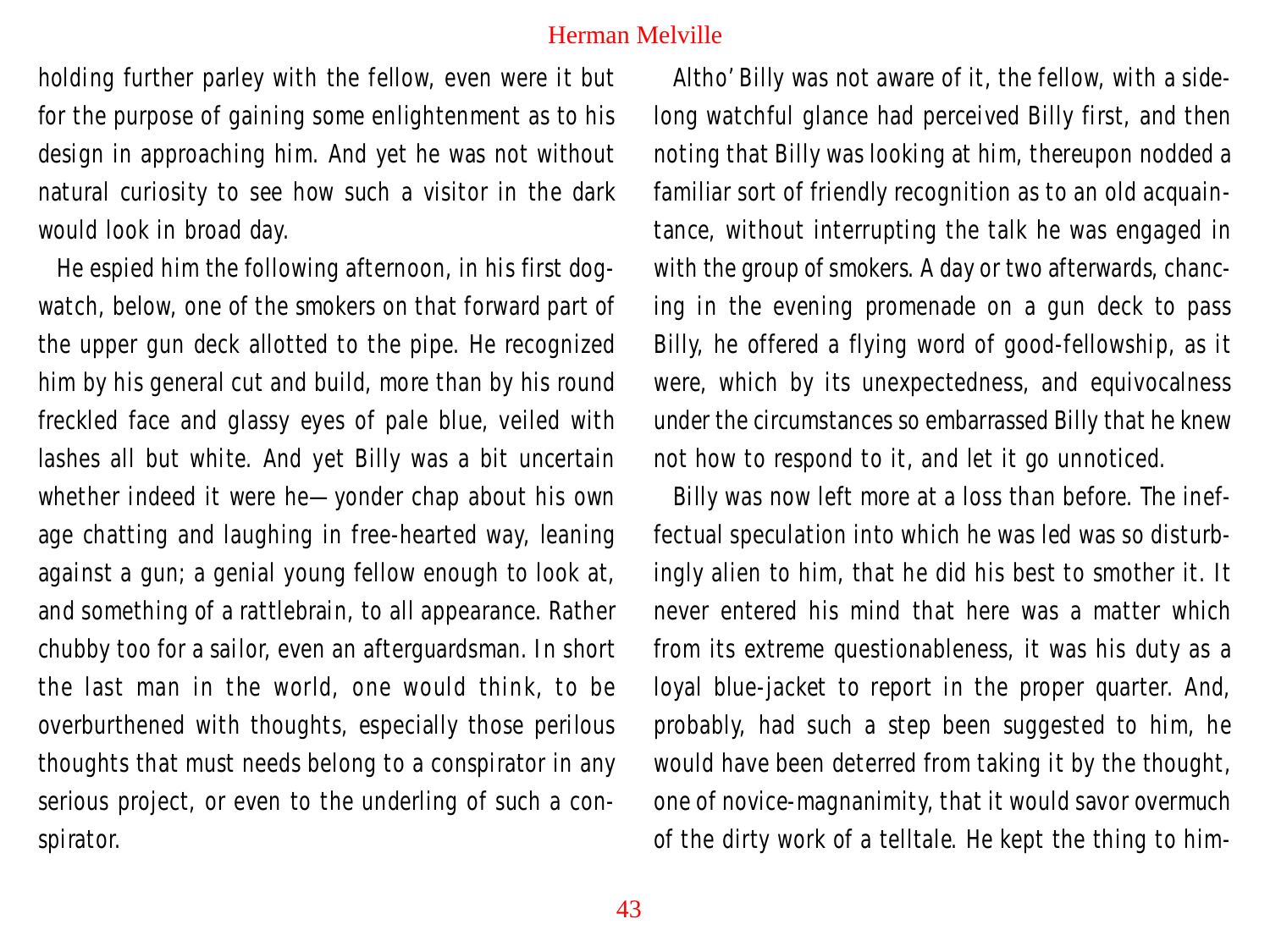holding further parley with the fellow, even were it but for the purpose of gaining some enlightenment as to his design in approaching him. And yet he was not without natural curiosity to see how such a visitor in the dark would look in broad day.

He espied him the following afternoon, in his first dog-watch, below, one of the smokers on that forward part of the upper gun deck allotted to the pipe. He recognized him by his general cut and build, more than by his round freckled face and glassy eyes of pale blue, veiled with lashes all but white. And yet Billy was a bit uncertain whether indeed it were he—yonder chap about his own age chatting and laughing in free-hearted way, leaning against a gun; a genial young fellow enough to look at, and something of a rattlebrain, to all appearance. Rather chubby too for a sailor, even an afterguardsman. In short the last man in the world, one would think, to be overburthened with thoughts, especially those perilous thoughts that must needs belong to a conspirator in any serious project, or even to the underling of such a conspirator.

Altho' Billy was not aware of it, the fellow, with a sidelong watchful glance had perceived Billy first, and then noting that Billy was looking at him, thereupon nodded a familiar sort of friendly recognition as to an old acquaintance, without interrupting the talk he was engaged in with the group of smokers. A day or two afterwards, chancing in the evening promenade on a gun deck to pass Billy, he offered a flying word of good-fellowship, as it were, which by its unexpectedness, and equivocalness under the circumstances so embarrassed Billy that he knew not how to respond to it, and let it go unnoticed.

Billy was now left more at a loss than before. The ineffectual speculation into which he was led was so disturbingly alien to him, that he did his best to smother it. It never entered his mind that here was a matter which from its extreme questionableness, it was his duty as a loyal blue-jacket to report in the proper quarter. And, probably, had such a step been suggested to him, he would have been deterred from taking it by the thought, one of novice-magnanimity, that it would savor overmuch of the dirty work of a telltale. He kept the thing to him-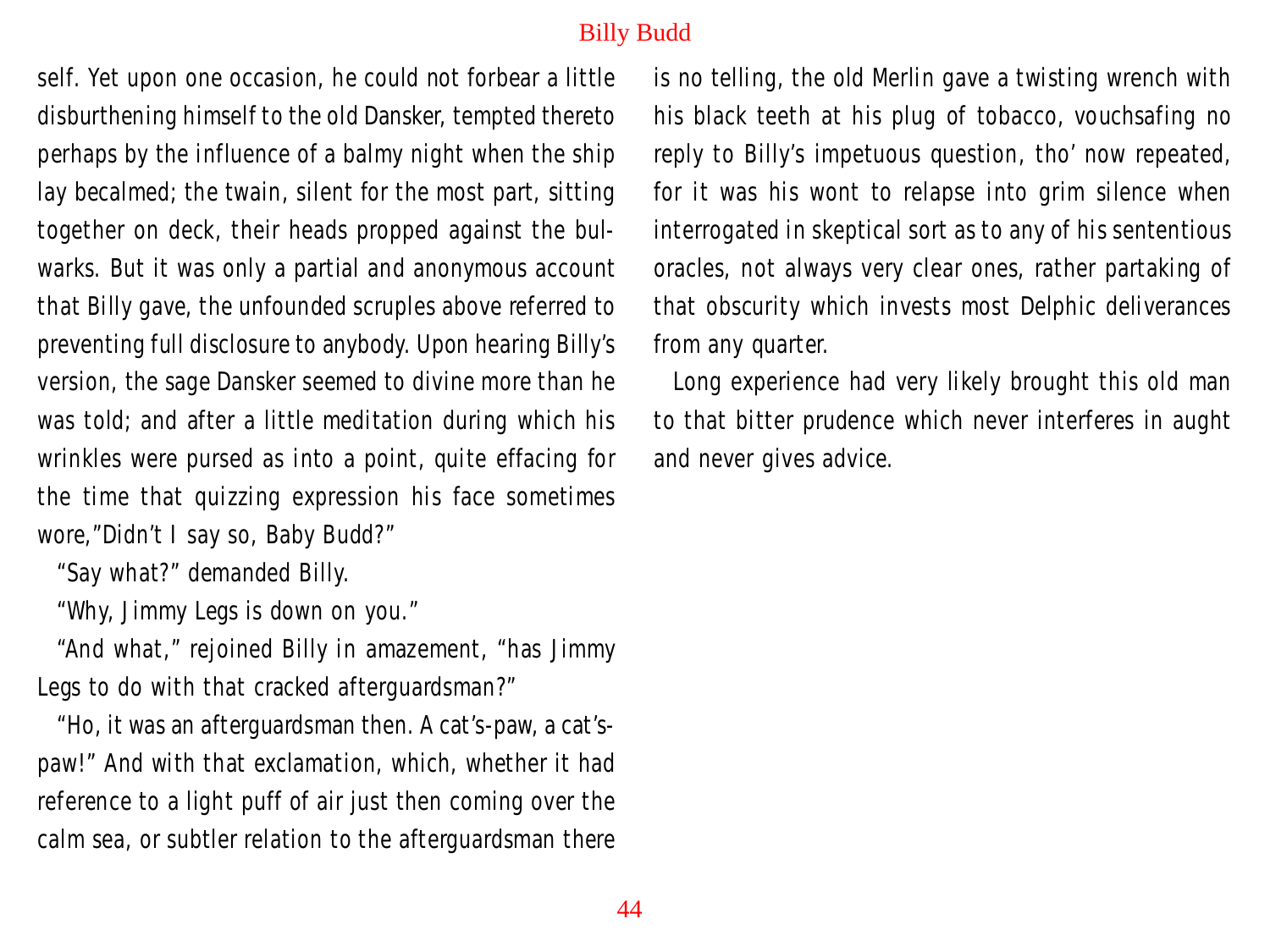self. Yet upon one occasion, he could not forbear a little disburthening himself to the old Dansker, tempted thereto perhaps by the influence of a balmy night when the ship lay becalmed; the twain, silent for the most part, sitting together on deck, their heads propped against the bulwarks. But it was only a partial and anonymous account that Billy gave, the unfounded scruples above referred to preventing full disclosure to anybody. Upon hearing Billy's version, the sage Dansker seemed to divine more than he was told; and after a little meditation during which his wrinkles were pursed as into a point, quite effacing for the time that quizzing expression his face sometimes wore,"Didn't I say so, Baby Budd?"

"Say what?" demanded Billy.

"Why, Jimmy Legs is down on you."

"And what," rejoined Billy in amazement, "has Jimmy Legs to do with that cracked afterguardsman?"

"Ho, it was an afterguardsman then. A cat's-paw, a cat's-paw!" And with that exclamation, which, whether it had reference to a light puff of air just then coming over the calm sea, or subtler relation to the afterguardsman there is no telling, the old Merlin gave a twisting wrench with his black teeth at his plug of tobacco, vouchsafing no reply to Billy's impetuous question, tho' now repeated, for it was his wont to relapse into grim silence when interrogated in skeptical sort as to any of his sententious oracles, not always very clear ones, rather partaking of that obscurity which invests most Delphic deliverances from any quarter.

Long experience had very likely brought this old man to that bitter prudence which never interferes in aught and never gives advice.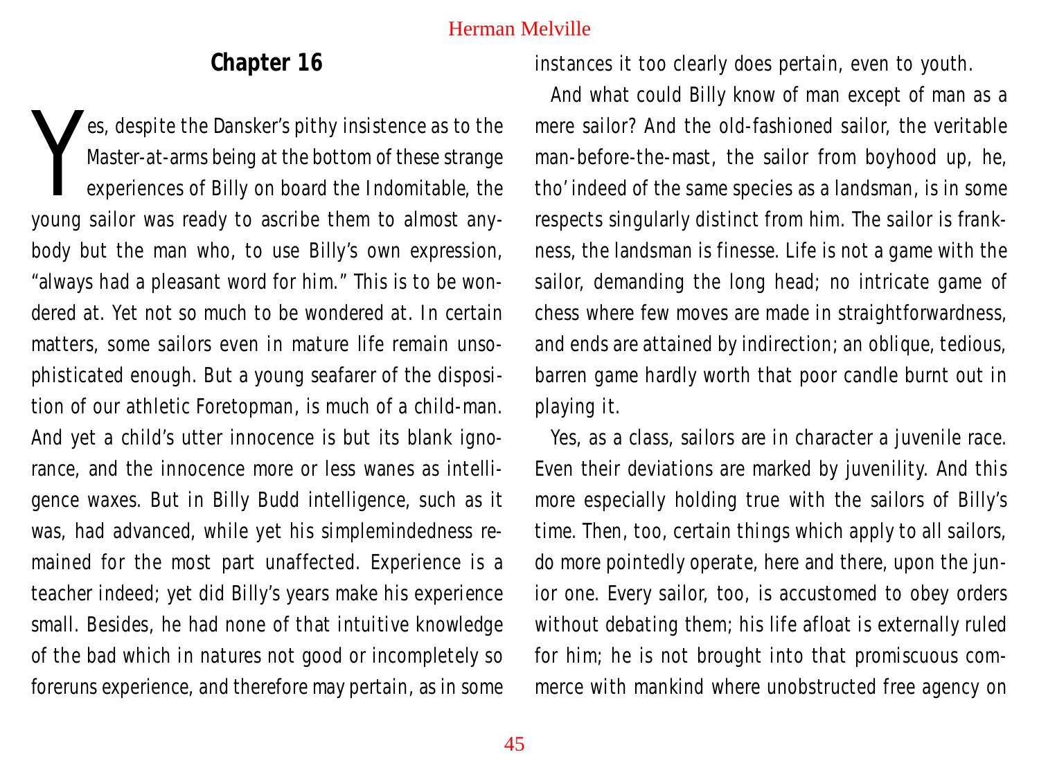## Chapter 16

Yes, despite the Dansker's pithy insistence as to the Master-at-arms being at the bottom of these strange experiences of Billy on board the Indomitable, the young sailor was ready to ascribe them to almost anybody but the man who, to use Billy's own expression, "always had a pleasant word for him." This is to be wondered at. Yet not so much to be wondered at. In certain matters, some sailors even in mature life remain unsophisticated enough. But a young seafarer of the disposition of our athletic Foretopman, is much of a child-man. And yet a child's utter innocence is but its blank ignorance, and the innocence more or less wanes as intelligence waxes. But in Billy Budd intelligence, such as it was, had advanced, while yet his simplemindedness remained for the most part unaffected. Experience is a teacher indeed; yet did Billy's years make his experience small. Besides, he had none of that intuitive knowledge of the bad which in natures not good or incompletely so foreruns experience, and therefore may pertain, as in some instances it too clearly does pertain, even to youth.

And what could Billy know of man except of man as a mere sailor? And the old-fashioned sailor, the veritable man-before-the-mast, the sailor from boyhood up, he, tho' indeed of the same species as a landsman, is in some respects singularly distinct from him. The sailor is frankness, the landsman is finesse. Life is not a game with the sailor, demanding the long head; no intricate game of chess where few moves are made in straightforwardness, and ends are attained by indirection; an oblique, tedious, barren game hardly worth that poor candle burnt out in playing it.

Yes, as a class, sailors are in character a juvenile race. Even their deviations are marked by juvenility. And this more especially holding true with the sailors of Billy's time. Then, too, certain things which apply to all sailors, do more pointedly operate, here and there, upon the junior one. Every sailor, too, is accustomed to obey orders without debating them; his life afloat is externally ruled for him; he is not brought into that promiscuous commerce with mankind where unobstructed free agency on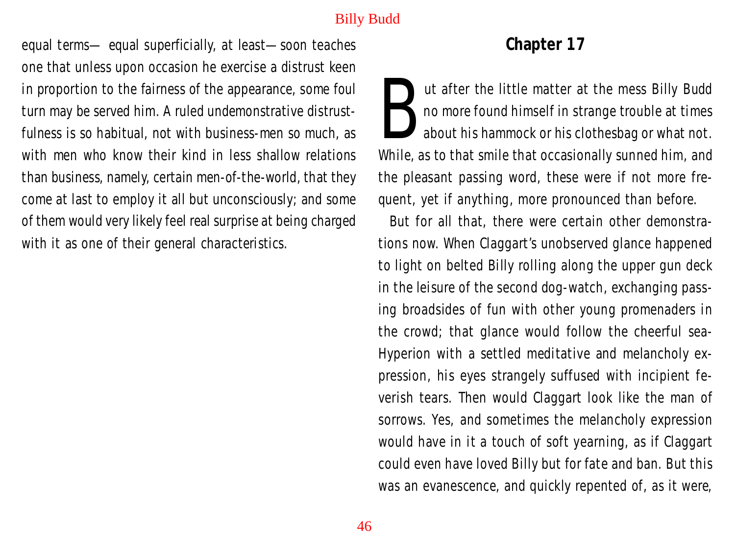equal terms— equal superficially, at least—soon teaches one that unless upon occasion he exercise a distrust keen in proportion to the fairness of the appearance, some foul turn may be served him. A ruled undemonstrative distrustfulness is so habitual, not with business-men so much, as with men who know their kind in less shallow relations than business, namely, certain men-of-the-world, that they come at last to employ it all but unconsciously; and some of them would very likely feel real surprise at being charged with it as one of their general characteristics.

## Chapter 17

But after the little matter at the mess Billy Budd no more found himself in strange trouble at times about his hammock or his clothesbag or what not. While, as to that smile that occasionally sunned him, and the pleasant passing word, these were if not more frequent, yet if anything, more pronounced than before.

But for all that, there were certain other demonstrations now. When Claggart's unobserved glance happened to light on belted Billy rolling along the upper gun deck in the leisure of the second dog-watch, exchanging passing broadsides of fun with other young promenaders in the crowd; that glance would follow the cheerful sea-Hyperion with a settled meditative and melancholy expression, his eyes strangely suffused with incipient feverish tears. Then would Claggart look like the man of sorrows. Yes, and sometimes the melancholy expression would have in it a touch of soft yearning, as if Claggart could even have loved Billy but for fate and ban. But this was an evanescence, and quickly repented of, as it were,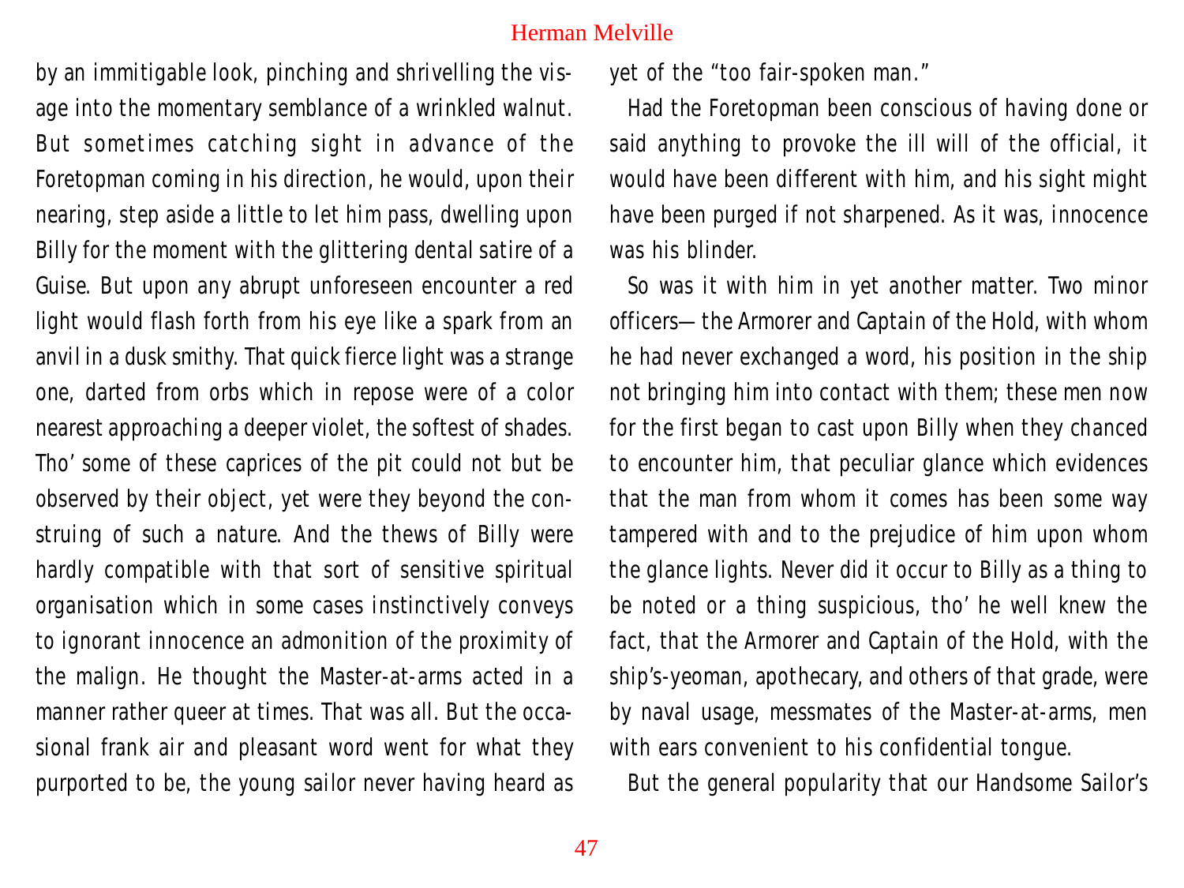by an immitigable look, pinching and shrivelling the visage into the momentary semblance of a wrinkled walnut. But sometimes catching sight in advance of the Foretopman coming in his direction, he would, upon their nearing, step aside a little to let him pass, dwelling upon Billy for the moment with the glittering dental satire of a Guise. But upon any abrupt unforeseen encounter a red light would flash forth from his eye like a spark from an anvil in a dusk smithy. That quick fierce light was a strange one, darted from orbs which in repose were of a color nearest approaching a deeper violet, the softest of shades. Tho' some of these caprices of the pit could not but be observed by their object, yet were they beyond the construing of such a nature. And the thews of Billy were hardly compatible with that sort of sensitive spiritual organisation which in some cases instinctively conveys to ignorant innocence an admonition of the proximity of the malign. He thought the Master-at-arms acted in a manner rather queer at times. That was all. But the occasional frank air and pleasant word went for what they purported to be, the young sailor never having heard as yet of the "too fair-spoken man."

Had the Foretopman been conscious of having done or said anything to provoke the ill will of the official, it would have been different with him, and his sight might have been purged if not sharpened. As it was, innocence was his blinder.

So was it with him in yet another matter. Two minor officers—the Armorer and Captain of the Hold, with whom he had never exchanged a word, his position in the ship not bringing him into contact with them; these men now for the first began to cast upon Billy when they chanced to encounter him, that peculiar glance which evidences that the man from whom it comes has been some way tampered with and to the prejudice of him upon whom the glance lights. Never did it occur to Billy as a thing to be noted or a thing suspicious, tho' he well knew the fact, that the Armorer and Captain of the Hold, with the ship's-yeoman, apothecary, and others of that grade, were by naval usage, messmates of the Master-at-arms, men with ears convenient to his confidential tongue.

But the general popularity that our Handsome Sailor's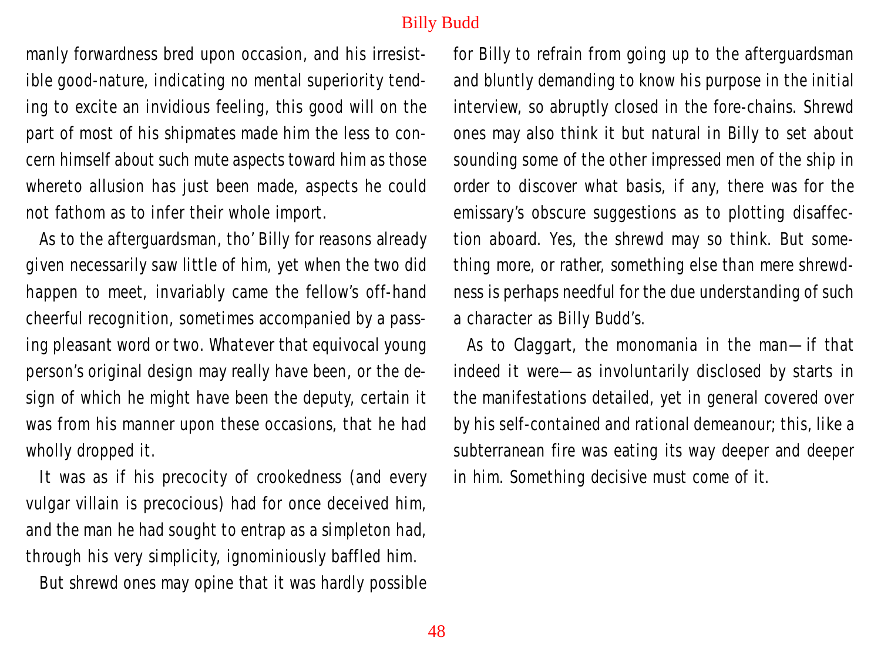manly forwardness bred upon occasion, and his irresistible good-nature, indicating no mental superiority tending to excite an invidious feeling, this good will on the part of most of his shipmates made him the less to concern himself about such mute aspects toward him as those whereto allusion has just been made, aspects he could not fathom as to infer their whole import.

As to the afterguardsman, tho' Billy for reasons already given necessarily saw little of him, yet when the two did happen to meet, invariably came the fellow's off-hand cheerful recognition, sometimes accompanied by a passing pleasant word or two. Whatever that equivocal young person's original design may really have been, or the design of which he might have been the deputy, certain it was from his manner upon these occasions, that he had wholly dropped it.

It was as if his precocity of crookedness (and every vulgar villain is precocious) had for once deceived him, and the man he had sought to entrap as a simpleton had, through his very simplicity, ignominiously baffled him.

But shrewd ones may opine that it was hardly possible for Billy to refrain from going up to the afterguardsman and bluntly demanding to know his purpose in the initial interview, so abruptly closed in the fore-chains. Shrewd ones may also think it but natural in Billy to set about sounding some of the other impressed men of the ship in order to discover what basis, if any, there was for the emissary's obscure suggestions as to plotting disaffection aboard. Yes, the shrewd may so think. But something more, or rather, something else than mere shrewdness is perhaps needful for the due understanding of such a character as Billy Budd's.

As to Claggart, the monomania in the man—if that indeed it were—as involuntarily disclosed by starts in the manifestations detailed, yet in general covered over by his self-contained and rational demeanour; this, like a subterranean fire was eating its way deeper and deeper in him. Something decisive must come of it.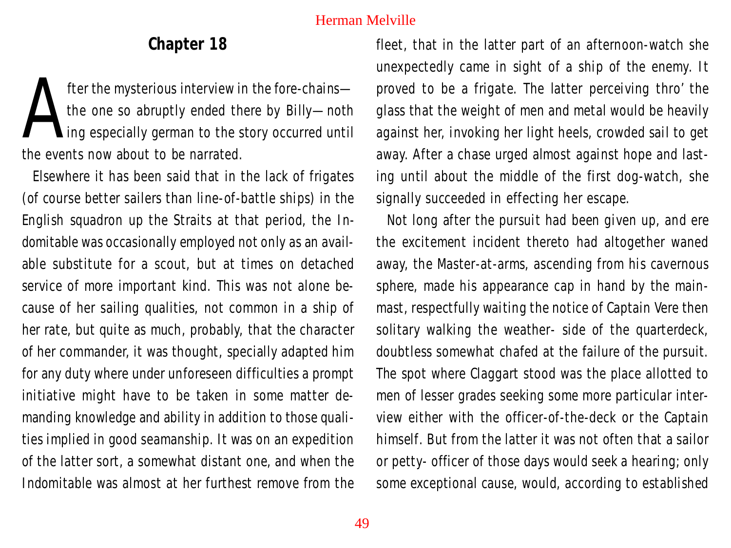## Chapter 18

After the mysterious interview in the fore-chains—the one so abruptly ended there by Billy—nothing especially german to the story occurred until the events now about to be narrated.

Elsewhere it has been said that in the lack of frigates (of course better sailers than line-of-battle ships) in the English squadron up the Straits at that period, the Indomitable was occasionally employed not only as an available substitute for a scout, but at times on detached service of more important kind. This was not alone because of her sailing qualities, not common in a ship of her rate, but quite as much, probably, that the character of her commander, it was thought, specially adapted him for any duty where under unforeseen difficulties a prompt initiative might have to be taken in some matter demanding knowledge and ability in addition to those qualities implied in good seamanship. It was on an expedition of the latter sort, a somewhat distant one, and when the Indomitable was almost at her furthest remove from the fleet, that in the latter part of an afternoon-watch she unexpectedly came in sight of a ship of the enemy. It proved to be a frigate. The latter perceiving thro' the glass that the weight of men and metal would be heavily against her, invoking her light heels, crowded sail to get away. After a chase urged almost against hope and lasting until about the middle of the first dog-watch, she signally succeeded in effecting her escape.

Not long after the pursuit had been given up, and ere the excitement incident thereto had altogether waned away, the Master-at-arms, ascending from his cavernous sphere, made his appearance cap in hand by the mainmast, respectfully waiting the notice of Captain Vere then solitary walking the weather- side of the quarterdeck, doubtless somewhat chafed at the failure of the pursuit. The spot where Claggart stood was the place allotted to men of lesser grades seeking some more particular interview either with the officer-of-the-deck or the Captain himself. But from the latter it was not often that a sailor or petty- officer of those days would seek a hearing; only some exceptional cause, would, according to established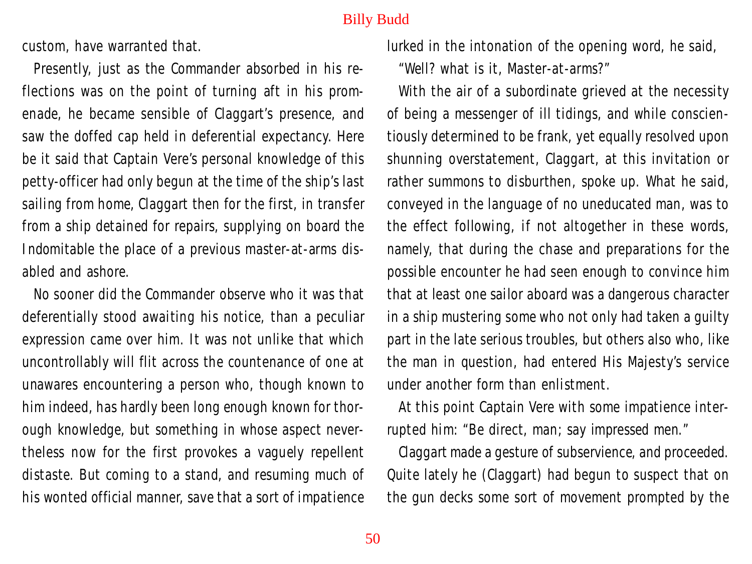custom, have warranted that.

Presently, just as the Commander absorbed in his reflections was on the point of turning aft in his promenade, he became sensible of Claggart's presence, and saw the doffed cap held in deferential expectancy. Here be it said that Captain Vere's personal knowledge of this petty-officer had only begun at the time of the ship's last sailing from home, Claggart then for the first, in transfer from a ship detained for repairs, supplying on board the Indomitable the place of a previous master-at-arms disabled and ashore.

No sooner did the Commander observe who it was that deferentially stood awaiting his notice, than a peculiar expression came over him. It was not unlike that which uncontrollably will flit across the countenance of one at unawares encountering a person who, though known to him indeed, has hardly been long enough known for thorough knowledge, but something in whose aspect nevertheless now for the first provokes a vaguely repellent distaste. But coming to a stand, and resuming much of his wonted official manner, save that a sort of impatience lurked in the intonation of the opening word, he said,

"Well? what is it, Master-at-arms?"

With the air of a subordinate grieved at the necessity of being a messenger of ill tidings, and while conscientiously determined to be frank, yet equally resolved upon shunning overstatement, Claggart, at this invitation or rather summons to disburthen, spoke up. What he said, conveyed in the language of no uneducated man, was to the effect following, if not altogether in these words, namely, that during the chase and preparations for the possible encounter he had seen enough to convince him that at least one sailor aboard was a dangerous character in a ship mustering some who not only had taken a guilty part in the late serious troubles, but others also who, like the man in question, had entered His Majesty's service under another form than enlistment.

At this point Captain Vere with some impatience interrupted him: "Be direct, man; say impressed men."

Claggart made a gesture of subservience, and proceeded. Quite lately he (Claggart) had begun to suspect that on the gun decks some sort of movement prompted by the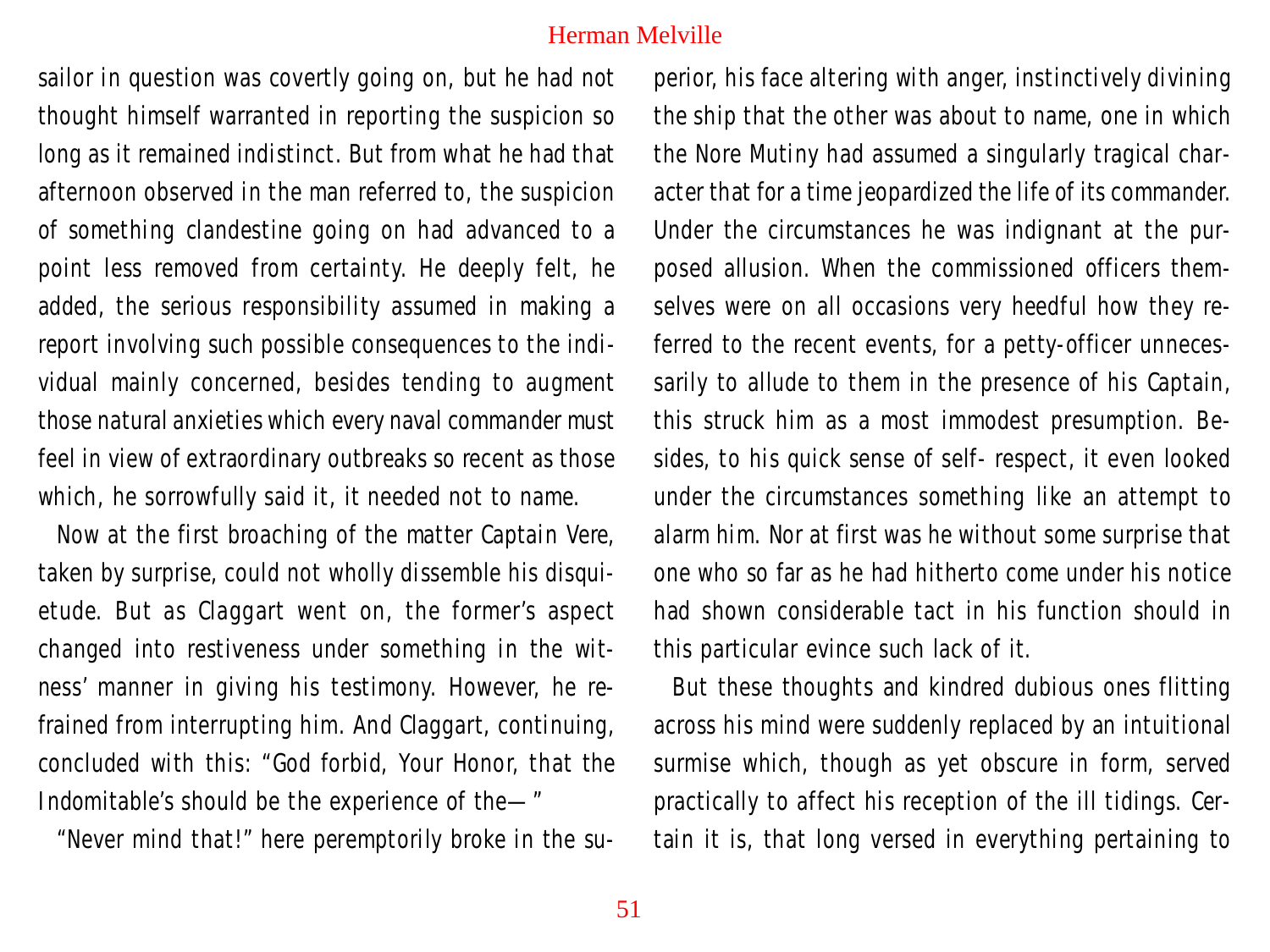sailor in question was covertly going on, but he had not thought himself warranted in reporting the suspicion so long as it remained indistinct. But from what he had that afternoon observed in the man referred to, the suspicion of something clandestine going on had advanced to a point less removed from certainty. He deeply felt, he added, the serious responsibility assumed in making a report involving such possible consequences to the individual mainly concerned, besides tending to augment those natural anxieties which every naval commander must feel in view of extraordinary outbreaks so recent as those which, he sorrowfully said it, it needed not to name.

Now at the first broaching of the matter Captain Vere, taken by surprise, could not wholly dissemble his disquietude. But as Claggart went on, the former's aspect changed into restiveness under something in the witness' manner in giving his testimony. However, he refrained from interrupting him. And Claggart, continuing, concluded with this: "God forbid, Your Honor, that the Indomitable's should be the experience of the— "

"Never mind that!" here peremptorily broke in the superior, his face altering with anger, instinctively divining the ship that the other was about to name, one in which the Nore Mutiny had assumed a singularly tragical character that for a time jeopardized the life of its commander. Under the circumstances he was indignant at the purposed allusion. When the commissioned officers themselves were on all occasions very heedful how they referred to the recent events, for a petty-officer unnecessarily to allude to them in the presence of his Captain, this struck him as a most immodest presumption. Besides, to his quick sense of self- respect, it even looked under the circumstances something like an attempt to alarm him. Nor at first was he without some surprise that one who so far as he had hitherto come under his notice had shown considerable tact in his function should in this particular evince such lack of it.

But these thoughts and kindred dubious ones flitting across his mind were suddenly replaced by an intuitional surmise which, though as yet obscure in form, served practically to affect his reception of the ill tidings. Certain it is, that long versed in everything pertaining to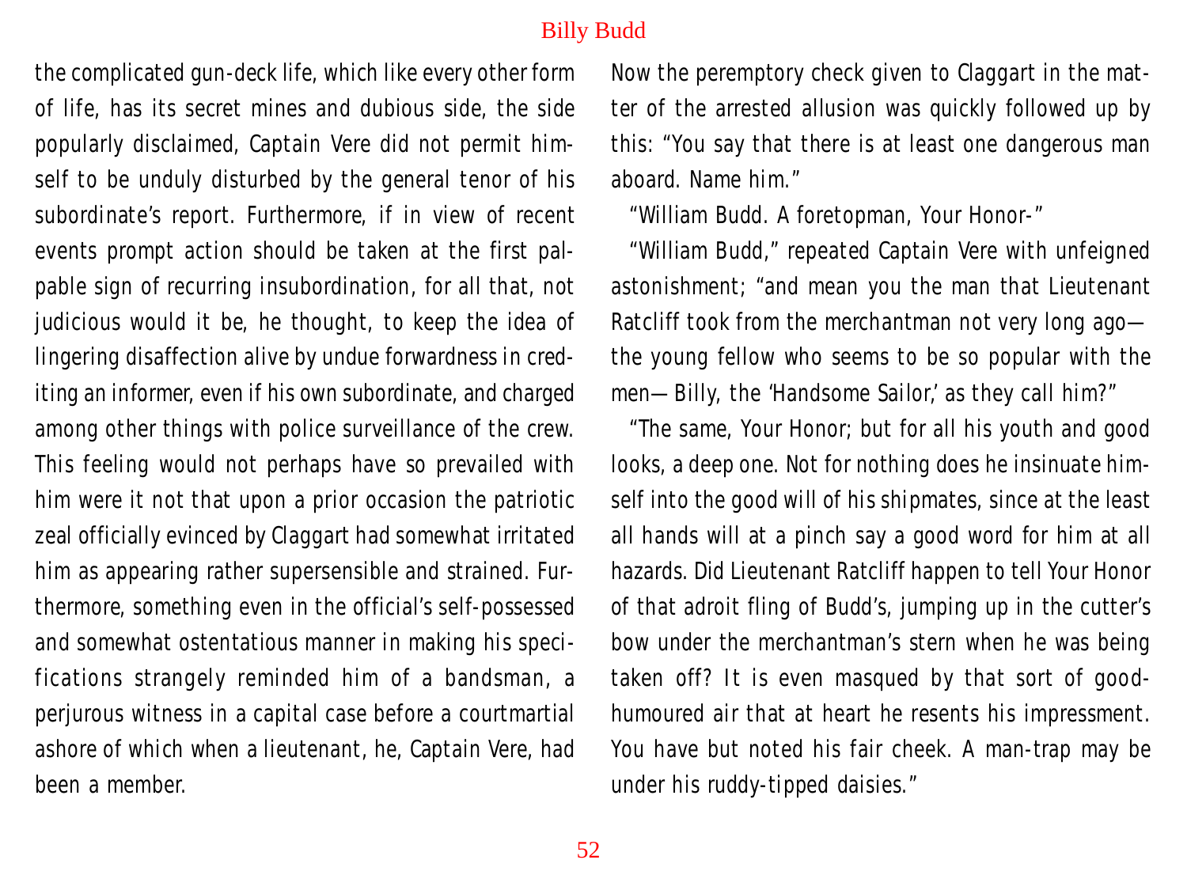the complicated gun-deck life, which like every other form of life, has its secret mines and dubious side, the side popularly disclaimed, Captain Vere did not permit himself to be unduly disturbed by the general tenor of his subordinate's report. Furthermore, if in view of recent events prompt action should be taken at the first palpable sign of recurring insubordination, for all that, not judicious would it be, he thought, to keep the idea of lingering disaffection alive by undue forwardness in crediting an informer, even if his own subordinate, and charged among other things with police surveillance of the crew. This feeling would not perhaps have so prevailed with him were it not that upon a prior occasion the patriotic zeal officially evinced by Claggart had somewhat irritated him as appearing rather supersensible and strained. Furthermore, something even in the official's self-possessed and somewhat ostentatious manner in making his specifications strangely reminded him of a bandsman, a perjurous witness in a capital case before a courtmartial ashore of which when a lieutenant, he, Captain Vere, had been a member.

Now the peremptory check given to Claggart in the matter of the arrested allusion was quickly followed up by this: "You say that there is at least one dangerous man aboard. Name him."

"William Budd. A foretopman, Your Honor-"

"William Budd," repeated Captain Vere with unfeigned astonishment; "and mean you the man that Lieutenant Ratcliff took from the merchantman not very long ago—the young fellow who seems to be so popular with the men—Billy, the 'Handsome Sailor,' as they call him?"

"The same, Your Honor; but for all his youth and good looks, a deep one. Not for nothing does he insinuate himself into the good will of his shipmates, since at the least all hands will at a pinch say a good word for him at all hazards. Did Lieutenant Ratcliff happen to tell Your Honor of that adroit fling of Budd's, jumping up in the cutter's bow under the merchantman's stern when he was being taken off? It is even masqued by that sort of good-humoured air that at heart he resents his impressment. You have but noted his fair cheek. A man-trap may be under his ruddy-tipped daisies."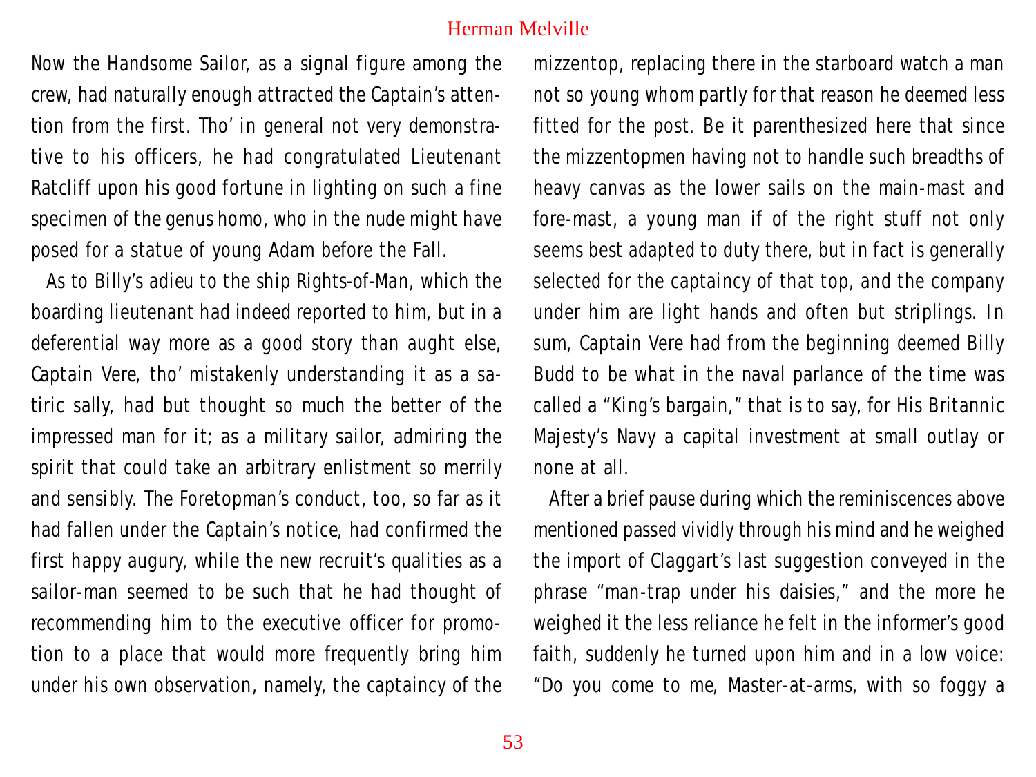Now the Handsome Sailor, as a signal figure among the crew, had naturally enough attracted the Captain's attention from the first. Tho' in general not very demonstrative to his officers, he had congratulated Lieutenant Ratcliff upon his good fortune in lighting on such a fine specimen of the genus homo, who in the nude might have posed for a statue of young Adam before the Fall.

As to Billy's adieu to the ship Rights-of-Man, which the boarding lieutenant had indeed reported to him, but in a deferential way more as a good story than aught else, Captain Vere, tho' mistakenly understanding it as a satiric sally, had but thought so much the better of the impressed man for it; as a military sailor, admiring the spirit that could take an arbitrary enlistment so merrily and sensibly. The Foretopman's conduct, too, so far as it had fallen under the Captain's notice, had confirmed the first happy augury, while the new recruit's qualities as a sailor-man seemed to be such that he had thought of recommending him to the executive officer for promotion to a place that would more frequently bring him under his own observation, namely, the captaincy of the mizzentop, replacing there in the starboard watch a man not so young whom partly for that reason he deemed less fitted for the post. Be it parenthesized here that since the mizzentopmen having not to handle such breadths of heavy canvas as the lower sails on the main-mast and fore-mast, a young man if of the right stuff not only seems best adapted to duty there, but in fact is generally selected for the captaincy of that top, and the company under him are light hands and often but striplings. In sum, Captain Vere had from the beginning deemed Billy Budd to be what in the naval parlance of the time was called a "King's bargain," that is to say, for His Britannic Majesty's Navy a capital investment at small outlay or none at all.

After a brief pause during which the reminiscences above mentioned passed vividly through his mind and he weighed the import of Claggart's last suggestion conveyed in the phrase "man-trap under his daisies," and the more he weighed it the less reliance he felt in the informer's good faith, suddenly he turned upon him and in a low voice: "Do you come to me, Master-at-arms, with so foggy a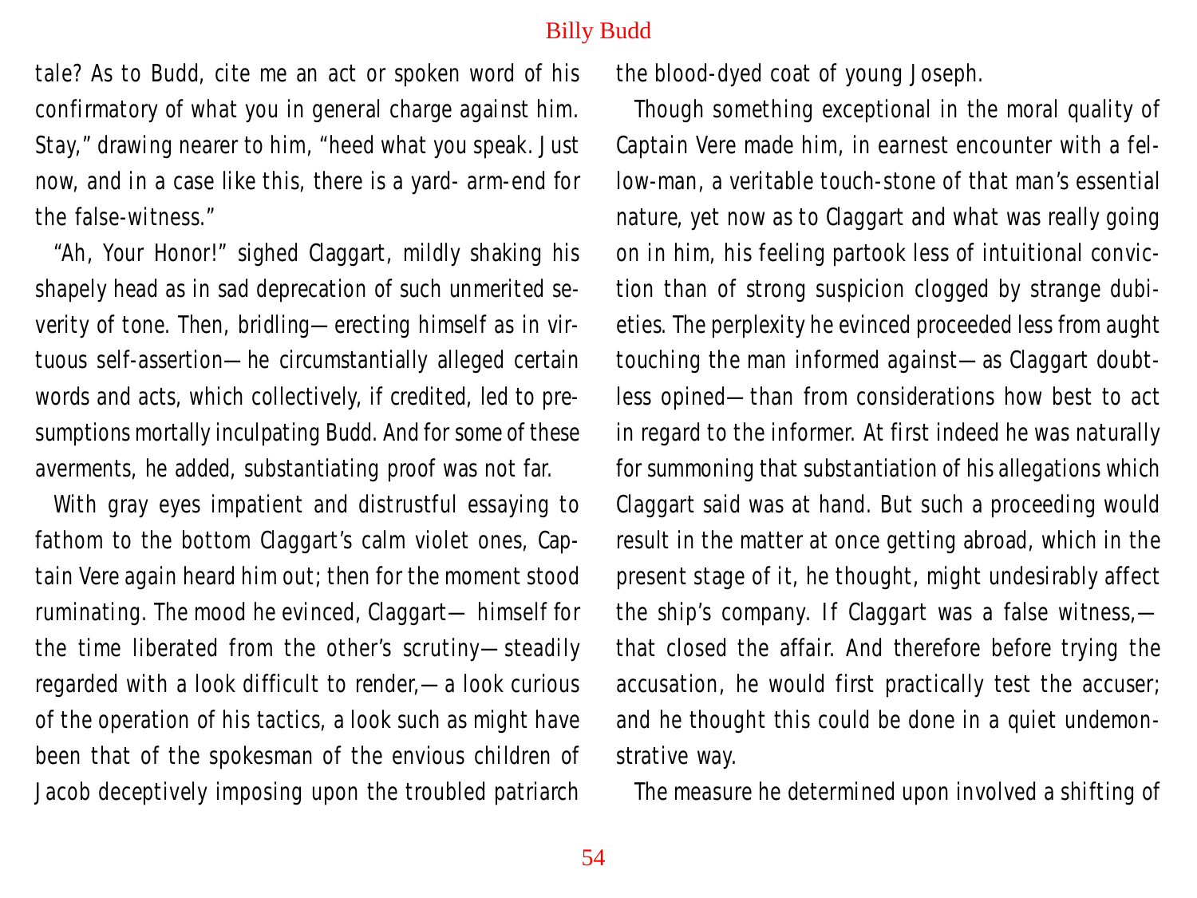tale? As to Budd, cite me an act or spoken word of his confirmatory of what you in general charge against him. Stay," drawing nearer to him, "heed what you speak. Just now, and in a case like this, there is a yard- arm-end for the false-witness."

"Ah, Your Honor!" sighed Claggart, mildly shaking his shapely head as in sad deprecation of such unmerited severity of tone. Then, bridling—erecting himself as in virtuous self-assertion—he circumstantially alleged certain words and acts, which collectively, if credited, led to presumptions mortally inculpating Budd. And for some of these averments, he added, substantiating proof was not far.

With gray eyes impatient and distrustful essaying to fathom to the bottom Claggart's calm violet ones, Captain Vere again heard him out; then for the moment stood ruminating. The mood he evinced, Claggart— himself for the time liberated from the other's scrutiny—steadily regarded with a look difficult to render,—a look curious of the operation of his tactics, a look such as might have been that of the spokesman of the envious children of Jacob deceptively imposing upon the troubled patriarch the blood-dyed coat of young Joseph.

Though something exceptional in the moral quality of Captain Vere made him, in earnest encounter with a fellow-man, a veritable touch-stone of that man's essential nature, yet now as to Claggart and what was really going on in him, his feeling partook less of intuitional conviction than of strong suspicion clogged by strange dubieties. The perplexity he evinced proceeded less from aught touching the man informed against—as Claggart doubtless opined—than from considerations how best to act in regard to the informer. At first indeed he was naturally for summoning that substantiation of his allegations which Claggart said was at hand. But such a proceeding would result in the matter at once getting abroad, which in the present stage of it, he thought, might undesirably affect the ship's company. If Claggart was a false witness,—that closed the affair. And therefore before trying the accusation, he would first practically test the accuser; and he thought this could be done in a quiet undemonstrative way.

The measure he determined upon involved a shifting of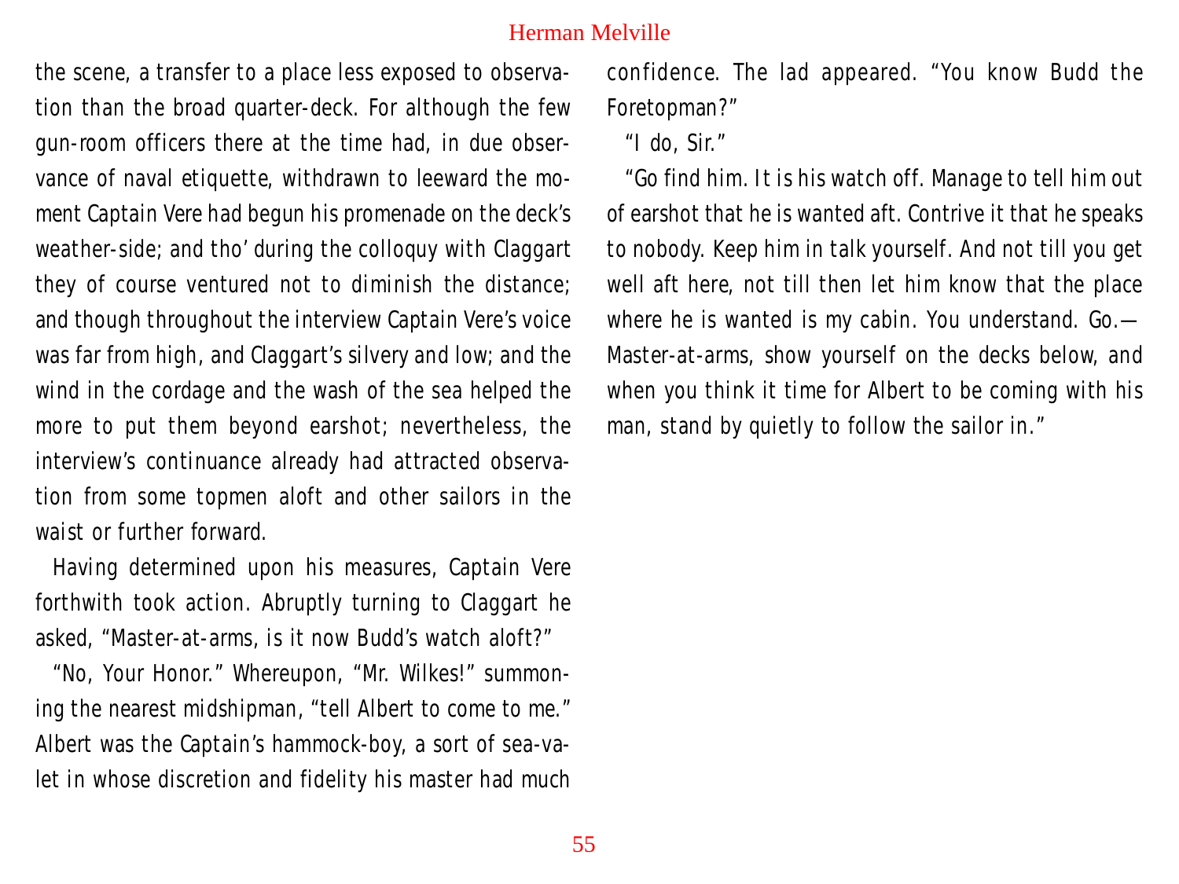the scene, a transfer to a place less exposed to observation than the broad quarter-deck. For although the few gun-room officers there at the time had, in due observance of naval etiquette, withdrawn to leeward the moment Captain Vere had begun his promenade on the deck's weather-side; and tho' during the colloquy with Claggart they of course ventured not to diminish the distance; and though throughout the interview Captain Vere's voice was far from high, and Claggart's silvery and low; and the wind in the cordage and the wash of the sea helped the more to put them beyond earshot; nevertheless, the interview's continuance already had attracted observation from some topmen aloft and other sailors in the waist or further forward.

Having determined upon his measures, Captain Vere forthwith took action. Abruptly turning to Claggart he asked, "Master-at-arms, is it now Budd's watch aloft?"

"No, Your Honor." Whereupon, "Mr. Wilkes!" summoning the nearest midshipman, "tell Albert to come to me." Albert was the Captain's hammock-boy, a sort of sea-valet in whose discretion and fidelity his master had much confidence. The lad appeared. "You know Budd the Foretopman?"

"I do, Sir."

"Go find him. It is his watch off. Manage to tell him out of earshot that he is wanted aft. Contrive it that he speaks to nobody. Keep him in talk yourself. And not till you get well aft here, not till then let him know that the place where he is wanted is my cabin. You understand. Go.—Master-at-arms, show yourself on the decks below, and when you think it time for Albert to be coming with his man, stand by quietly to follow the sailor in."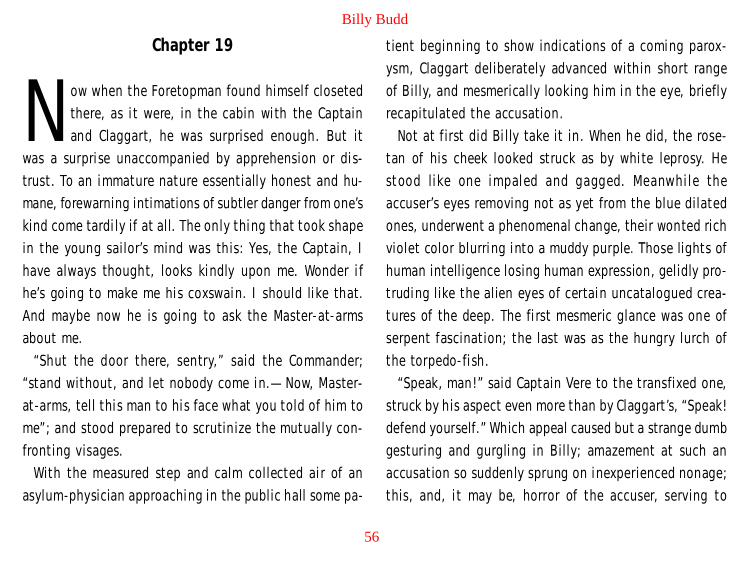## Chapter 19

Now when the Foretopman found himself closeted there, as it were, in the cabin with the Captain and Claggart, he was surprised enough. But it was a surprise unaccompanied by apprehension or distrust. To an immature nature essentially honest and humane, forewarning intimations of subtler danger from one's kind come tardily if at all. The only thing that took shape in the young sailor's mind was this: Yes, the Captain, I have always thought, looks kindly upon me. Wonder if he's going to make me his coxswain. I should like that. And maybe now he is going to ask the Master-at-arms about me.

"Shut the door there, sentry," said the Commander; "stand without, and let nobody come in.—Now, Master-at-arms, tell this man to his face what you told of him to me"; and stood prepared to scrutinize the mutually confronting visages.

With the measured step and calm collected air of an asylum-physician approaching in the public hall some patient beginning to show indications of a coming paroxysm, Claggart deliberately advanced within short range of Billy, and mesmerically looking him in the eye, briefly recapitulated the accusation.

Not at first did Billy take it in. When he did, the rose-tan of his cheek looked struck as by white leprosy. He stood like one impaled and gagged. Meanwhile the accuser's eyes removing not as yet from the blue dilated ones, underwent a phenomenal change, their wonted rich violet color blurring into a muddy purple. Those lights of human intelligence losing human expression, gelidly protruding like the alien eyes of certain uncatalogued creatures of the deep. The first mesmeric glance was one of serpent fascination; the last was as the hungry lurch of the torpedo-fish.

"Speak, man!" said Captain Vere to the transfixed one, struck by his aspect even more than by Claggart's, "Speak! defend yourself." Which appeal caused but a strange dumb gesturing and gurgling in Billy; amazement at such an accusation so suddenly sprung on inexperienced nonage; this, and, it may be, horror of the accuser, serving to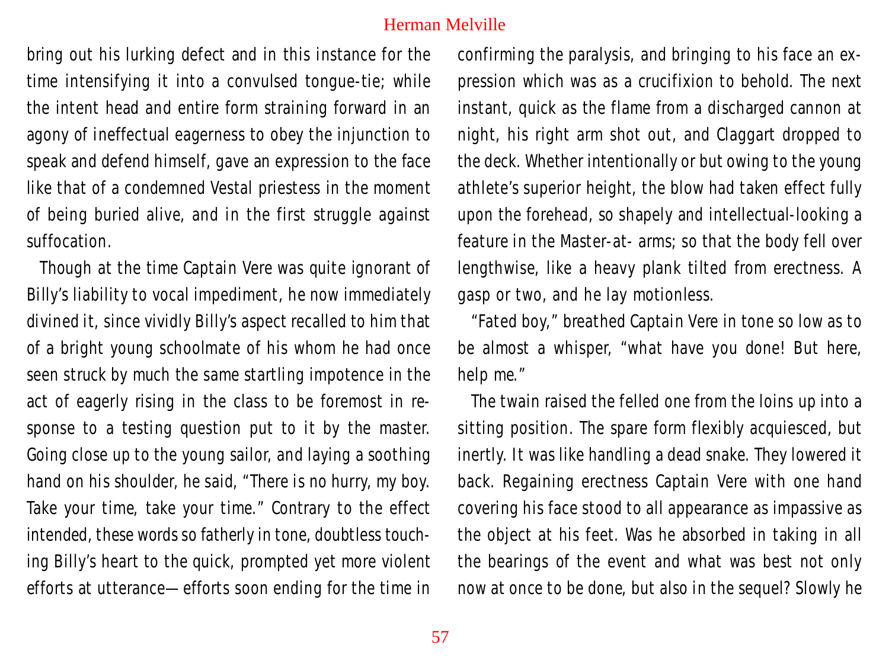bring out his lurking defect and in this instance for the time intensifying it into a convulsed tongue-tie; while the intent head and entire form straining forward in an agony of ineffectual eagerness to obey the injunction to speak and defend himself, gave an expression to the face like that of a condemned Vestal priestess in the moment of being buried alive, and in the first struggle against suffocation.

Though at the time Captain Vere was quite ignorant of Billy's liability to vocal impediment, he now immediately divined it, since vividly Billy's aspect recalled to him that of a bright young schoolmate of his whom he had once seen struck by much the same startling impotence in the act of eagerly rising in the class to be foremost in response to a testing question put to it by the master. Going close up to the young sailor, and laying a soothing hand on his shoulder, he said, "There is no hurry, my boy. Take your time, take your time." Contrary to the effect intended, these words so fatherly in tone, doubtless touching Billy's heart to the quick, prompted yet more violent efforts at utterance—efforts soon ending for the time in confirming the paralysis, and bringing to his face an expression which was as a crucifixion to behold. The next instant, quick as the flame from a discharged cannon at night, his right arm shot out, and Claggart dropped to the deck. Whether intentionally or but owing to the young athlete's superior height, the blow had taken effect fully upon the forehead, so shapely and intellectual-looking a feature in the Master-at- arms; so that the body fell over lengthwise, like a heavy plank tilted from erectness. A gasp or two, and he lay motionless.

"Fated boy," breathed Captain Vere in tone so low as to be almost a whisper, "what have you done! But here, help me."

The twain raised the felled one from the loins up into a sitting position. The spare form flexibly acquiesced, but inertly. It was like handling a dead snake. They lowered it back. Regaining erectness Captain Vere with one hand covering his face stood to all appearance as impassive as the object at his feet. Was he absorbed in taking in all the bearings of the event and what was best not only now at once to be done, but also in the sequel? Slowly he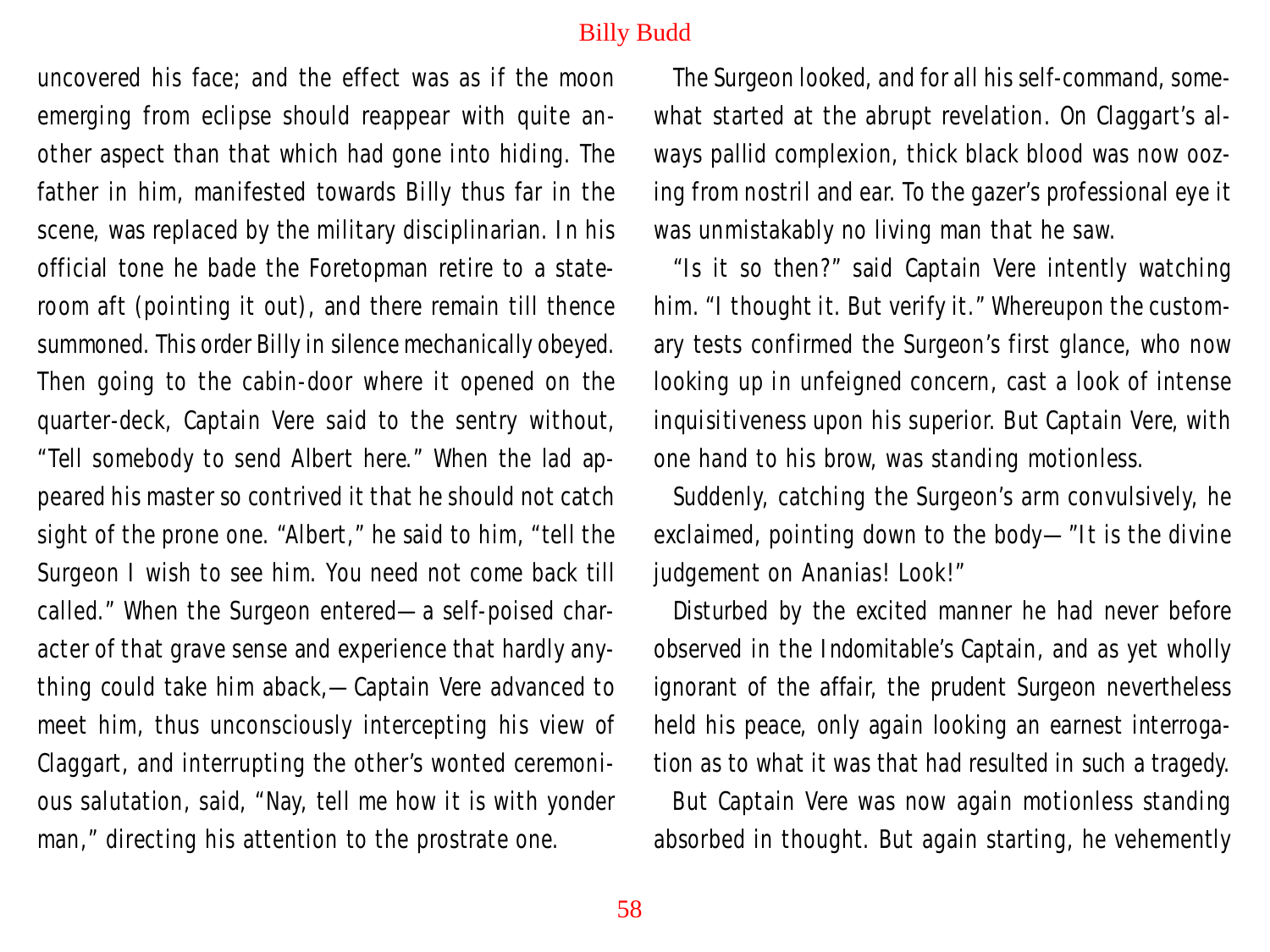uncovered his face; and the effect was as if the moon emerging from eclipse should reappear with quite another aspect than that which had gone into hiding. The father in him, manifested towards Billy thus far in the scene, was replaced by the military disciplinarian. In his official tone he bade the Foretopman retire to a stateroom aft (pointing it out), and there remain till thence summoned. This order Billy in silence mechanically obeyed. Then going to the cabin-door where it opened on the quarter-deck, Captain Vere said to the sentry without, "Tell somebody to send Albert here." When the lad appeared his master so contrived it that he should not catch sight of the prone one. "Albert," he said to him, "tell the Surgeon I wish to see him. You need not come back till called." When the Surgeon entered—a self-poised character of that grave sense and experience that hardly anything could take him aback,—Captain Vere advanced to meet him, thus unconsciously intercepting his view of Claggart, and interrupting the other's wonted ceremonious salutation, said, "Nay, tell me how it is with yonder man," directing his attention to the prostrate one.

The Surgeon looked, and for all his self-command, somewhat started at the abrupt revelation. On Claggart's always pallid complexion, thick black blood was now oozing from nostril and ear. To the gazer's professional eye it was unmistakably no living man that he saw.

"Is it so then?" said Captain Vere intently watching him. "I thought it. But verify it." Whereupon the customary tests confirmed the Surgeon's first glance, who now looking up in unfeigned concern, cast a look of intense inquisitiveness upon his superior. But Captain Vere, with one hand to his brow, was standing motionless.

Suddenly, catching the Surgeon's arm convulsively, he exclaimed, pointing down to the body—"It is the divine judgement on Ananias! Look!"

Disturbed by the excited manner he had never before observed in the Indomitable's Captain, and as yet wholly ignorant of the affair, the prudent Surgeon nevertheless held his peace, only again looking an earnest interrogation as to what it was that had resulted in such a tragedy.

But Captain Vere was now again motionless standing absorbed in thought. But again starting, he vehemently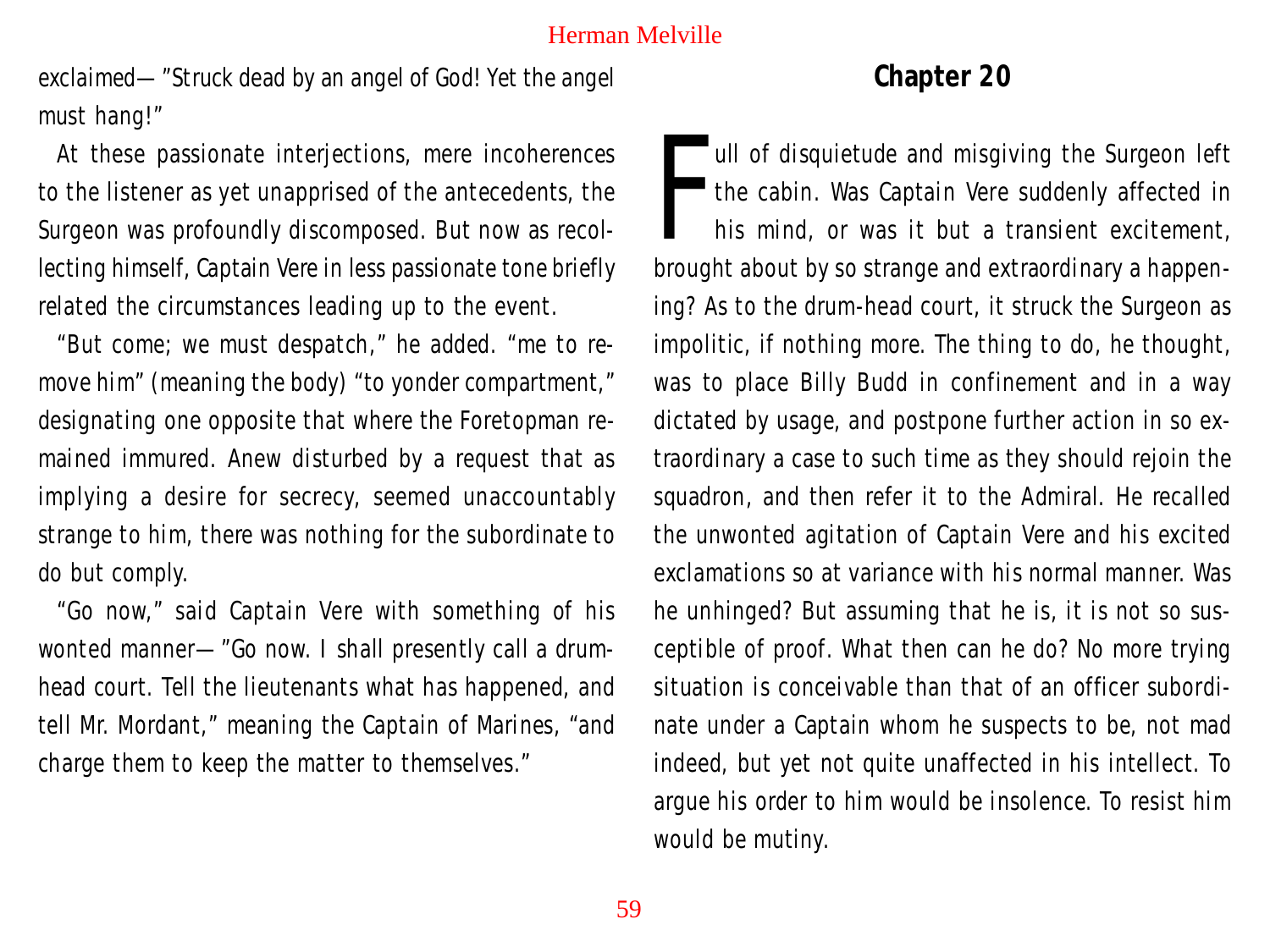exclaimed—"Struck dead by an angel of God! Yet the angel must hang!"

At these passionate interjections, mere incoherences to the listener as yet unapprised of the antecedents, the Surgeon was profoundly discomposed. But now as recollecting himself, Captain Vere in less passionate tone briefly related the circumstances leading up to the event.

"But come; we must despatch," he added. "me to remove him" (meaning the body) "to yonder compartment," designating one opposite that where the Foretopman remained immured. Anew disturbed by a request that as implying a desire for secrecy, seemed unaccountably strange to him, there was nothing for the subordinate to do but comply.

"Go now," said Captain Vere with something of his wonted manner—"Go now. I shall presently call a drum-head court. Tell the lieutenants what has happened, and tell Mr. Mordant," meaning the Captain of Marines, "and charge them to keep the matter to themselves."

## Chapter 20

Full of disquietude and misgiving the Surgeon left the cabin. Was Captain Vere suddenly affected in his mind, or was it but a transient excitement, brought about by so strange and extraordinary a happening? As to the drum-head court, it struck the Surgeon as impolitic, if nothing more. The thing to do, he thought, was to place Billy Budd in confinement and in a way dictated by usage, and postpone further action in so extraordinary a case to such time as they should rejoin the squadron, and then refer it to the Admiral. He recalled the unwonted agitation of Captain Vere and his excited exclamations so at variance with his normal manner. Was he unhinged? But assuming that he is, it is not so susceptible of proof. What then can he do? No more trying situation is conceivable than that of an officer subordinate under a Captain whom he suspects to be, not mad indeed, but yet not quite unaffected in his intellect. To argue his order to him would be insolence. To resist him would be mutiny.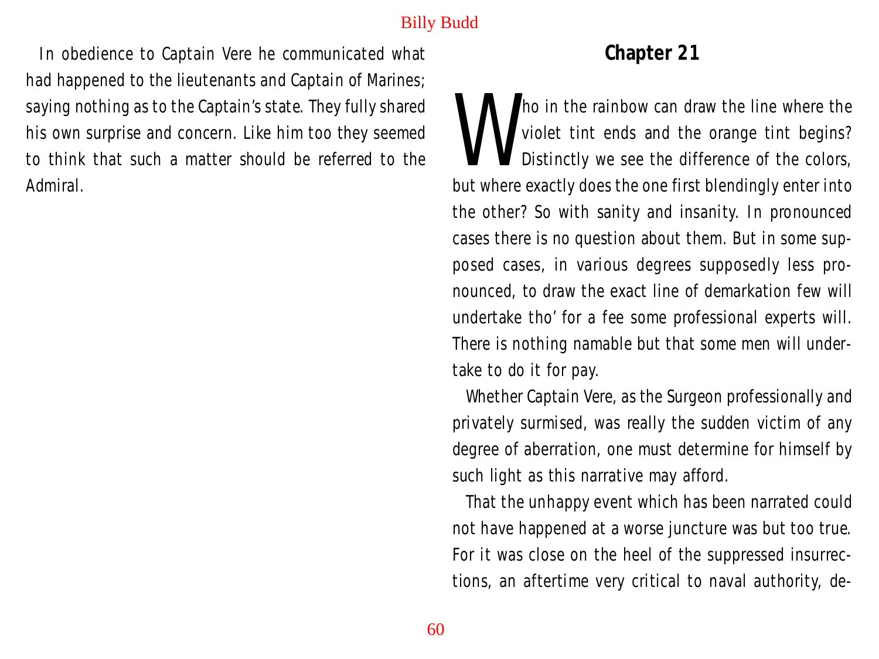In obedience to Captain Vere he communicated what had happened to the lieutenants and Captain of Marines; saying nothing as to the Captain's state. They fully shared his own surprise and concern. Like him too they seemed to think that such a matter should be referred to the Admiral.

## Chapter 21

Who in the rainbow can draw the line where the violet tint ends and the orange tint begins? Distinctly we see the difference of the colors, but where exactly does the one first blendingly enter into the other? So with sanity and insanity. In pronounced cases there is no question about them. But in some supposed cases, in various degrees supposedly less pronounced, to draw the exact line of demarkation few will undertake tho' for a fee some professional experts will. There is nothing namable but that some men will undertake to do it for pay.

Whether Captain Vere, as the Surgeon professionally and privately surmised, was really the sudden victim of any degree of aberration, one must determine for himself by such light as this narrative may afford.

That the unhappy event which has been narrated could not have happened at a worse juncture was but too true. For it was close on the heel of the suppressed insurrections, an aftertime very critical to naval authority, de-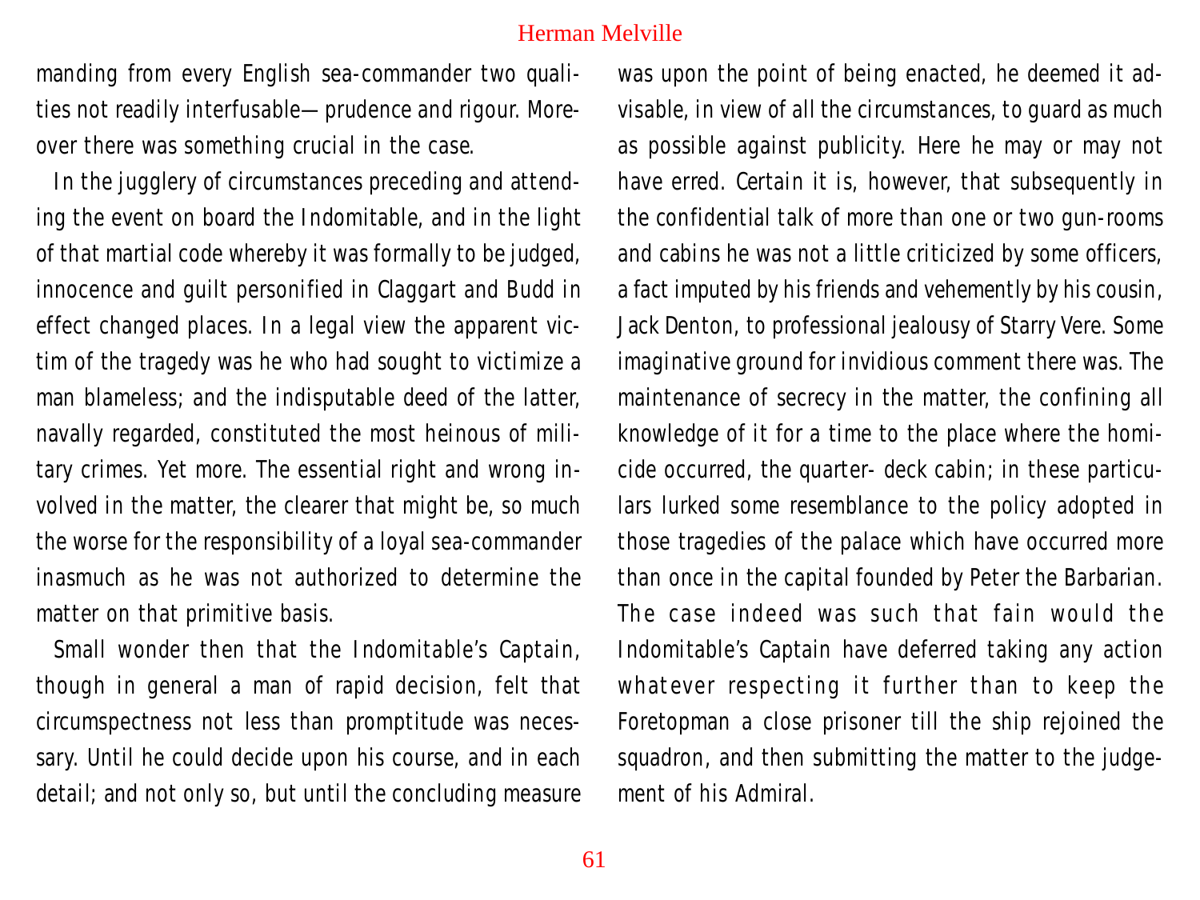manding from every English sea-commander two qualities not readily interfusable— prudence and rigour. Moreover there was something crucial in the case.

In the jugglery of circumstances preceding and attending the event on board the Indomitable, and in the light of that martial code whereby it was formally to be judged, innocence and guilt personified in Claggart and Budd in effect changed places. In a legal view the apparent victim of the tragedy was he who had sought to victimize a man blameless; and the indisputable deed of the latter, navally regarded, constituted the most heinous of military crimes. Yet more. The essential right and wrong involved in the matter, the clearer that might be, so much the worse for the responsibility of a loyal sea-commander inasmuch as he was not authorized to determine the matter on that primitive basis.

Small wonder then that the Indomitable's Captain, though in general a man of rapid decision, felt that circumspectness not less than promptitude was necessary. Until he could decide upon his course, and in each detail; and not only so, but until the concluding measure was upon the point of being enacted, he deemed it advisable, in view of all the circumstances, to guard as much as possible against publicity. Here he may or may not have erred. Certain it is, however, that subsequently in the confidential talk of more than one or two gun-rooms and cabins he was not a little criticized by some officers, a fact imputed by his friends and vehemently by his cousin, Jack Denton, to professional jealousy of Starry Vere. Some imaginative ground for invidious comment there was. The maintenance of secrecy in the matter, the confining all knowledge of it for a time to the place where the homicide occurred, the quarter- deck cabin; in these particulars lurked some resemblance to the policy adopted in those tragedies of the palace which have occurred more than once in the capital founded by Peter the Barbarian. The case indeed was such that fain would the Indomitable's Captain have deferred taking any action whatever respecting it further than to keep the Foretopman a close prisoner till the ship rejoined the squadron, and then submitting the matter to the judgement of his Admiral.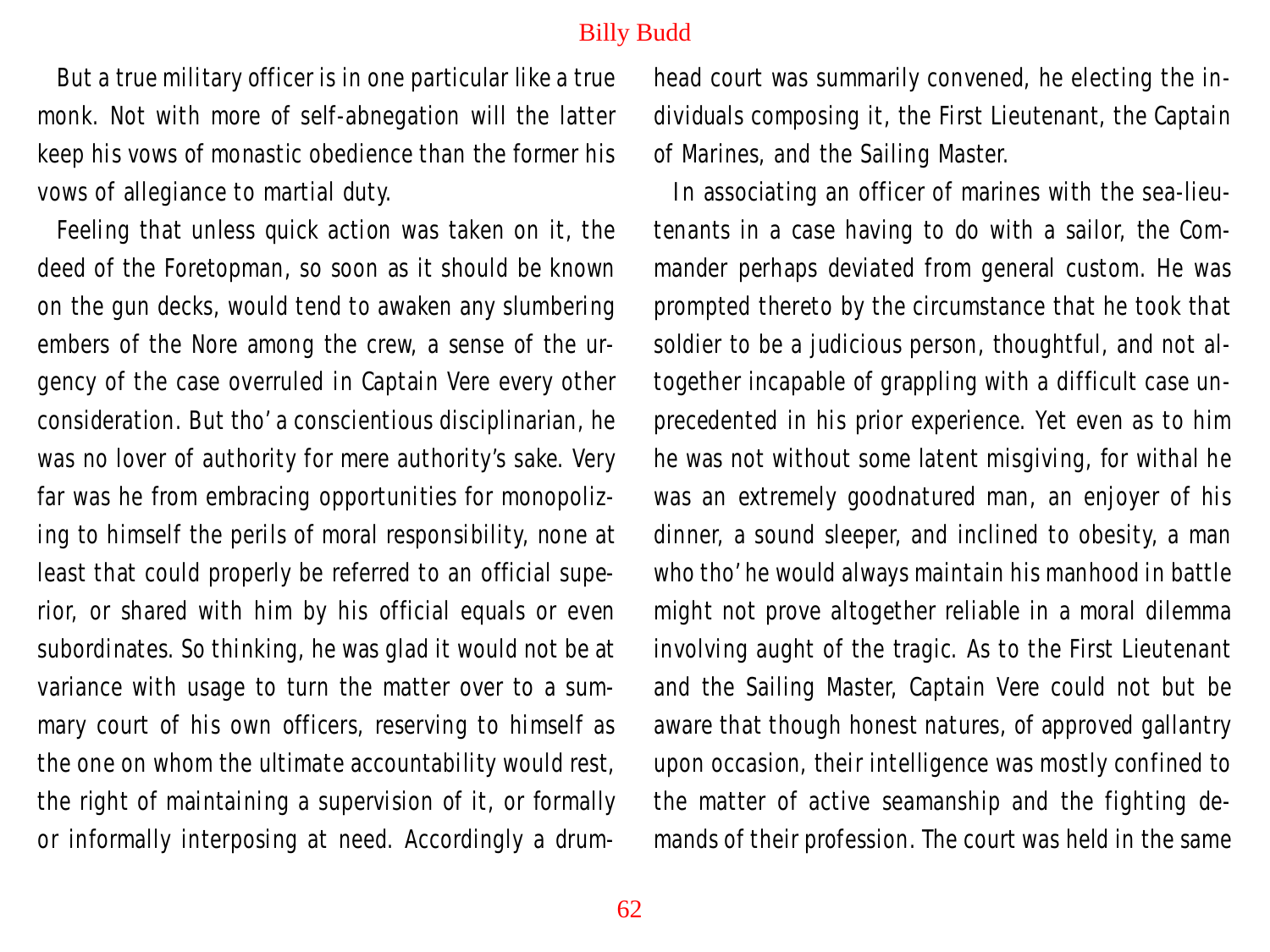But a true military officer is in one particular like a true monk. Not with more of self-abnegation will the latter keep his vows of monastic obedience than the former his vows of allegiance to martial duty.

Feeling that unless quick action was taken on it, the deed of the Foretopman, so soon as it should be known on the gun decks, would tend to awaken any slumbering embers of the Nore among the crew, a sense of the urgency of the case overruled in Captain Vere every other consideration. But tho' a conscientious disciplinarian, he was no lover of authority for mere authority's sake. Very far was he from embracing opportunities for monopolizing to himself the perils of moral responsibility, none at least that could properly be referred to an official superior, or shared with him by his official equals or even subordinates. So thinking, he was glad it would not be at variance with usage to turn the matter over to a summary court of his own officers, reserving to himself as the one on whom the ultimate accountability would rest, the right of maintaining a supervision of it, or formally or informally interposing at need. Accordingly a drumhead court was summarily convened, he electing the individuals composing it, the First Lieutenant, the Captain of Marines, and the Sailing Master.

In associating an officer of marines with the sea-lieutenants in a case having to do with a sailor, the Commander perhaps deviated from general custom. He was prompted thereto by the circumstance that he took that soldier to be a judicious person, thoughtful, and not altogether incapable of grappling with a difficult case unprecedented in his prior experience. Yet even as to him he was not without some latent misgiving, for withal he was an extremely goodnatured man, an enjoyer of his dinner, a sound sleeper, and inclined to obesity, a man who tho' he would always maintain his manhood in battle might not prove altogether reliable in a moral dilemma involving aught of the tragic. As to the First Lieutenant and the Sailing Master, Captain Vere could not but be aware that though honest natures, of approved gallantry upon occasion, their intelligence was mostly confined to the matter of active seamanship and the fighting demands of their profession. The court was held in the same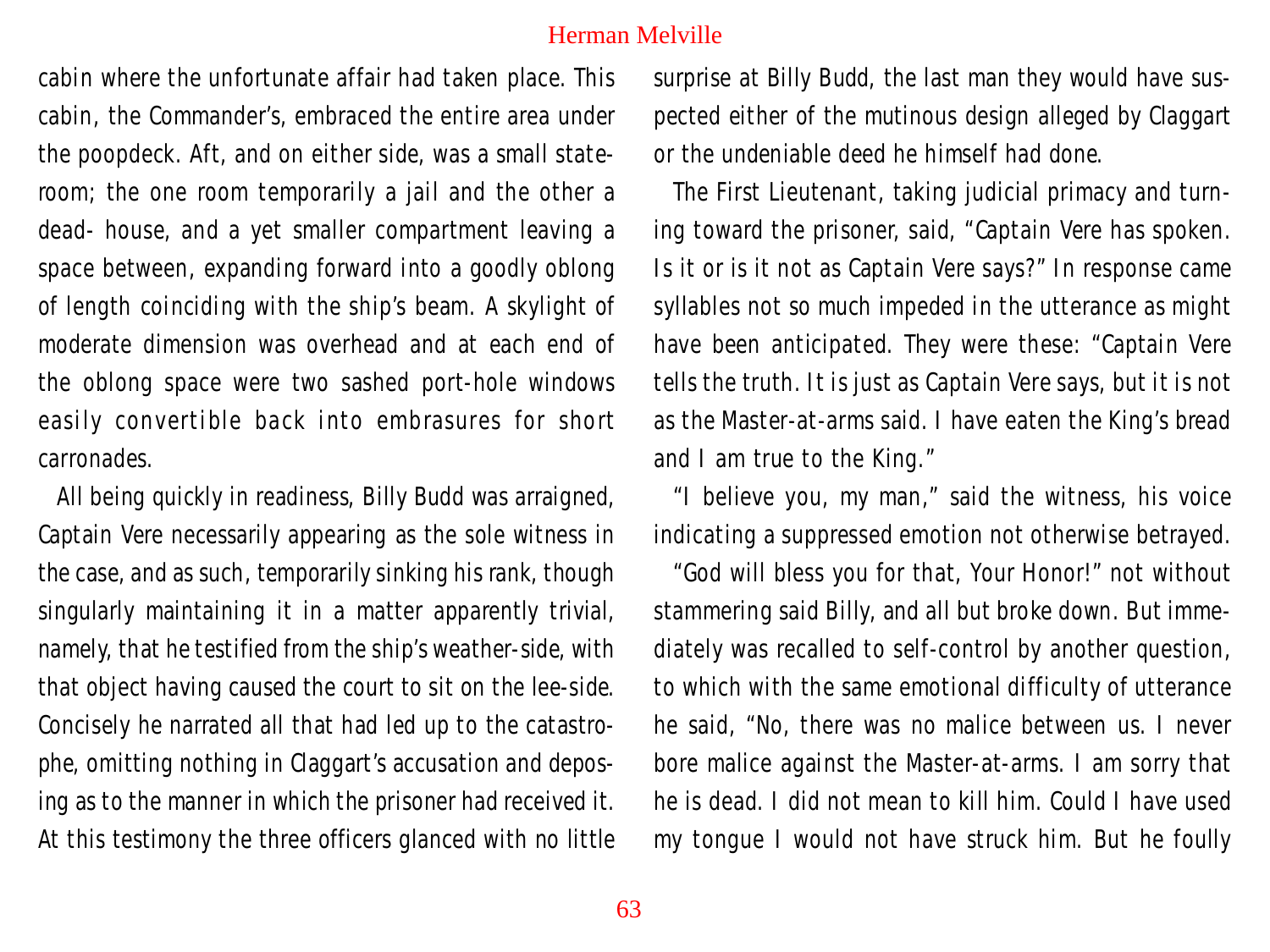cabin where the unfortunate affair had taken place. This cabin, the Commander's, embraced the entire area under the poopdeck. Aft, and on either side, was a small stateroom; the one room temporarily a jail and the other a dead- house, and a yet smaller compartment leaving a space between, expanding forward into a goodly oblong of length coinciding with the ship's beam. A skylight of moderate dimension was overhead and at each end of the oblong space were two sashed port-hole windows easily convertible back into embrasures for short carronades.

All being quickly in readiness, Billy Budd was arraigned, Captain Vere necessarily appearing as the sole witness in the case, and as such, temporarily sinking his rank, though singularly maintaining it in a matter apparently trivial, namely, that he testified from the ship's weather-side, with that object having caused the court to sit on the lee-side. Concisely he narrated all that had led up to the catastrophe, omitting nothing in Claggart's accusation and deposing as to the manner in which the prisoner had received it. At this testimony the three officers glanced with no little surprise at Billy Budd, the last man they would have suspected either of the mutinous design alleged by Claggart or the undeniable deed he himself had done.

The First Lieutenant, taking judicial primacy and turning toward the prisoner, said, "Captain Vere has spoken. Is it or is it not as Captain Vere says?" In response came syllables not so much impeded in the utterance as might have been anticipated. They were these: "Captain Vere tells the truth. It is just as Captain Vere says, but it is not as the Master-at-arms said. I have eaten the King's bread and I am true to the King."

"I believe you, my man," said the witness, his voice indicating a suppressed emotion not otherwise betrayed.

"God will bless you for that, Your Honor!" not without stammering said Billy, and all but broke down. But immediately was recalled to self-control by another question, to which with the same emotional difficulty of utterance he said, "No, there was no malice between us. I never bore malice against the Master-at-arms. I am sorry that he is dead. I did not mean to kill him. Could I have used my tongue I would not have struck him. But he foully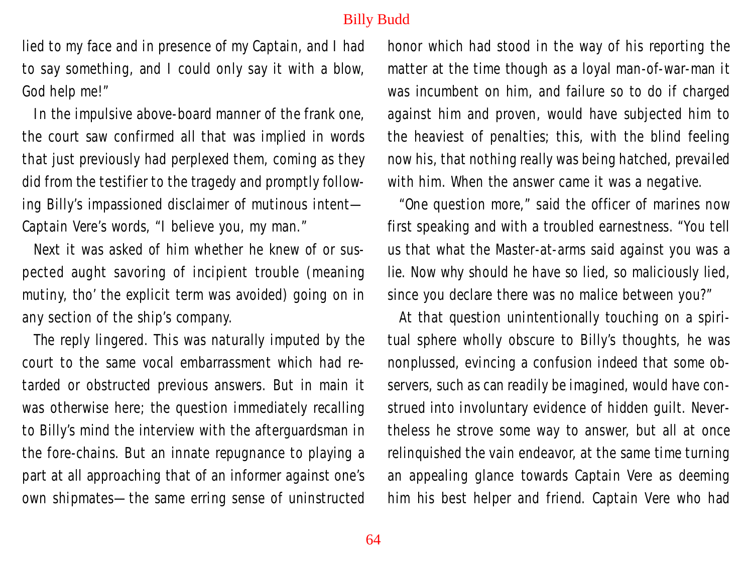lied to my face and in presence of my Captain, and I had to say something, and I could only say it with a blow, God help me!"

In the impulsive above-board manner of the frank one, the court saw confirmed all that was implied in words that just previously had perplexed them, coming as they did from the testifier to the tragedy and promptly following Billy's impassioned disclaimer of mutinous intent—Captain Vere's words, "I believe you, my man."

Next it was asked of him whether he knew of or suspected aught savoring of incipient trouble (meaning mutiny, tho' the explicit term was avoided) going on in any section of the ship's company.

The reply lingered. This was naturally imputed by the court to the same vocal embarrassment which had retarded or obstructed previous answers. But in main it was otherwise here; the question immediately recalling to Billy's mind the interview with the afterguardsman in the fore-chains. But an innate repugnance to playing a part at all approaching that of an informer against one's own shipmates—the same erring sense of uninstructed honor which had stood in the way of his reporting the matter at the time though as a loyal man-of-war-man it was incumbent on him, and failure so to do if charged against him and proven, would have subjected him to the heaviest of penalties; this, with the blind feeling now his, that nothing really was being hatched, prevailed with him. When the answer came it was a negative.

"One question more," said the officer of marines now first speaking and with a troubled earnestness. "You tell us that what the Master-at-arms said against you was a lie. Now why should he have so lied, so maliciously lied, since you declare there was no malice between you?"

At that question unintentionally touching on a spiritual sphere wholly obscure to Billy's thoughts, he was nonplussed, evincing a confusion indeed that some observers, such as can readily be imagined, would have construed into involuntary evidence of hidden guilt. Nevertheless he strove some way to answer, but all at once relinquished the vain endeavor, at the same time turning an appealing glance towards Captain Vere as deeming him his best helper and friend. Captain Vere who had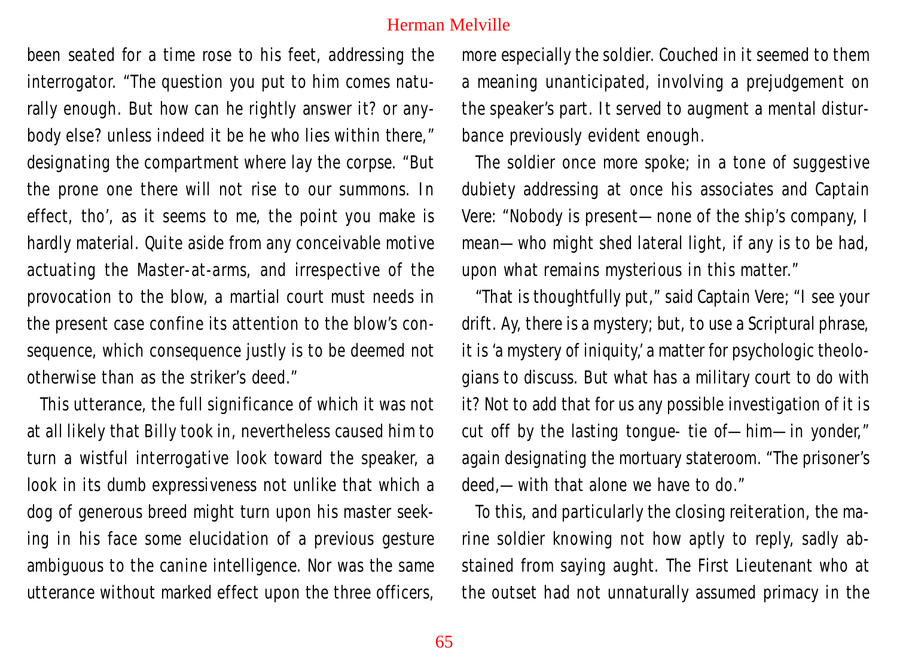been seated for a time rose to his feet, addressing the interrogator. "The question you put to him comes naturally enough. But how can he rightly answer it? or anybody else? unless indeed it be he who lies within there," designating the compartment where lay the corpse. "But the prone one there will not rise to our summons. In effect, tho', as it seems to me, the point you make is hardly material. Quite aside from any conceivable motive actuating the Master-at-arms, and irrespective of the provocation to the blow, a martial court must needs in the present case confine its attention to the blow's consequence, which consequence justly is to be deemed not otherwise than as the striker's deed."

This utterance, the full significance of which it was not at all likely that Billy took in, nevertheless caused him to turn a wistful interrogative look toward the speaker, a look in its dumb expressiveness not unlike that which a dog of generous breed might turn upon his master seeking in his face some elucidation of a previous gesture ambiguous to the canine intelligence. Nor was the same utterance without marked effect upon the three officers, more especially the soldier. Couched in it seemed to them a meaning unanticipated, involving a prejudgement on the speaker's part. It served to augment a mental disturbance previously evident enough.

The soldier once more spoke; in a tone of suggestive dubiety addressing at once his associates and Captain Vere: "Nobody is present—none of the ship's company, I mean—who might shed lateral light, if any is to be had, upon what remains mysterious in this matter."

"That is thoughtfully put," said Captain Vere; "I see your drift. Ay, there is a mystery; but, to use a Scriptural phrase, it is 'a mystery of iniquity,' a matter for psychologic theologians to discuss. But what has a military court to do with it? Not to add that for us any possible investigation of it is cut off by the lasting tongue- tie of—him—in yonder," again designating the mortuary stateroom. "The prisoner's deed,—with that alone we have to do."

To this, and particularly the closing reiteration, the marine soldier knowing not how aptly to reply, sadly abstained from saying aught. The First Lieutenant who at the outset had not unnaturally assumed primacy in the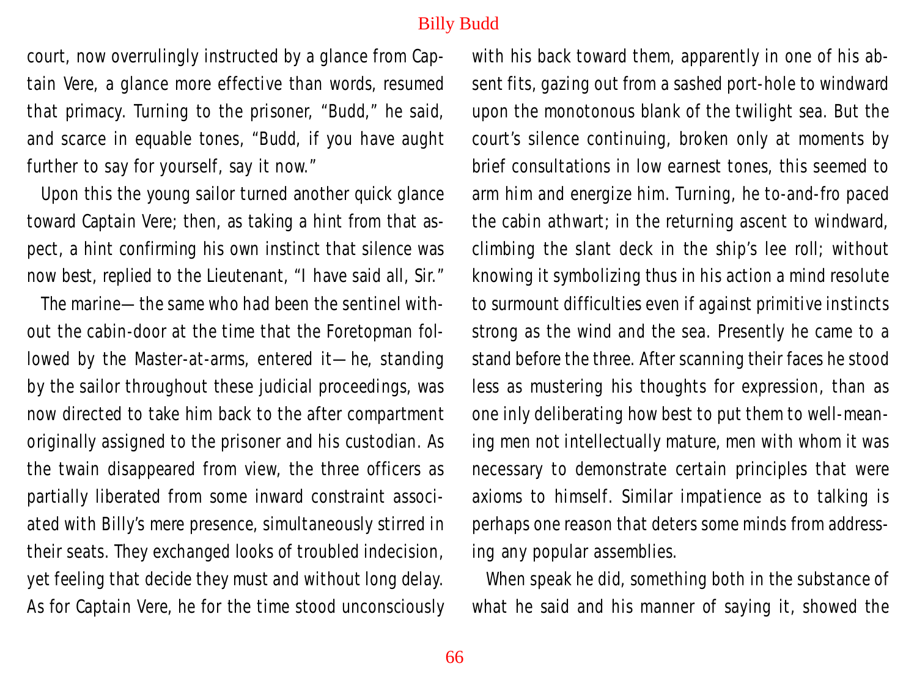court, now overrulingly instructed by a glance from Captain Vere, a glance more effective than words, resumed that primacy. Turning to the prisoner, "Budd," he said, and scarce in equable tones, "Budd, if you have aught further to say for yourself, say it now."

Upon this the young sailor turned another quick glance toward Captain Vere; then, as taking a hint from that aspect, a hint confirming his own instinct that silence was now best, replied to the Lieutenant, "I have said all, Sir."

The marine—the same who had been the sentinel without the cabin-door at the time that the Foretopman followed by the Master-at-arms, entered it—he, standing by the sailor throughout these judicial proceedings, was now directed to take him back to the after compartment originally assigned to the prisoner and his custodian. As the twain disappeared from view, the three officers as partially liberated from some inward constraint associated with Billy's mere presence, simultaneously stirred in their seats. They exchanged looks of troubled indecision, yet feeling that decide they must and without long delay. As for Captain Vere, he for the time stood unconsciously with his back toward them, apparently in one of his absent fits, gazing out from a sashed port-hole to windward upon the monotonous blank of the twilight sea. But the court's silence continuing, broken only at moments by brief consultations in low earnest tones, this seemed to arm him and energize him. Turning, he to-and-fro paced the cabin athwart; in the returning ascent to windward, climbing the slant deck in the ship's lee roll; without knowing it symbolizing thus in his action a mind resolute to surmount difficulties even if against primitive instincts strong as the wind and the sea. Presently he came to a stand before the three. After scanning their faces he stood less as mustering his thoughts for expression, than as one inly deliberating how best to put them to well-meaning men not intellectually mature, men with whom it was necessary to demonstrate certain principles that were axioms to himself. Similar impatience as to talking is perhaps one reason that deters some minds from addressing any popular assemblies.

When speak he did, something both in the substance of what he said and his manner of saying it, showed the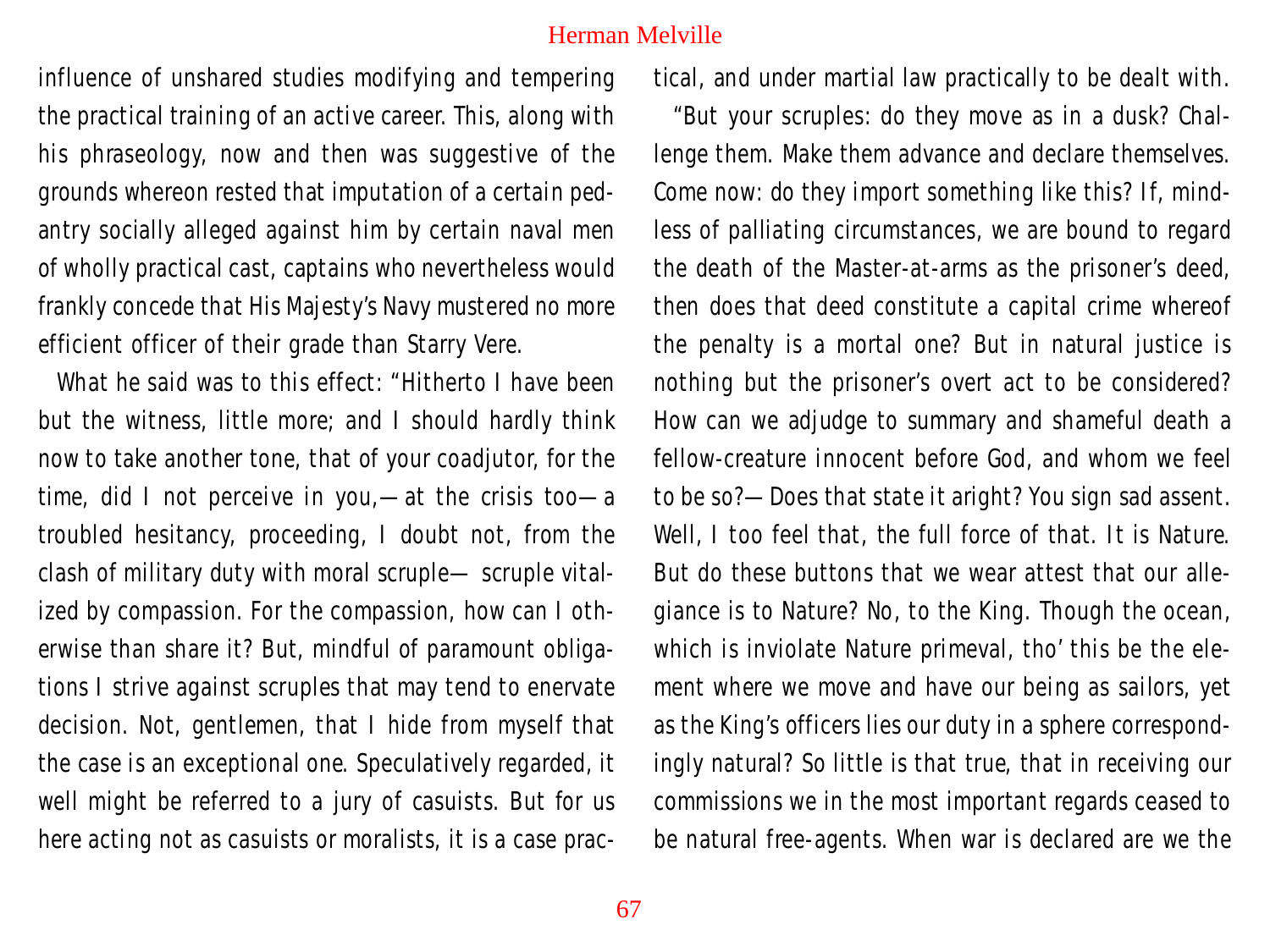influence of unshared studies modifying and tempering the practical training of an active career. This, along with his phraseology, now and then was suggestive of the grounds whereon rested that imputation of a certain pedantry socially alleged against him by certain naval men of wholly practical cast, captains who nevertheless would frankly concede that His Majesty's Navy mustered no more efficient officer of their grade than Starry Vere.

What he said was to this effect: "Hitherto I have been but the witness, little more; and I should hardly think now to take another tone, that of your coadjutor, for the time, did I not perceive in you,—at the crisis too—a troubled hesitancy, proceeding, I doubt not, from the clash of military duty with moral scruple— scruple vitalized by compassion. For the compassion, how can I otherwise than share it? But, mindful of paramount obligations I strive against scruples that may tend to enervate decision. Not, gentlemen, that I hide from myself that the case is an exceptional one. Speculatively regarded, it well might be referred to a jury of casuists. But for us here acting not as casuists or moralists, it is a case practical, and under martial law practically to be dealt with.

"But your scruples: do they move as in a dusk? Challenge them. Make them advance and declare themselves. Come now: do they import something like this? If, mindless of palliating circumstances, we are bound to regard the death of the Master-at-arms as the prisoner's deed, then does that deed constitute a capital crime whereof the penalty is a mortal one? But in natural justice is nothing but the prisoner's overt act to be considered? How can we adjudge to summary and shameful death a fellow-creature innocent before God, and whom we feel to be so?—Does that state it aright? You sign sad assent. Well, I too feel that, the full force of that. It is Nature. But do these buttons that we wear attest that our allegiance is to Nature? No, to the King. Though the ocean, which is inviolate Nature primeval, tho' this be the element where we move and have our being as sailors, yet as the King's officers lies our duty in a sphere correspondingly natural? So little is that true, that in receiving our commissions we in the most important regards ceased to be natural free-agents. When war is declared are we the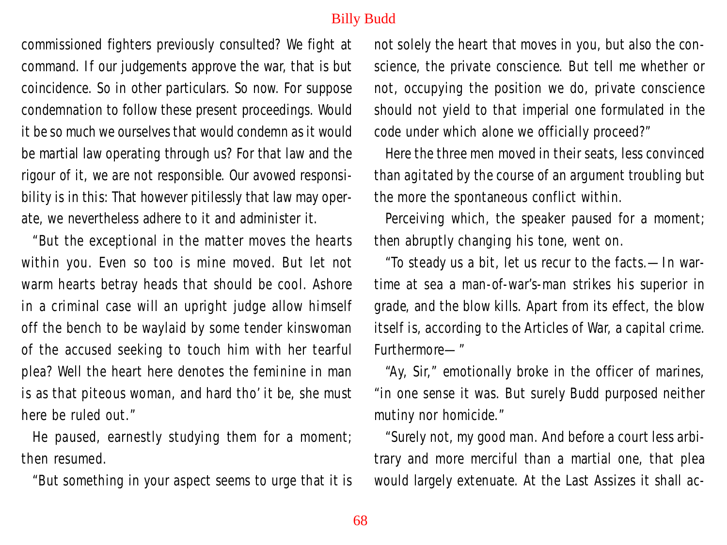commissioned fighters previously consulted? We fight at command. If our judgements approve the war, that is but coincidence. So in other particulars. So now. For suppose condemnation to follow these present proceedings. Would it be so much we ourselves that would condemn as it would be martial law operating through us? For that law and the rigour of it, we are not responsible. Our avowed responsibility is in this: That however pitilessly that law may operate, we nevertheless adhere to it and administer it.

"But the exceptional in the matter moves the hearts within you. Even so too is mine moved. But let not warm hearts betray heads that should be cool. Ashore in a criminal case will an upright judge allow himself off the bench to be waylaid by some tender kinswoman of the accused seeking to touch him with her tearful plea? Well the heart here denotes the feminine in man is as that piteous woman, and hard tho' it be, she must here be ruled out."

He paused, earnestly studying them for a moment; then resumed.

"But something in your aspect seems to urge that it is not solely the heart that moves in you, but also the conscience, the private conscience. But tell me whether or not, occupying the position we do, private conscience should not yield to that imperial one formulated in the code under which alone we officially proceed?"

Here the three men moved in their seats, less convinced than agitated by the course of an argument troubling but the more the spontaneous conflict within.

Perceiving which, the speaker paused for a moment; then abruptly changing his tone, went on.

"To steady us a bit, let us recur to the facts.—In wartime at sea a man-of-war's-man strikes his superior in grade, and the blow kills. Apart from its effect, the blow itself is, according to the Articles of War, a capital crime. Furthermore—"

"Ay, Sir," emotionally broke in the officer of marines, "in one sense it was. But surely Budd purposed neither mutiny nor homicide."

"Surely not, my good man. And before a court less arbitrary and more merciful than a martial one, that plea would largely extenuate. At the Last Assizes it shall ac-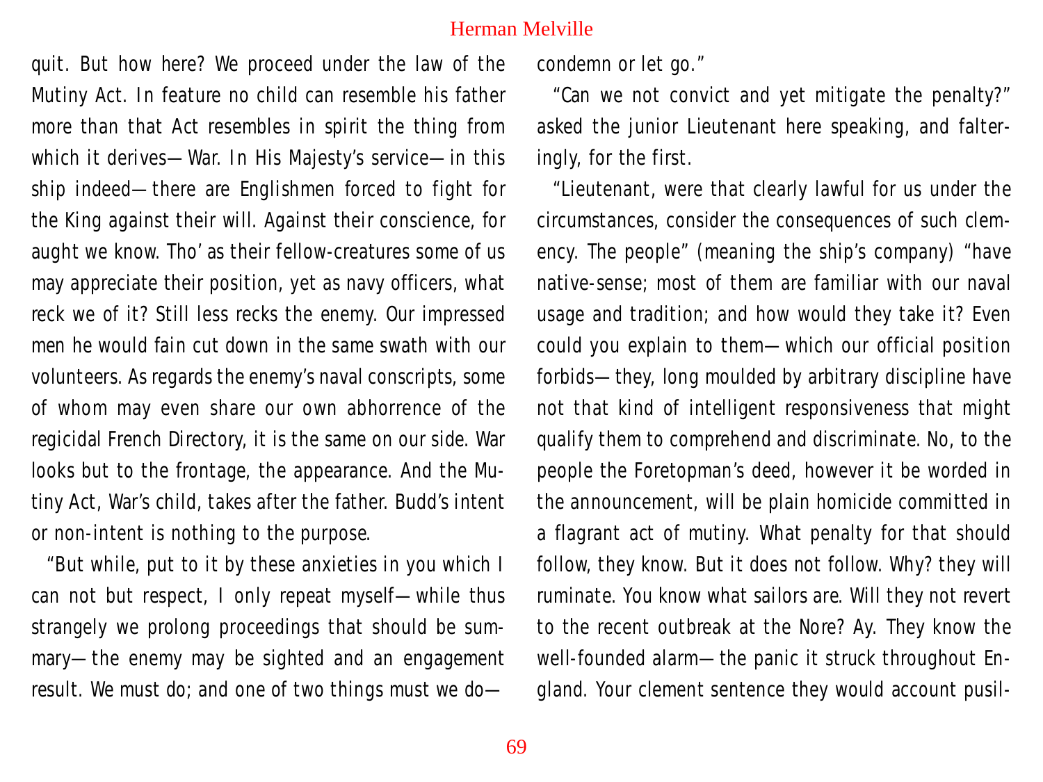quit. But how here? We proceed under the law of the Mutiny Act. In feature no child can resemble his father more than that Act resembles in spirit the thing from which it derives—War. In His Majesty's service—in this ship indeed—there are Englishmen forced to fight for the King against their will. Against their conscience, for aught we know. Tho' as their fellow-creatures some of us may appreciate their position, yet as navy officers, what reck we of it? Still less recks the enemy. Our impressed men he would fain cut down in the same swath with our volunteers. As regards the enemy's naval conscripts, some of whom may even share our own abhorrence of the regicidal French Directory, it is the same on our side. War looks but to the frontage, the appearance. And the Mutiny Act, War's child, takes after the father. Budd's intent or non-intent is nothing to the purpose.

"But while, put to it by these anxieties in you which I can not but respect, I only repeat myself—while thus strangely we prolong proceedings that should be summary—the enemy may be sighted and an engagement result. We must do; and one of two things must we do—condemn or let go."

"Can we not convict and yet mitigate the penalty?" asked the junior Lieutenant here speaking, and falteringly, for the first.

"Lieutenant, were that clearly lawful for us under the circumstances, consider the consequences of such clemency. The people" (meaning the ship's company) "have native-sense; most of them are familiar with our naval usage and tradition; and how would they take it? Even could you explain to them—which our official position forbids—they, long moulded by arbitrary discipline have not that kind of intelligent responsiveness that might qualify them to comprehend and discriminate. No, to the people the Foretopman's deed, however it be worded in the announcement, will be plain homicide committed in a flagrant act of mutiny. What penalty for that should follow, they know. But it does not follow. Why? they will ruminate. You know what sailors are. Will they not revert to the recent outbreak at the Nore? Ay. They know the well-founded alarm—the panic it struck throughout England. Your clement sentence they would account pusil-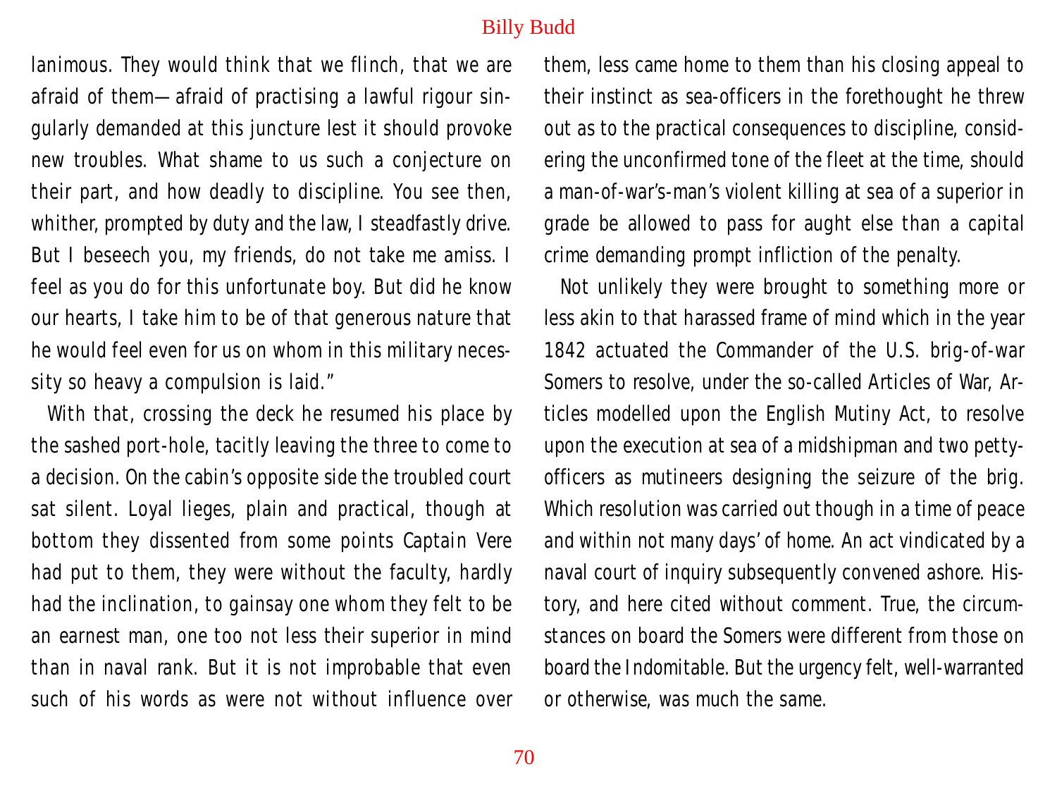lanimous. They would think that we flinch, that we are afraid of them—afraid of practising a lawful rigour singularly demanded at this juncture lest it should provoke new troubles. What shame to us such a conjecture on their part, and how deadly to discipline. You see then, whither, prompted by duty and the law, I steadfastly drive. But I beseech you, my friends, do not take me amiss. I feel as you do for this unfortunate boy. But did he know our hearts, I take him to be of that generous nature that he would feel even for us on whom in this military necessity so heavy a compulsion is laid."

With that, crossing the deck he resumed his place by the sashed port-hole, tacitly leaving the three to come to a decision. On the cabin's opposite side the troubled court sat silent. Loyal lieges, plain and practical, though at bottom they dissented from some points Captain Vere had put to them, they were without the faculty, hardly had the inclination, to gainsay one whom they felt to be an earnest man, one too not less their superior in mind than in naval rank. But it is not improbable that even such of his words as were not without influence over them, less came home to them than his closing appeal to their instinct as sea-officers in the forethought he threw out as to the practical consequences to discipline, considering the unconfirmed tone of the fleet at the time, should a man-of-war's-man's violent killing at sea of a superior in grade be allowed to pass for aught else than a capital crime demanding prompt infliction of the penalty.

Not unlikely they were brought to something more or less akin to that harassed frame of mind which in the year 1842 actuated the Commander of the U.S. brig-of-war Somers to resolve, under the so-called Articles of War, Articles modelled upon the English Mutiny Act, to resolve upon the execution at sea of a midshipman and two petty-officers as mutineers designing the seizure of the brig. Which resolution was carried out though in a time of peace and within not many days' of home. An act vindicated by a naval court of inquiry subsequently convened ashore. History, and here cited without comment. True, the circumstances on board the Somers were different from those on board the Indomitable. But the urgency felt, well-warranted or otherwise, was much the same.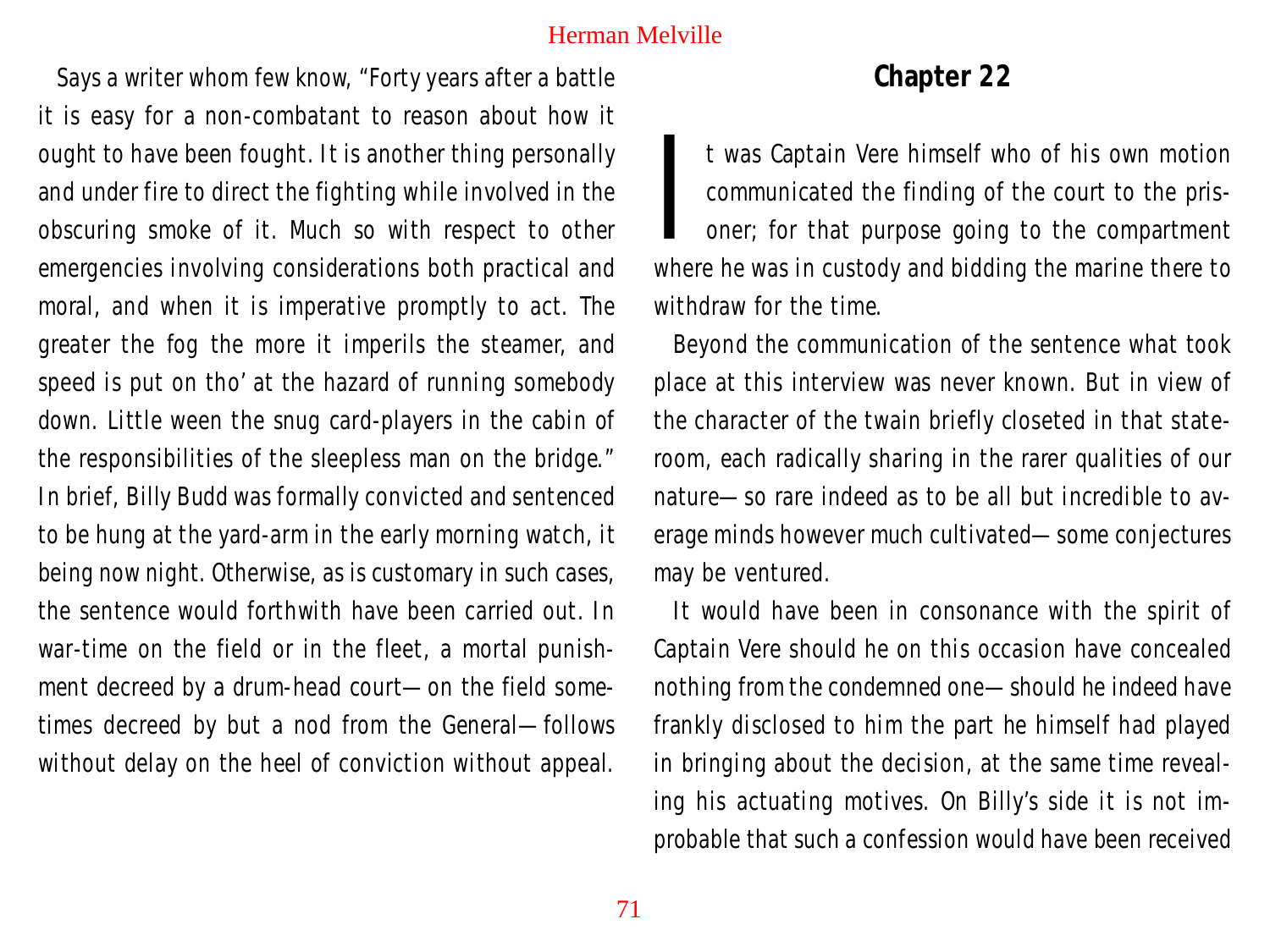Says a writer whom few know, "Forty years after a battle it is easy for a non-combatant to reason about how it ought to have been fought. It is another thing personally and under fire to direct the fighting while involved in the obscuring smoke of it. Much so with respect to other emergencies involving considerations both practical and moral, and when it is imperative promptly to act. The greater the fog the more it imperils the steamer, and speed is put on tho' at the hazard of running somebody down. Little ween the snug card-players in the cabin of the responsibilities of the sleepless man on the bridge."

In brief, Billy Budd was formally convicted and sentenced to be hung at the yard-arm in the early morning watch, it being now night. Otherwise, as is customary in such cases, the sentence would forthwith have been carried out. In war-time on the field or in the fleet, a mortal punishment decreed by a drum-head court—on the field sometimes decreed by but a nod from the General—follows without delay on the heel of conviction without appeal.

## Chapter 22

It was Captain Vere himself who of his own motion communicated the finding of the court to the prisoner; for that purpose going to the compartment where he was in custody and bidding the marine there to withdraw for the time.

Beyond the communication of the sentence what took place at this interview was never known. But in view of the character of the twain briefly closeted in that stateroom, each radically sharing in the rarer qualities of our nature—so rare indeed as to be all but incredible to average minds however much cultivated—some conjectures may be ventured.

It would have been in consonance with the spirit of Captain Vere should he on this occasion have concealed nothing from the condemned one—should he indeed have frankly disclosed to him the part he himself had played in bringing about the decision, at the same time revealing his actuating motives. On Billy's side it is not improbable that such a confession would have been received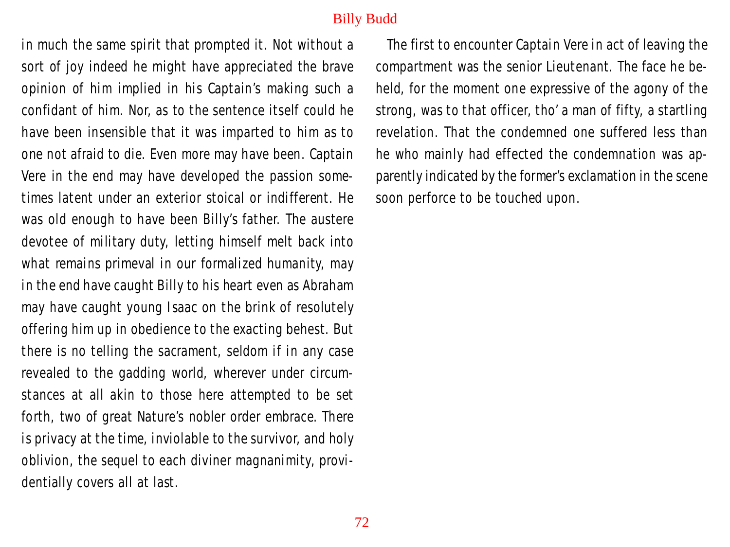in much the same spirit that prompted it. Not without a sort of joy indeed he might have appreciated the brave opinion of him implied in his Captain's making such a confidant of him. Nor, as to the sentence itself could he have been insensible that it was imparted to him as to one not afraid to die. Even more may have been. Captain Vere in the end may have developed the passion sometimes latent under an exterior stoical or indifferent. He was old enough to have been Billy's father. The austere devotee of military duty, letting himself melt back into what remains primeval in our formalized humanity, may in the end have caught Billy to his heart even as Abraham may have caught young Isaac on the brink of resolutely offering him up in obedience to the exacting behest. But there is no telling the sacrament, seldom if in any case revealed to the gadding world, wherever under circumstances at all akin to those here attempted to be set forth, two of great Nature's nobler order embrace. There is privacy at the time, inviolable to the survivor, and holy oblivion, the sequel to each diviner magnanimity, providentially covers all at last.

The first to encounter Captain Vere in act of leaving the compartment was the senior Lieutenant. The face he beheld, for the moment one expressive of the agony of the strong, was to that officer, tho' a man of fifty, a startling revelation. That the condemned one suffered less than he who mainly had effected the condemnation was apparently indicated by the former's exclamation in the scene soon perforce to be touched upon.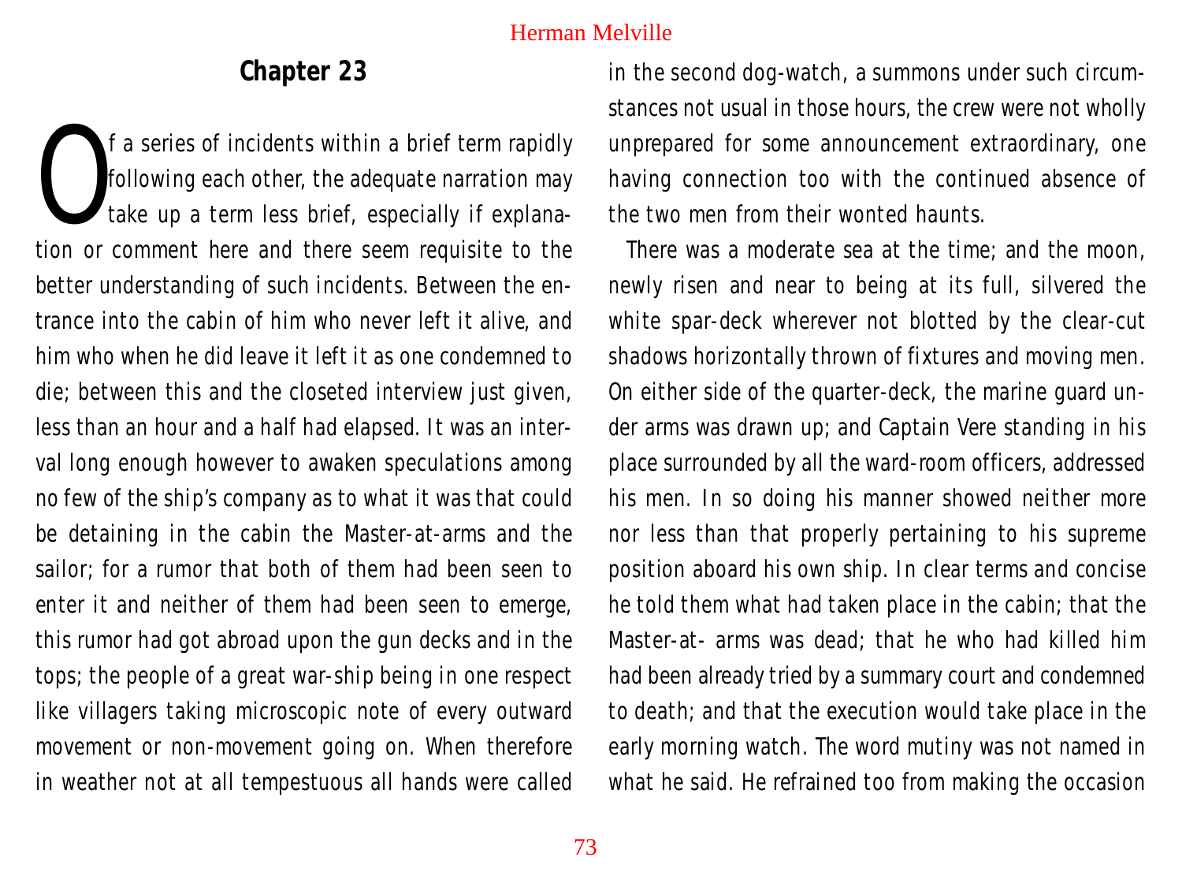## Chapter 23

Of a series of incidents within a brief term rapidly following each other, the adequate narration may take up a term less brief, especially if explanation or comment here and there seem requisite to the better understanding of such incidents. Between the entrance into the cabin of him who never left it alive, and him who when he did leave it left it as one condemned to die; between this and the closeted interview just given, less than an hour and a half had elapsed. It was an interval long enough however to awaken speculations among no few of the ship's company as to what it was that could be detaining in the cabin the Master-at-arms and the sailor; for a rumor that both of them had been seen to enter it and neither of them had been seen to emerge, this rumor had got abroad upon the gun decks and in the tops; the people of a great war-ship being in one respect like villagers taking microscopic note of every outward movement or non-movement going on. When therefore in weather not at all tempestuous all hands were called in the second dog-watch, a summons under such circumstances not usual in those hours, the crew were not wholly unprepared for some announcement extraordinary, one having connection too with the continued absence of the two men from their wonted haunts.

There was a moderate sea at the time; and the moon, newly risen and near to being at its full, silvered the white spar-deck wherever not blotted by the clear-cut shadows horizontally thrown of fixtures and moving men. On either side of the quarter-deck, the marine guard under arms was drawn up; and Captain Vere standing in his place surrounded by all the ward-room officers, addressed his men. In so doing his manner showed neither more nor less than that properly pertaining to his supreme position aboard his own ship. In clear terms and concise he told them what had taken place in the cabin; that the Master-at- arms was dead; that he who had killed him had been already tried by a summary court and condemned to death; and that the execution would take place in the early morning watch. The word mutiny was not named in what he said. He refrained too from making the occasion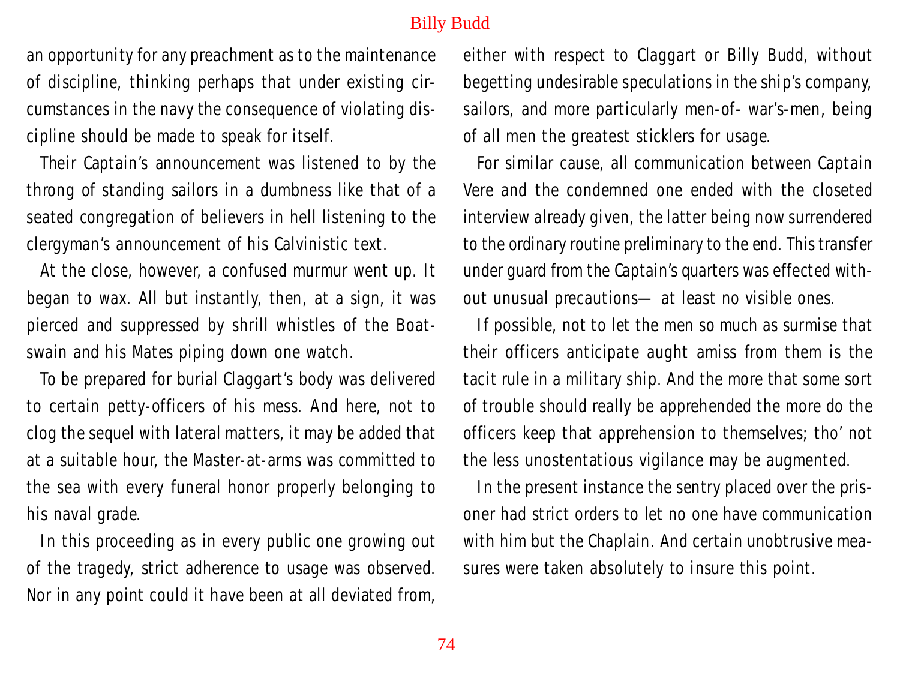an opportunity for any preachment as to the maintenance of discipline, thinking perhaps that under existing circumstances in the navy the consequence of violating discipline should be made to speak for itself.

Their Captain's announcement was listened to by the throng of standing sailors in a dumbness like that of a seated congregation of believers in hell listening to the clergyman's announcement of his Calvinistic text.

At the close, however, a confused murmur went up. It began to wax. All but instantly, then, at a sign, it was pierced and suppressed by shrill whistles of the Boatswain and his Mates piping down one watch.

To be prepared for burial Claggart's body was delivered to certain petty-officers of his mess. And here, not to clog the sequel with lateral matters, it may be added that at a suitable hour, the Master-at-arms was committed to the sea with every funeral honor properly belonging to his naval grade.

In this proceeding as in every public one growing out of the tragedy, strict adherence to usage was observed. Nor in any point could it have been at all deviated from, either with respect to Claggart or Billy Budd, without begetting undesirable speculations in the ship's company, sailors, and more particularly men-of- war's-men, being of all men the greatest sticklers for usage.

For similar cause, all communication between Captain Vere and the condemned one ended with the closeted interview already given, the latter being now surrendered to the ordinary routine preliminary to the end. This transfer under guard from the Captain's quarters was effected without unusual precautions— at least no visible ones.

If possible, not to let the men so much as surmise that their officers anticipate aught amiss from them is the tacit rule in a military ship. And the more that some sort of trouble should really be apprehended the more do the officers keep that apprehension to themselves; tho' not the less unostentatious vigilance may be augmented.

In the present instance the sentry placed over the prisoner had strict orders to let no one have communication with him but the Chaplain. And certain unobtrusive measures were taken absolutely to insure this point.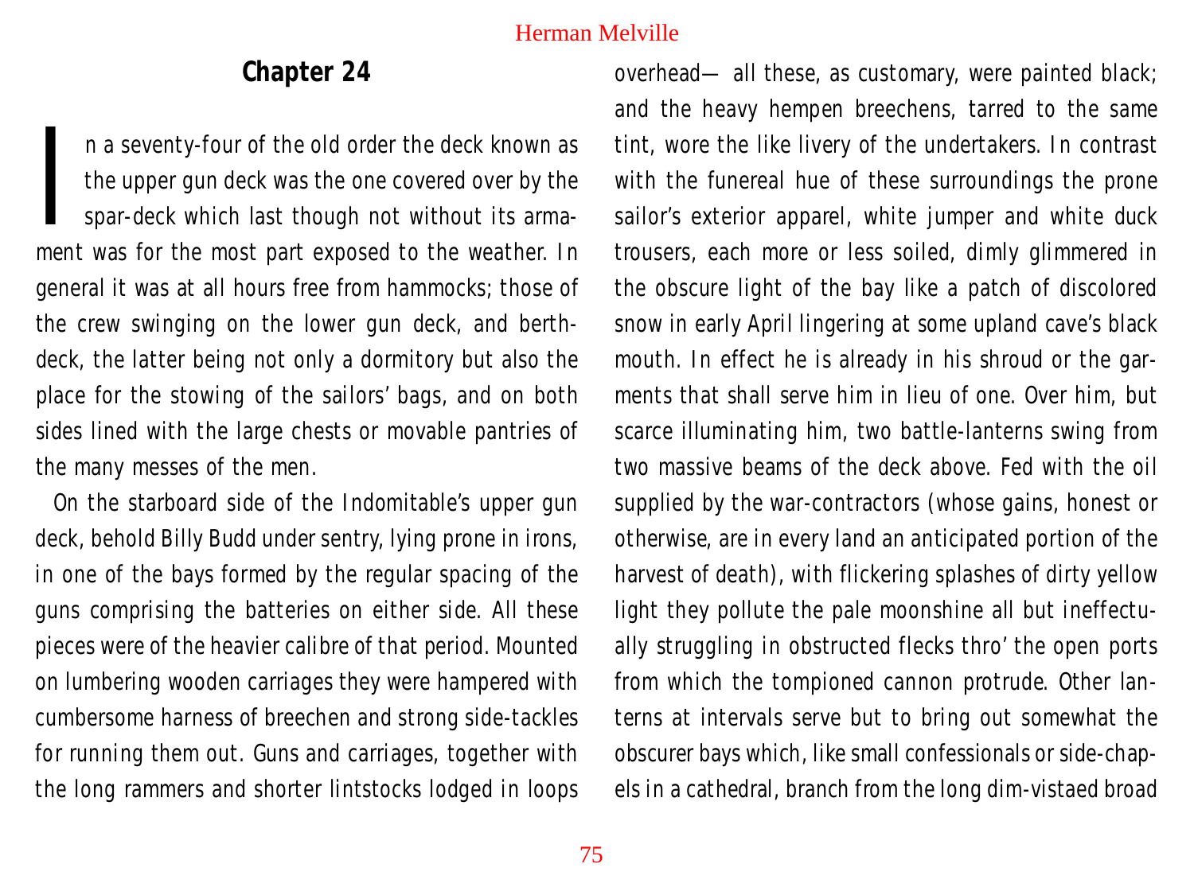## Chapter 24

In a seventy-four of the old order the deck known as the upper gun deck was the one covered over by the spar-deck which last though not without its armament was for the most part exposed to the weather. In general it was at all hours free from hammocks; those of the crew swinging on the lower gun deck, and berth-deck, the latter being not only a dormitory but also the place for the stowing of the sailors' bags, and on both sides lined with the large chests or movable pantries of the many messes of the men.

On the starboard side of the Indomitable's upper gun deck, behold Billy Budd under sentry, lying prone in irons, in one of the bays formed by the regular spacing of the guns comprising the batteries on either side. All these pieces were of the heavier calibre of that period. Mounted on lumbering wooden carriages they were hampered with cumbersome harness of breechen and strong side-tackles for running them out. Guns and carriages, together with the long rammers and shorter lintstocks lodged in loops overhead— all these, as customary, were painted black; and the heavy hempen breechens, tarred to the same tint, wore the like livery of the undertakers. In contrast with the funereal hue of these surroundings the prone sailor's exterior apparel, white jumper and white duck trousers, each more or less soiled, dimly glimmered in the obscure light of the bay like a patch of discolored snow in early April lingering at some upland cave's black mouth. In effect he is already in his shroud or the garments that shall serve him in lieu of one. Over him, but scarce illuminating him, two battle-lanterns swing from two massive beams of the deck above. Fed with the oil supplied by the war-contractors (whose gains, honest or otherwise, are in every land an anticipated portion of the harvest of death), with flickering splashes of dirty yellow light they pollute the pale moonshine all but ineffectually struggling in obstructed flecks thro' the open ports from which the tompioned cannon protrude. Other lanterns at intervals serve but to bring out somewhat the obscurer bays which, like small confessionals or side-chapels in a cathedral, branch from the long dim-vistaed broad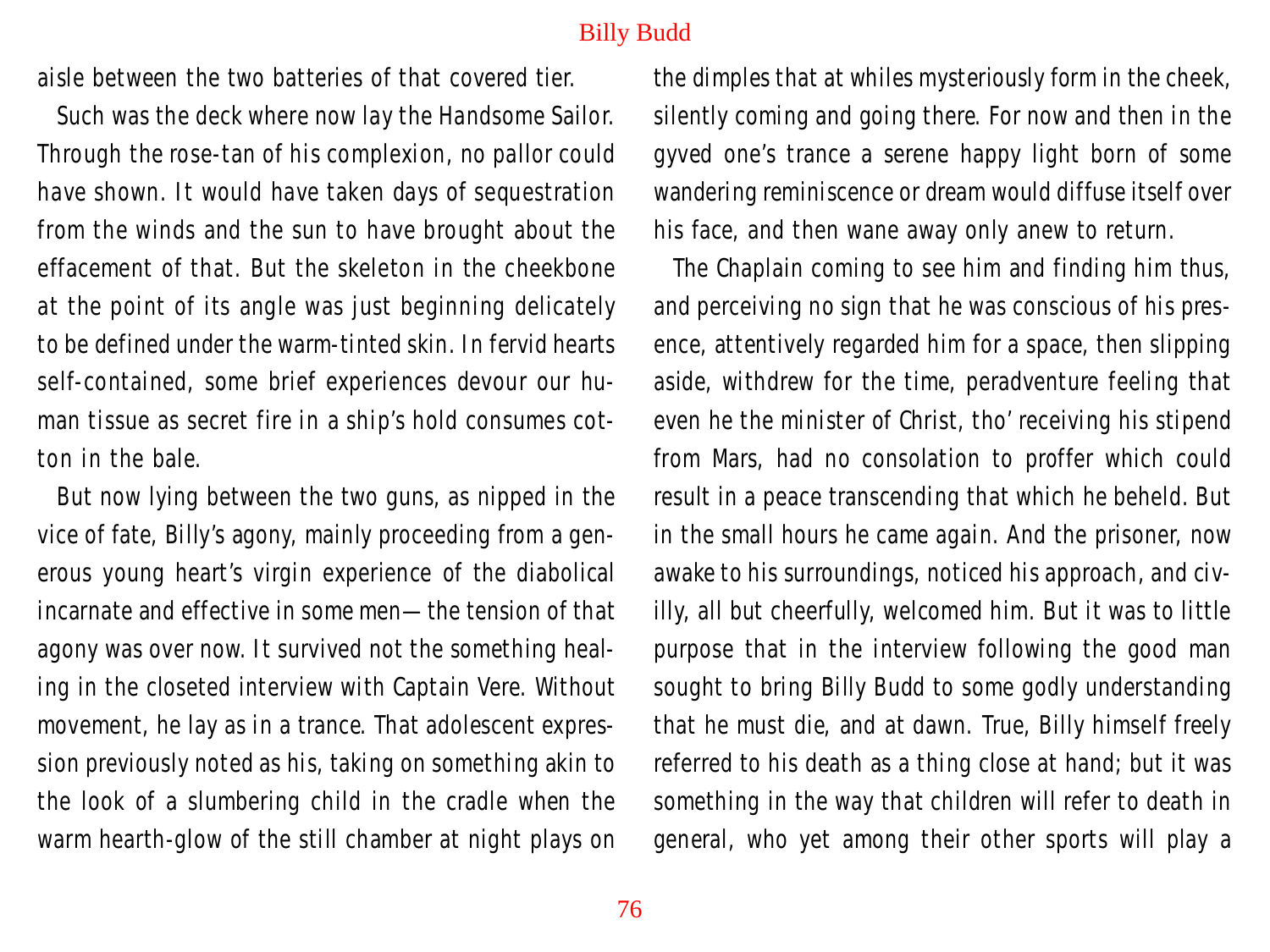aisle between the two batteries of that covered tier.

Such was the deck where now lay the Handsome Sailor. Through the rose-tan of his complexion, no pallor could have shown. It would have taken days of sequestration from the winds and the sun to have brought about the effacement of that. But the skeleton in the cheekbone at the point of its angle was just beginning delicately to be defined under the warm-tinted skin. In fervid hearts self-contained, some brief experiences devour our human tissue as secret fire in a ship's hold consumes cotton in the bale.

But now lying between the two guns, as nipped in the vice of fate, Billy's agony, mainly proceeding from a generous young heart's virgin experience of the diabolical incarnate and effective in some men—the tension of that agony was over now. It survived not the something healing in the closeted interview with Captain Vere. Without movement, he lay as in a trance. That adolescent expression previously noted as his, taking on something akin to the look of a slumbering child in the cradle when the warm hearth-glow of the still chamber at night plays on the dimples that at whiles mysteriously form in the cheek, silently coming and going there. For now and then in the gyved one's trance a serene happy light born of some wandering reminiscence or dream would diffuse itself over his face, and then wane away only anew to return.

The Chaplain coming to see him and finding him thus, and perceiving no sign that he was conscious of his presence, attentively regarded him for a space, then slipping aside, withdrew for the time, peradventure feeling that even he the minister of Christ, tho' receiving his stipend from Mars, had no consolation to proffer which could result in a peace transcending that which he beheld. But in the small hours he came again. And the prisoner, now awake to his surroundings, noticed his approach, and civilly, all but cheerfully, welcomed him. But it was to little purpose that in the interview following the good man sought to bring Billy Budd to some godly understanding that he must die, and at dawn. True, Billy himself freely referred to his death as a thing close at hand; but it was something in the way that children will refer to death in general, who yet among their other sports will play a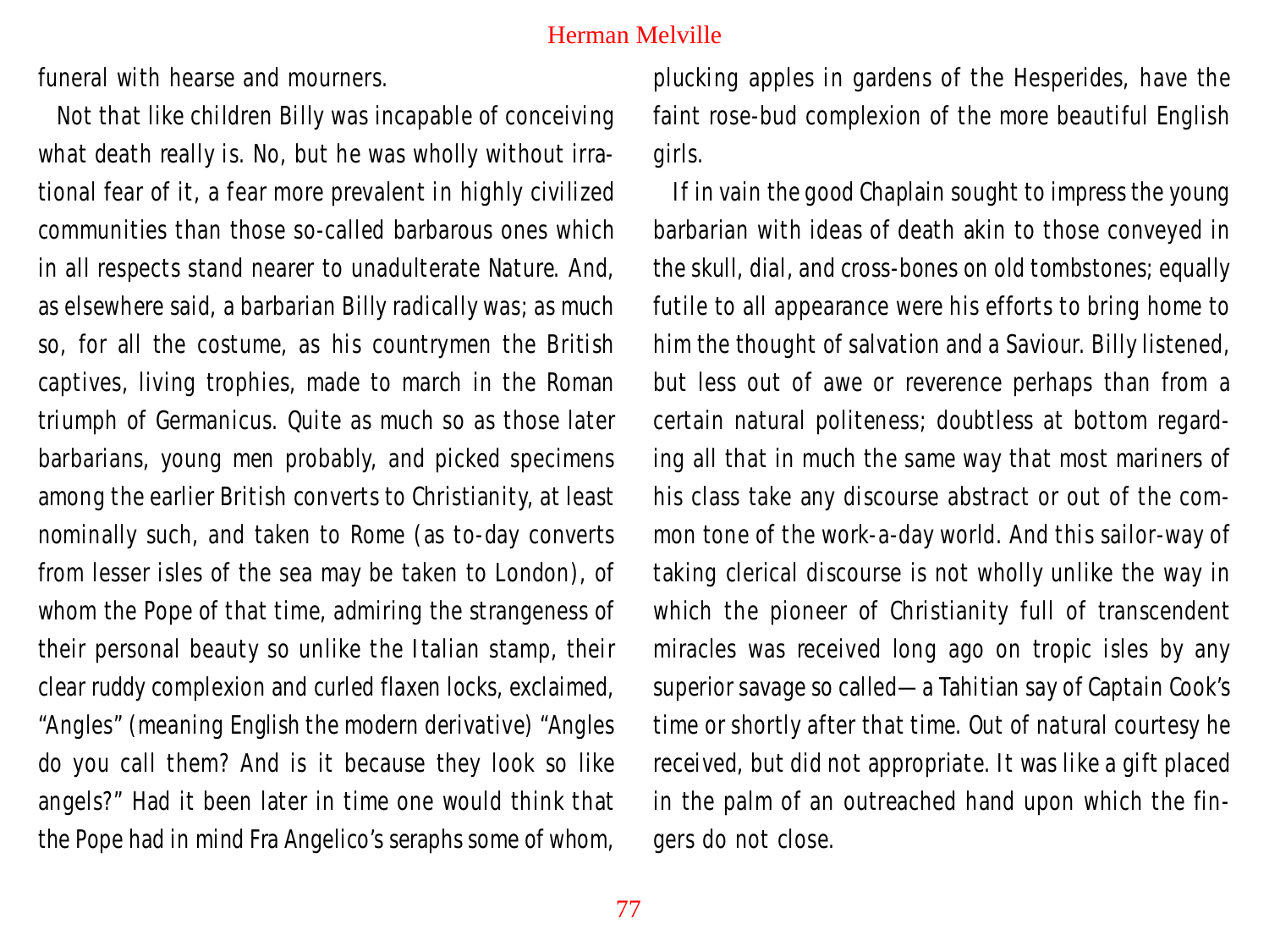funeral with hearse and mourners.

Not that like children Billy was incapable of conceiving what death really is. No, but he was wholly without irrational fear of it, a fear more prevalent in highly civilized communities than those so-called barbarous ones which in all respects stand nearer to unadulterate Nature. And, as elsewhere said, a barbarian Billy radically was; as much so, for all the costume, as his countrymen the British captives, living trophies, made to march in the Roman triumph of Germanicus. Quite as much so as those later barbarians, young men probably, and picked specimens among the earlier British converts to Christianity, at least nominally such, and taken to Rome (as to-day converts from lesser isles of the sea may be taken to London), of whom the Pope of that time, admiring the strangeness of their personal beauty so unlike the Italian stamp, their clear ruddy complexion and curled flaxen locks, exclaimed, "Angles" (meaning English the modern derivative) "Angles do you call them? And is it because they look so like angels?" Had it been later in time one would think that the Pope had in mind Fra Angelico's seraphs some of whom, plucking apples in gardens of the Hesperides, have the faint rose-bud complexion of the more beautiful English girls.

If in vain the good Chaplain sought to impress the young barbarian with ideas of death akin to those conveyed in the skull, dial, and cross-bones on old tombstones; equally futile to all appearance were his efforts to bring home to him the thought of salvation and a Saviour. Billy listened, but less out of awe or reverence perhaps than from a certain natural politeness; doubtless at bottom regarding all that in much the same way that most mariners of his class take any discourse abstract or out of the common tone of the work-a-day world. And this sailor-way of taking clerical discourse is not wholly unlike the way in which the pioneer of Christianity full of transcendent miracles was received long ago on tropic isles by any superior savage so called—a Tahitian say of Captain Cook's time or shortly after that time. Out of natural courtesy he received, but did not appropriate. It was like a gift placed in the palm of an outreached hand upon which the fingers do not close.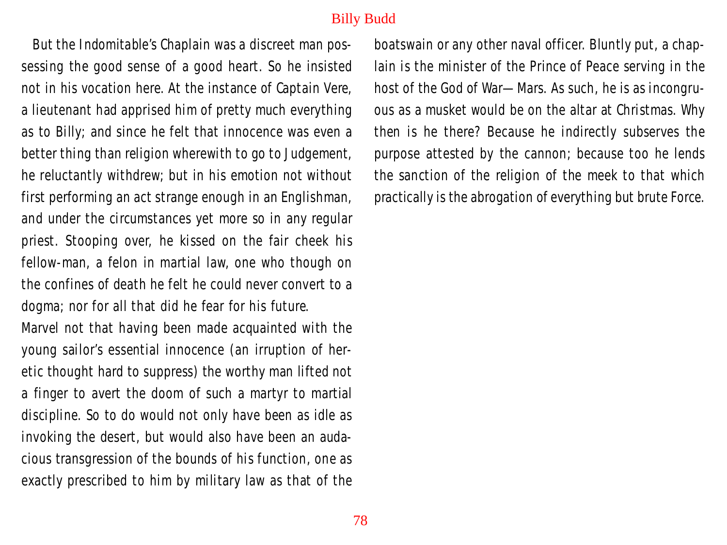But the Indomitable's Chaplain was a discreet man possessing the good sense of a good heart. So he insisted not in his vocation here. At the instance of Captain Vere, a lieutenant had apprised him of pretty much everything as to Billy; and since he felt that innocence was even a better thing than religion wherewith to go to Judgement, he reluctantly withdrew; but in his emotion not without first performing an act strange enough in an Englishman, and under the circumstances yet more so in any regular priest. Stooping over, he kissed on the fair cheek his fellow-man, a felon in martial law, one who though on the confines of death he felt he could never convert to a dogma; nor for all that did he fear for his future.

Marvel not that having been made acquainted with the young sailor's essential innocence (an irruption of heretic thought hard to suppress) the worthy man lifted not a finger to avert the doom of such a martyr to martial discipline. So to do would not only have been as idle as invoking the desert, but would also have been an audacious transgression of the bounds of his function, one as exactly prescribed to him by military law as that of the boatswain or any other naval officer. Bluntly put, a chaplain is the minister of the Prince of Peace serving in the host of the God of War—Mars. As such, he is as incongruous as a musket would be on the altar at Christmas. Why then is he there? Because he indirectly subserves the purpose attested by the cannon; because too he lends the sanction of the religion of the meek to that which practically is the abrogation of everything but brute Force.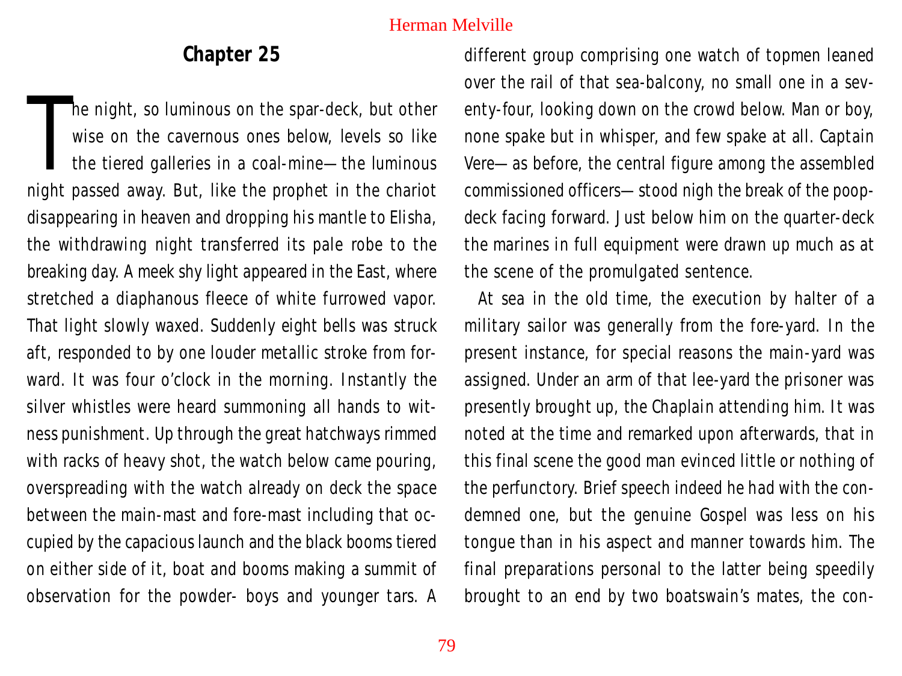## Chapter 25

The night, so luminous on the spar-deck, but otherwise on the cavernous ones below, levels so like the tiered galleries in a coal-mine—the luminous night passed away. But, like the prophet in the chariot disappearing in heaven and dropping his mantle to Elisha, the withdrawing night transferred its pale robe to the breaking day. A meek shy light appeared in the East, where stretched a diaphanous fleece of white furrowed vapor. That light slowly waxed. Suddenly eight bells was struck aft, responded to by one louder metallic stroke from forward. It was four o'clock in the morning. Instantly the silver whistles were heard summoning all hands to witness punishment. Up through the great hatchways rimmed with racks of heavy shot, the watch below came pouring, overspreading with the watch already on deck the space between the main-mast and fore-mast including that occupied by the capacious launch and the black booms tiered on either side of it, boat and booms making a summit of observation for the powder- boys and younger tars. A different group comprising one watch of topmen leaned over the rail of that sea-balcony, no small one in a seventy-four, looking down on the crowd below. Man or boy, none spake but in whisper, and few spake at all. Captain Vere—as before, the central figure among the assembled commissioned officers—stood nigh the break of the poop-deck facing forward. Just below him on the quarter-deck the marines in full equipment were drawn up much as at the scene of the promulgated sentence.

At sea in the old time, the execution by halter of a military sailor was generally from the fore-yard. In the present instance, for special reasons the main-yard was assigned. Under an arm of that lee-yard the prisoner was presently brought up, the Chaplain attending him. It was noted at the time and remarked upon afterwards, that in this final scene the good man evinced little or nothing of the perfunctory. Brief speech indeed he had with the condemned one, but the genuine Gospel was less on his tongue than in his aspect and manner towards him. The final preparations personal to the latter being speedily brought to an end by two boatswain's mates, the con-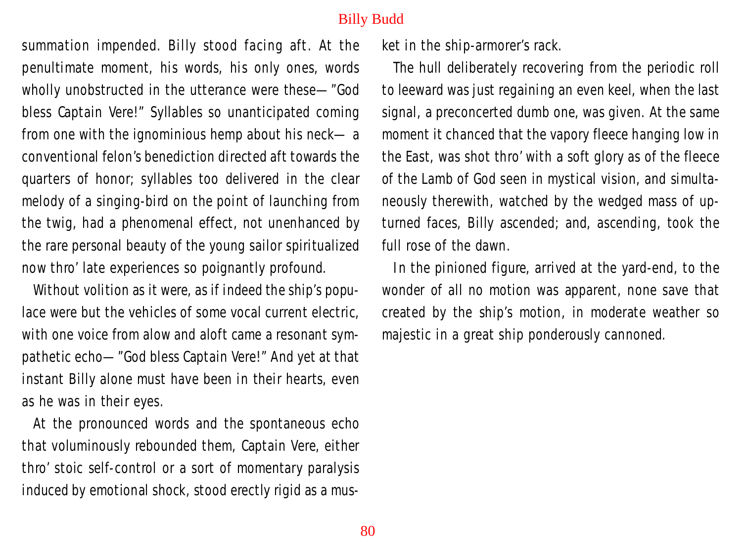summation impended. Billy stood facing aft. At the penultimate moment, his words, his only ones, words wholly unobstructed in the utterance were these—"God bless Captain Vere!" Syllables so unanticipated coming from one with the ignominious hemp about his neck— a conventional felon's benediction directed aft towards the quarters of honor; syllables too delivered in the clear melody of a singing-bird on the point of launching from the twig, had a phenomenal effect, not unenhanced by the rare personal beauty of the young sailor spiritualized now thro' late experiences so poignantly profound.

Without volition as it were, as if indeed the ship's populace were but the vehicles of some vocal current electric, with one voice from alow and aloft came a resonant sympathetic echo—"God bless Captain Vere!" And yet at that instant Billy alone must have been in their hearts, even as he was in their eyes.

At the pronounced words and the spontaneous echo that voluminously rebounded them, Captain Vere, either thro' stoic self-control or a sort of momentary paralysis induced by emotional shock, stood erectly rigid as a musket in the ship-armorer's rack.

The hull deliberately recovering from the periodic roll to leeward was just regaining an even keel, when the last signal, a preconcerted dumb one, was given. At the same moment it chanced that the vapory fleece hanging low in the East, was shot thro' with a soft glory as of the fleece of the Lamb of God seen in mystical vision, and simultaneously therewith, watched by the wedged mass of upturned faces, Billy ascended; and, ascending, took the full rose of the dawn.

In the pinioned figure, arrived at the yard-end, to the wonder of all no motion was apparent, none save that created by the ship's motion, in moderate weather so majestic in a great ship ponderously cannoned.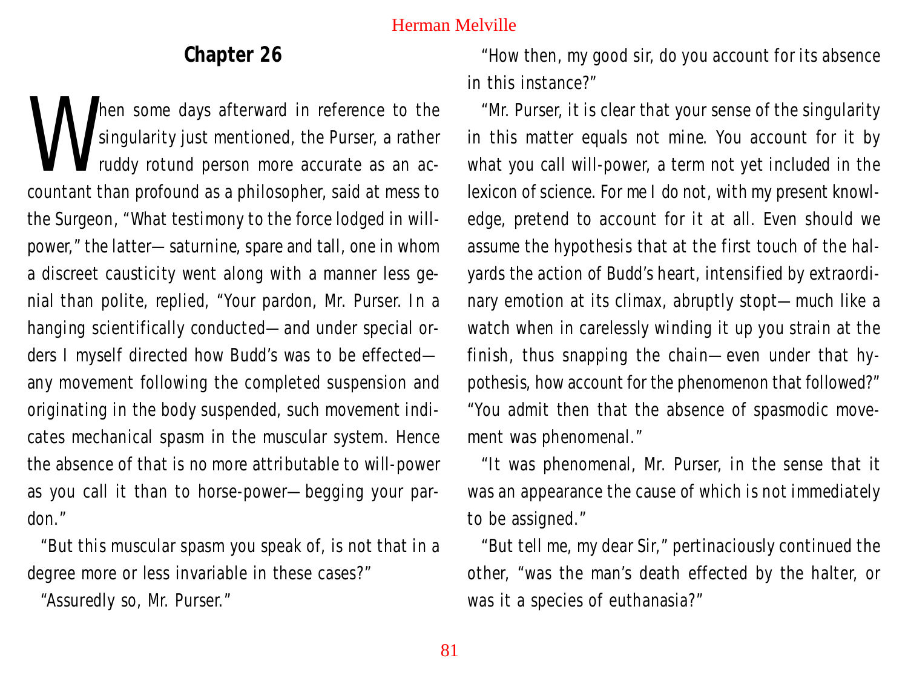## Chapter 26

When some days afterward in reference to the singularity just mentioned, the Purser, a rather ruddy rotund person more accurate as an accountant than profound as a philosopher, said at mess to the Surgeon, "What testimony to the force lodged in will-power," the latter—saturnine, spare and tall, one in whom a discreet causticity went along with a manner less genial than polite, replied, "Your pardon, Mr. Purser. In a hanging scientifically conducted—and under special orders I myself directed how Budd's was to be effected—any movement following the completed suspension and originating in the body suspended, such movement indicates mechanical spasm in the muscular system. Hence the absence of that is no more attributable to will-power as you call it than to horse-power—begging your pardon."

"But this muscular spasm you speak of, is not that in a degree more or less invariable in these cases?"

"Assuredly so, Mr. Purser."

"How then, my good sir, do you account for its absence in this instance?"

"Mr. Purser, it is clear that your sense of the singularity in this matter equals not mine. You account for it by what you call will-power, a term not yet included in the lexicon of science. For me I do not, with my present knowledge, pretend to account for it at all. Even should we assume the hypothesis that at the first touch of the halyards the action of Budd's heart, intensified by extraordinary emotion at its climax, abruptly stopt—much like a watch when in carelessly winding it up you strain at the finish, thus snapping the chain—even under that hypothesis, how account for the phenomenon that followed?" "You admit then that the absence of spasmodic movement was phenomenal."

"It was phenomenal, Mr. Purser, in the sense that it was an appearance the cause of which is not immediately to be assigned."

"But tell me, my dear Sir," pertinaciously continued the other, "was the man's death effected by the halter, or was it a species of euthanasia?"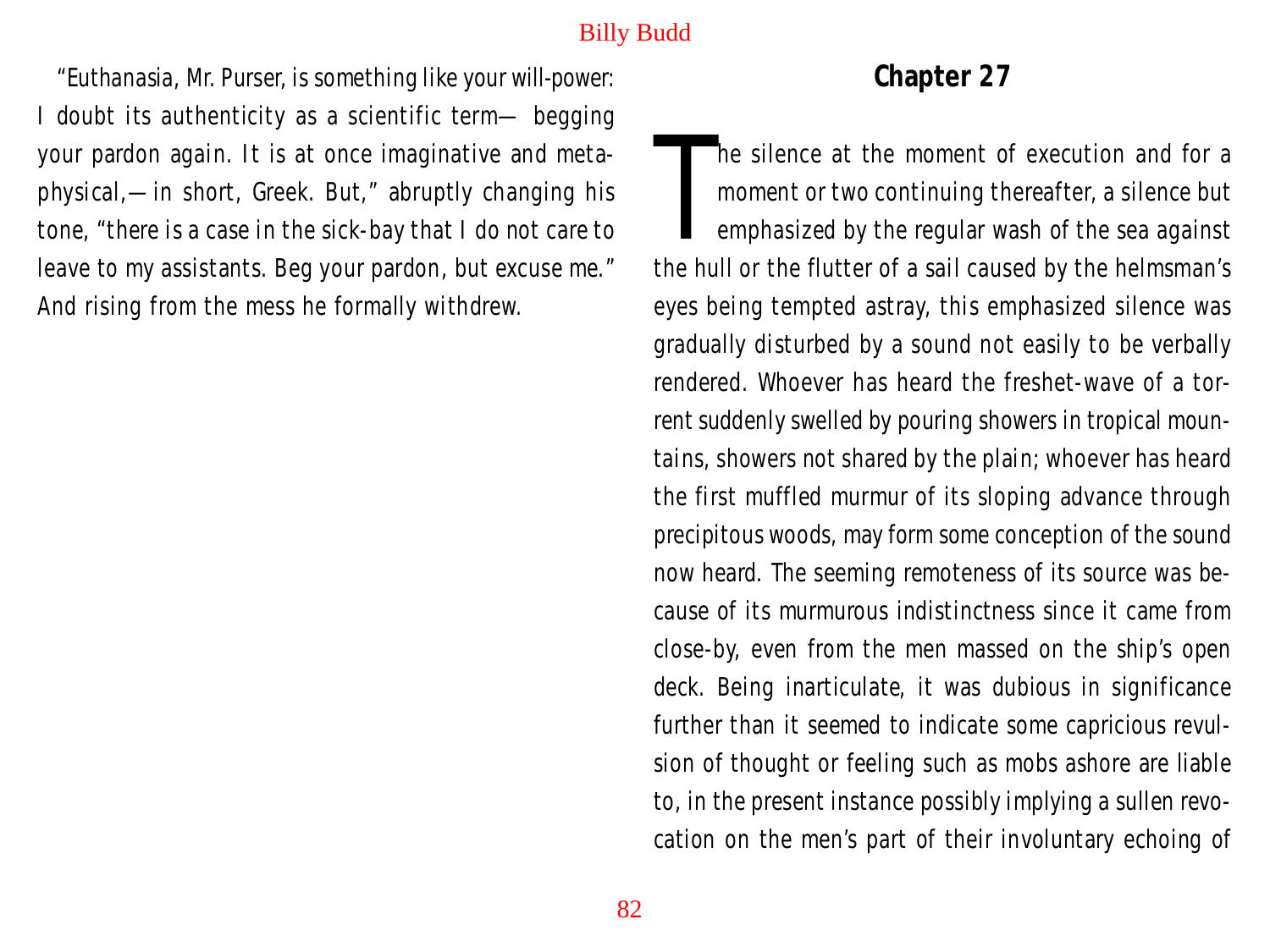"Euthanasia, Mr. Purser, is something like your will-power: I doubt its authenticity as a scientific term— begging your pardon again. It is at once imaginative and metaphysical,—in short, Greek. But," abruptly changing his tone, "there is a case in the sick-bay that I do not care to leave to my assistants. Beg your pardon, but excuse me." And rising from the mess he formally withdrew.

## Chapter 27

The silence at the moment of execution and for a moment or two continuing thereafter, a silence but emphasized by the regular wash of the sea against the hull or the flutter of a sail caused by the helmsman's eyes being tempted astray, this emphasized silence was gradually disturbed by a sound not easily to be verbally rendered. Whoever has heard the freshet-wave of a torrent suddenly swelled by pouring showers in tropical mountains, showers not shared by the plain; whoever has heard the first muffled murmur of its sloping advance through precipitous woods, may form some conception of the sound now heard. The seeming remoteness of its source was because of its murmurous indistinctness since it came from close-by, even from the men massed on the ship's open deck. Being inarticulate, it was dubious in significance further than it seemed to indicate some capricious revulsion of thought or feeling such as mobs ashore are liable to, in the present instance possibly implying a sullen revocation on the men's part of their involuntary echoing of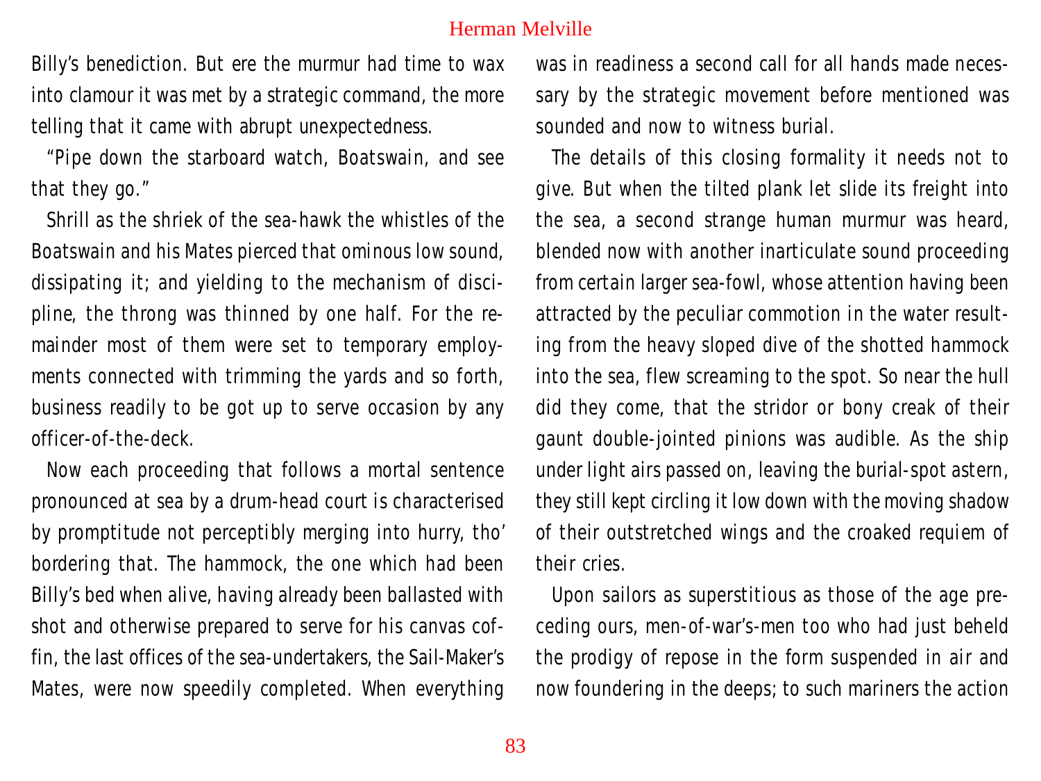Billy's benediction. But ere the murmur had time to wax into clamour it was met by a strategic command, the more telling that it came with abrupt unexpectedness.

"Pipe down the starboard watch, Boatswain, and see that they go."

Shrill as the shriek of the sea-hawk the whistles of the Boatswain and his Mates pierced that ominous low sound, dissipating it; and yielding to the mechanism of discipline, the throng was thinned by one half. For the remainder most of them were set to temporary employments connected with trimming the yards and so forth, business readily to be got up to serve occasion by any officer-of-the-deck.

Now each proceeding that follows a mortal sentence pronounced at sea by a drum-head court is characterised by promptitude not perceptibly merging into hurry, tho' bordering that. The hammock, the one which had been Billy's bed when alive, having already been ballasted with shot and otherwise prepared to serve for his canvas coffin, the last offices of the sea-undertakers, the Sail-Maker's Mates, were now speedily completed. When everything was in readiness a second call for all hands made necessary by the strategic movement before mentioned was sounded and now to witness burial.

The details of this closing formality it needs not to give. But when the tilted plank let slide its freight into the sea, a second strange human murmur was heard, blended now with another inarticulate sound proceeding from certain larger sea-fowl, whose attention having been attracted by the peculiar commotion in the water resulting from the heavy sloped dive of the shotted hammock into the sea, flew screaming to the spot. So near the hull did they come, that the stridor or bony creak of their gaunt double-jointed pinions was audible. As the ship under light airs passed on, leaving the burial-spot astern, they still kept circling it low down with the moving shadow of their outstretched wings and the croaked requiem of their cries.

Upon sailors as superstitious as those of the age preceding ours, men-of-war's-men too who had just beheld the prodigy of repose in the form suspended in air and now foundering in the deeps; to such mariners the action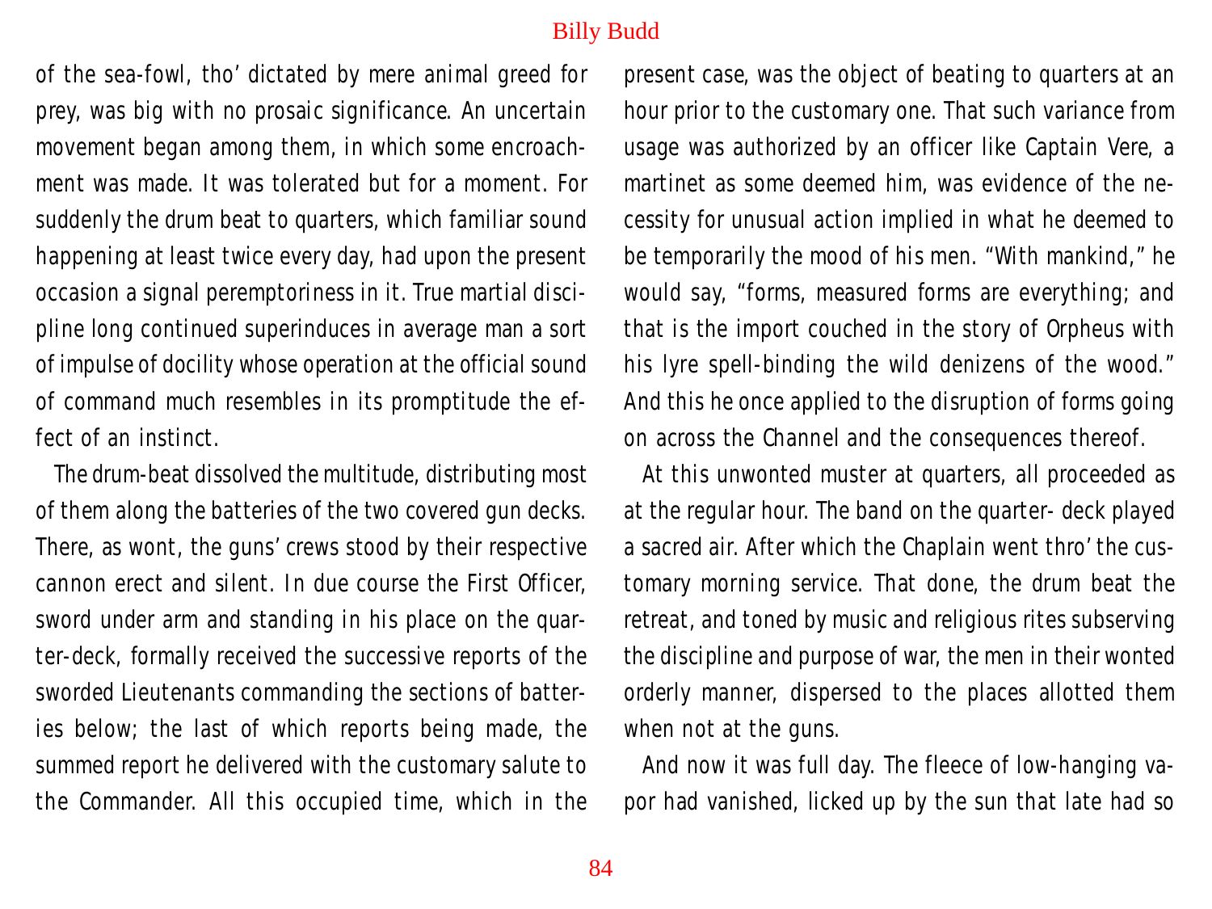of the sea-fowl, tho' dictated by mere animal greed for prey, was big with no prosaic significance. An uncertain movement began among them, in which some encroachment was made. It was tolerated but for a moment. For suddenly the drum beat to quarters, which familiar sound happening at least twice every day, had upon the present occasion a signal peremptoriness in it. True martial discipline long continued superinduces in average man a sort of impulse of docility whose operation at the official sound of command much resembles in its promptitude the effect of an instinct.

The drum-beat dissolved the multitude, distributing most of them along the batteries of the two covered gun decks. There, as wont, the guns' crews stood by their respective cannon erect and silent. In due course the First Officer, sword under arm and standing in his place on the quarter-deck, formally received the successive reports of the sworded Lieutenants commanding the sections of batteries below; the last of which reports being made, the summed report he delivered with the customary salute to the Commander. All this occupied time, which in the present case, was the object of beating to quarters at an hour prior to the customary one. That such variance from usage was authorized by an officer like Captain Vere, a martinet as some deemed him, was evidence of the necessity for unusual action implied in what he deemed to be temporarily the mood of his men. "With mankind," he would say, "forms, measured forms are everything; and that is the import couched in the story of Orpheus with his lyre spell-binding the wild denizens of the wood." And this he once applied to the disruption of forms going on across the Channel and the consequences thereof.

At this unwonted muster at quarters, all proceeded as at the regular hour. The band on the quarter- deck played a sacred air. After which the Chaplain went thro' the customary morning service. That done, the drum beat the retreat, and toned by music and religious rites subserving the discipline and purpose of war, the men in their wonted orderly manner, dispersed to the places allotted them when not at the guns.

And now it was full day. The fleece of low-hanging vapor had vanished, licked up by the sun that late had so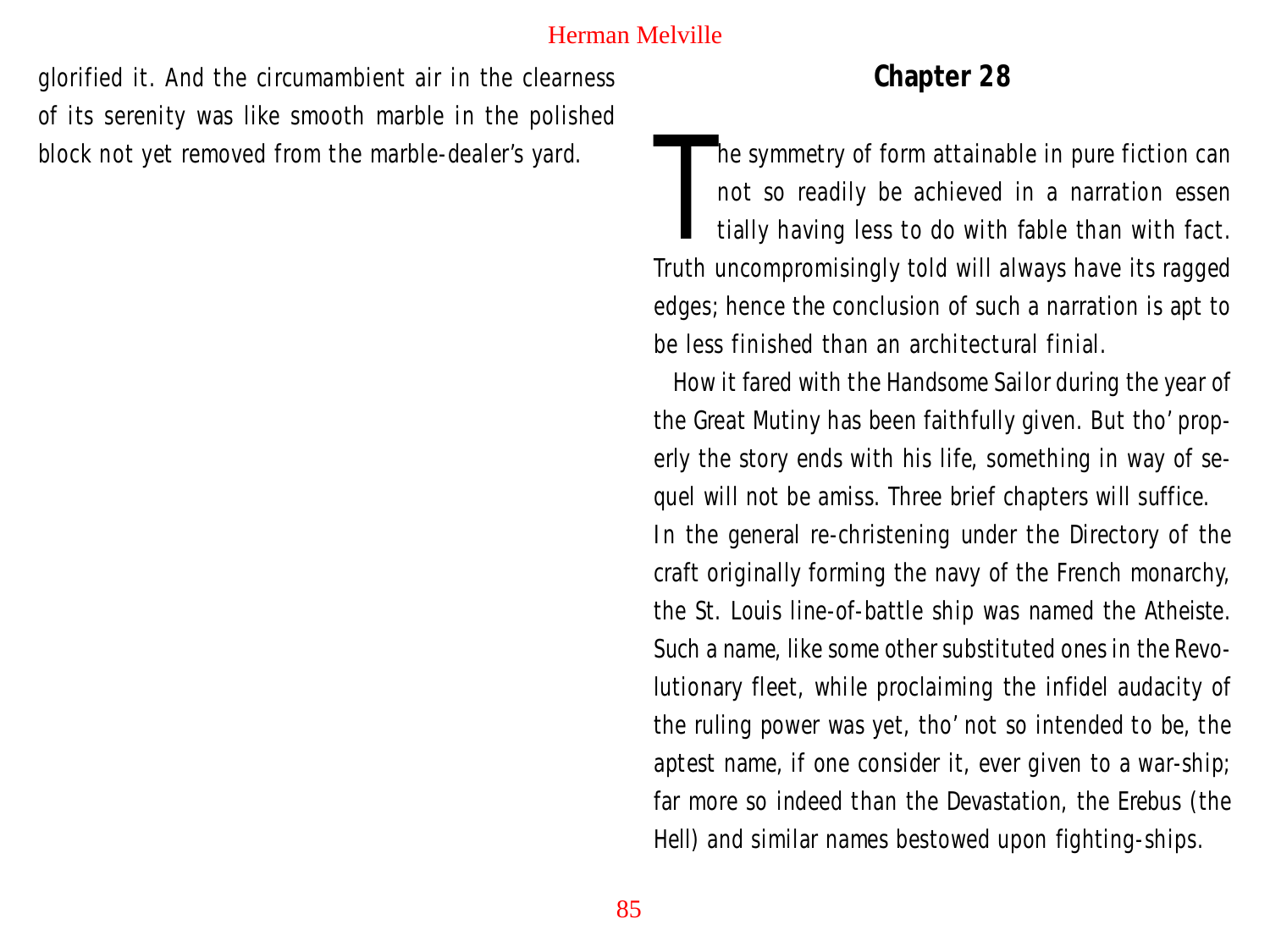glorified it. And the circumambient air in the clearness of its serenity was like smooth marble in the polished block not yet removed from the marble-dealer's yard.

## Chapter 28

The symmetry of form attainable in pure fiction can not so readily be achieved in a narration essentially having less to do with fable than with fact. Truth uncompromisingly told will always have its ragged edges; hence the conclusion of such a narration is apt to be less finished than an architectural finial.

How it fared with the Handsome Sailor during the year of the Great Mutiny has been faithfully given. But tho' properly the story ends with his life, something in way of sequel will not be amiss. Three brief chapters will suffice.

In the general re-christening under the Directory of the craft originally forming the navy of the French monarchy, the St. Louis line-of-battle ship was named the Atheiste. Such a name, like some other substituted ones in the Revolutionary fleet, while proclaiming the infidel audacity of the ruling power was yet, tho' not so intended to be, the aptest name, if one consider it, ever given to a war-ship; far more so indeed than the Devastation, the Erebus (the Hell) and similar names bestowed upon fighting-ships.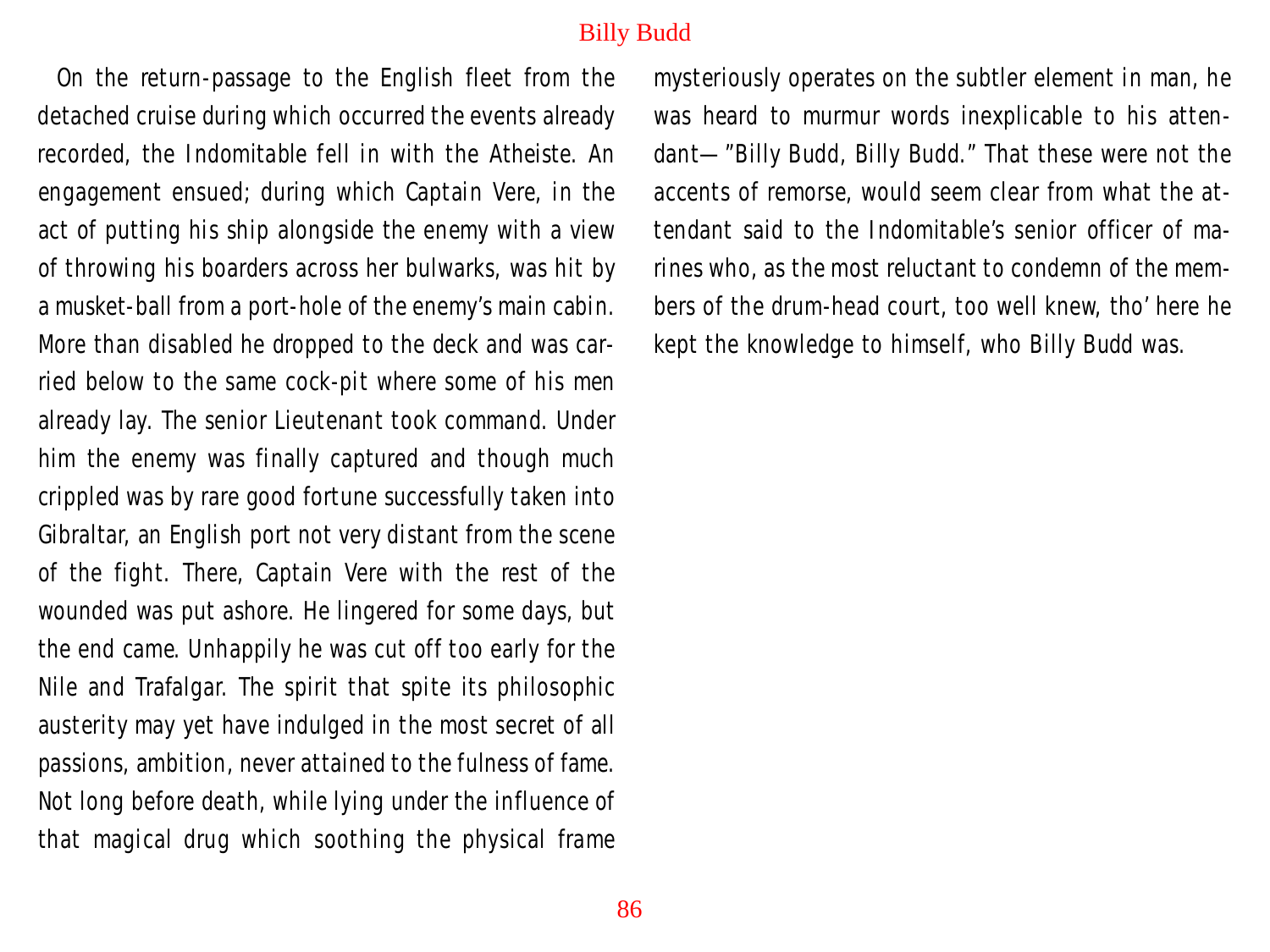On the return-passage to the English fleet from the detached cruise during which occurred the events already recorded, the Indomitable fell in with the Atheiste. An engagement ensued; during which Captain Vere, in the act of putting his ship alongside the enemy with a view of throwing his boarders across her bulwarks, was hit by a musket-ball from a port-hole of the enemy's main cabin. More than disabled he dropped to the deck and was carried below to the same cock-pit where some of his men already lay. The senior Lieutenant took command. Under him the enemy was finally captured and though much crippled was by rare good fortune successfully taken into Gibraltar, an English port not very distant from the scene of the fight. There, Captain Vere with the rest of the wounded was put ashore. He lingered for some days, but the end came. Unhappily he was cut off too early for the Nile and Trafalgar. The spirit that spite its philosophic austerity may yet have indulged in the most secret of all passions, ambition, never attained to the fulness of fame. Not long before death, while lying under the influence of that magical drug which soothing the physical frame mysteriously operates on the subtler element in man, he was heard to murmur words inexplicable to his attendant—"Billy Budd, Billy Budd." That these were not the accents of remorse, would seem clear from what the attendant said to the Indomitable's senior officer of marines who, as the most reluctant to condemn of the members of the drum-head court, too well knew, tho' here he kept the knowledge to himself, who Billy Budd was.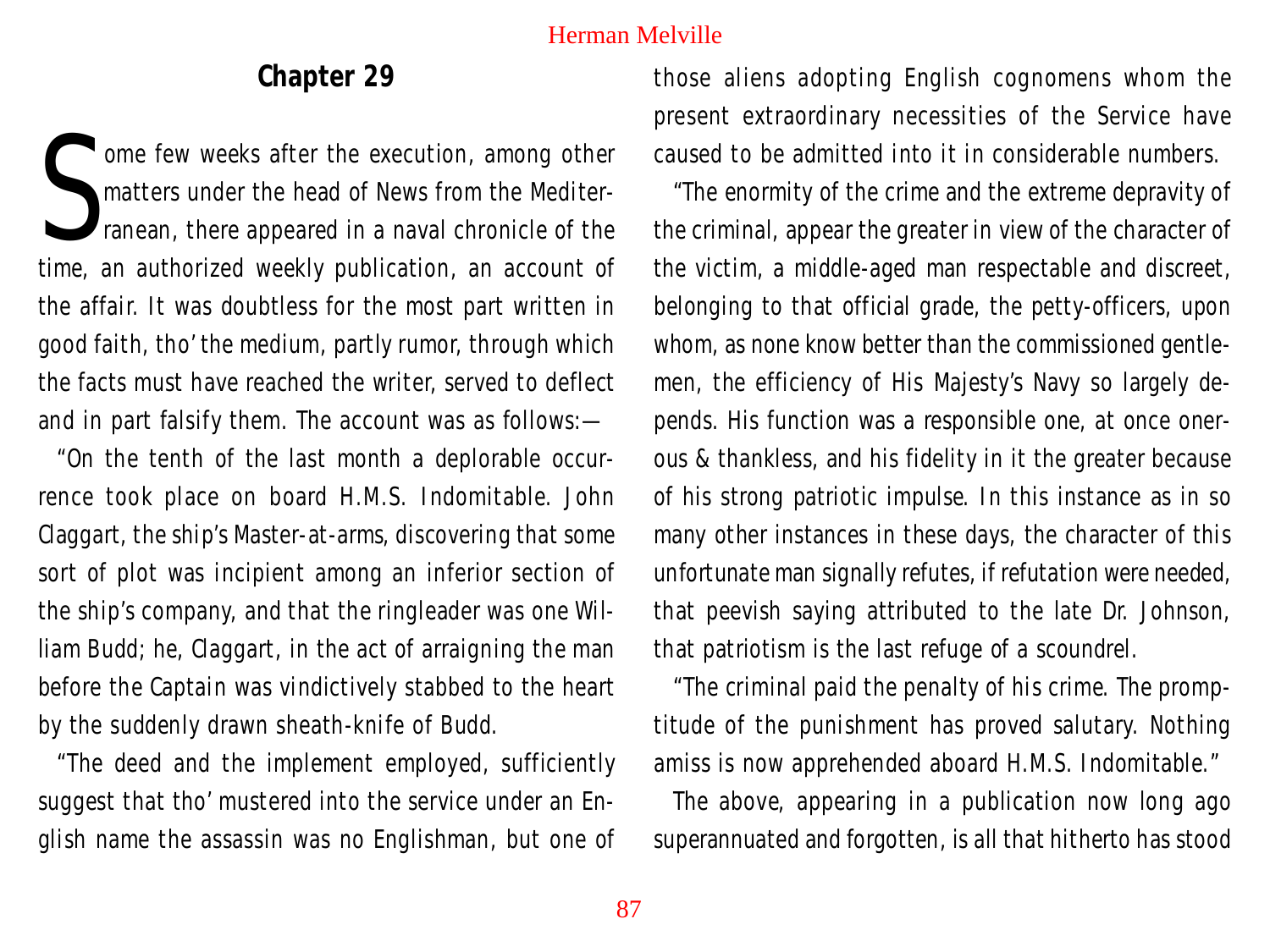## Chapter 29

Some few weeks after the execution, among other matters under the head of News from the Mediterranean, there appeared in a naval chronicle of the time, an authorized weekly publication, an account of the affair. It was doubtless for the most part written in good faith, tho' the medium, partly rumor, through which the facts must have reached the writer, served to deflect and in part falsify them. The account was as follows:—

"On the tenth of the last month a deplorable occurrence took place on board H.M.S. Indomitable. John Claggart, the ship's Master-at-arms, discovering that some sort of plot was incipient among an inferior section of the ship's company, and that the ringleader was one William Budd; he, Claggart, in the act of arraigning the man before the Captain was vindictively stabbed to the heart by the suddenly drawn sheath-knife of Budd.

"The deed and the implement employed, sufficiently suggest that tho' mustered into the service under an English name the assassin was no Englishman, but one of those aliens adopting English cognomens whom the present extraordinary necessities of the Service have caused to be admitted into it in considerable numbers.

"The enormity of the crime and the extreme depravity of the criminal, appear the greater in view of the character of the victim, a middle-aged man respectable and discreet, belonging to that official grade, the petty-officers, upon whom, as none know better than the commissioned gentlemen, the efficiency of His Majesty's Navy so largely depends. His function was a responsible one, at once onerous & thankless, and his fidelity in it the greater because of his strong patriotic impulse. In this instance as in so many other instances in these days, the character of this unfortunate man signally refutes, if refutation were needed, that peevish saying attributed to the late Dr. Johnson, that patriotism is the last refuge of a scoundrel.

"The criminal paid the penalty of his crime. The promptitude of the punishment has proved salutary. Nothing amiss is now apprehended aboard H.M.S. Indomitable."

The above, appearing in a publication now long ago superannuated and forgotten, is all that hitherto has stood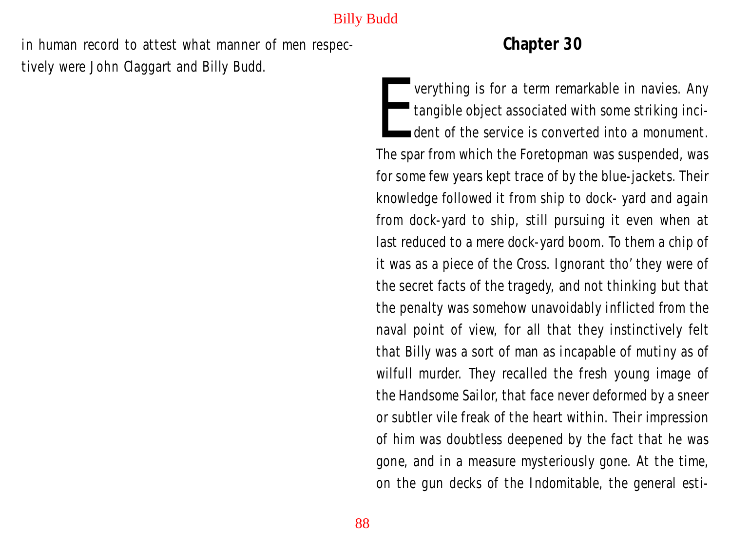in human record to attest what manner of men respectively were John Claggart and Billy Budd.

## Chapter 30

Everything is for a term remarkable in navies. Any tangible object associated with some striking incident of the service is converted into a monument. The spar from which the Foretopman was suspended, was for some few years kept trace of by the blue-jackets. Their knowledge followed it from ship to dock- yard and again from dock-yard to ship, still pursuing it even when at last reduced to a mere dock-yard boom. To them a chip of it was as a piece of the Cross. Ignorant tho' they were of the secret facts of the tragedy, and not thinking but that the penalty was somehow unavoidably inflicted from the naval point of view, for all that they instinctively felt that Billy was a sort of man as incapable of mutiny as of wilfull murder. They recalled the fresh young image of the Handsome Sailor, that face never deformed by a sneer or subtler vile freak of the heart within. Their impression of him was doubtless deepened by the fact that he was gone, and in a measure mysteriously gone. At the time, on the gun decks of the Indomitable, the general esti-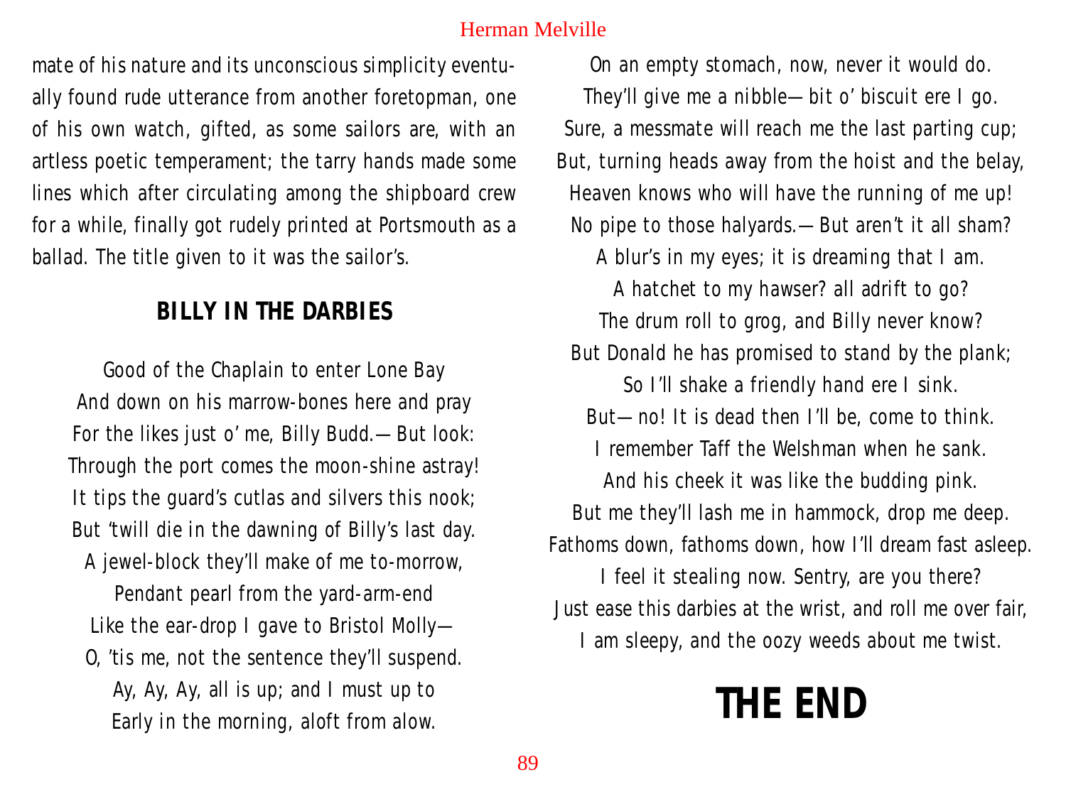mate of his nature and its unconscious simplicity eventually found rude utterance from another foretopman, one of his own watch, gifted, as some sailors are, with an artless poetic temperament; the tarry hands made some lines which after circulating among the shipboard crew for a while, finally got rudely printed at Portsmouth as a ballad. The title given to it was the sailor's.

## BILLY IN THE DARBIES

Good of the Chaplain to enter Lone Bay  
And down on his marrow-bones here and pray  
For the likes just o' me, Billy Budd.—But look:  
Through the port comes the moon-shine astray!  
It tips the guard's cutlas and silvers this nook;  
But 'twill die in the dawning of Billy's last day.  
A jewel-block they'll make of me to-morrow,  
Pendant pearl from the yard-arm-end  
Like the ear-drop I gave to Bristol Molly—  
O, 'tis me, not the sentence they'll suspend.  
Ay, Ay, Ay, all is up; and I must up to  
Early in the morning, aloft from alow.  
On an empty stomach, now, never it would do.  
They'll give me a nibble—bit o' biscuit ere I go.  
Sure, a messmate will reach me the last parting cup;  
But, turning heads away from the hoist and the belay,  
Heaven knows who will have the running of me up!  
No pipe to those halyards.—But aren't it all sham?  
A blur's in my eyes; it is dreaming that I am.  
A hatchet to my hawser? all adrift to go?  
The drum roll to grog, and Billy never know?  
But Donald he has promised to stand by the plank;  
So I'll shake a friendly hand ere I sink.  
But—no! It is dead then I'll be, come to think.  
I remember Taff the Welshman when he sank.  
And his cheek it was like the budding pink.  
But me they'll lash me in hammock, drop me deep.  
Fathoms down, fathoms down, how I'll dream fast asleep.  
I feel it stealing now. Sentry, are you there?  
Just ease this darbies at the wrist, and roll me over fair,  
I am sleepy, and the oozy weeds about me twist.

# THE END